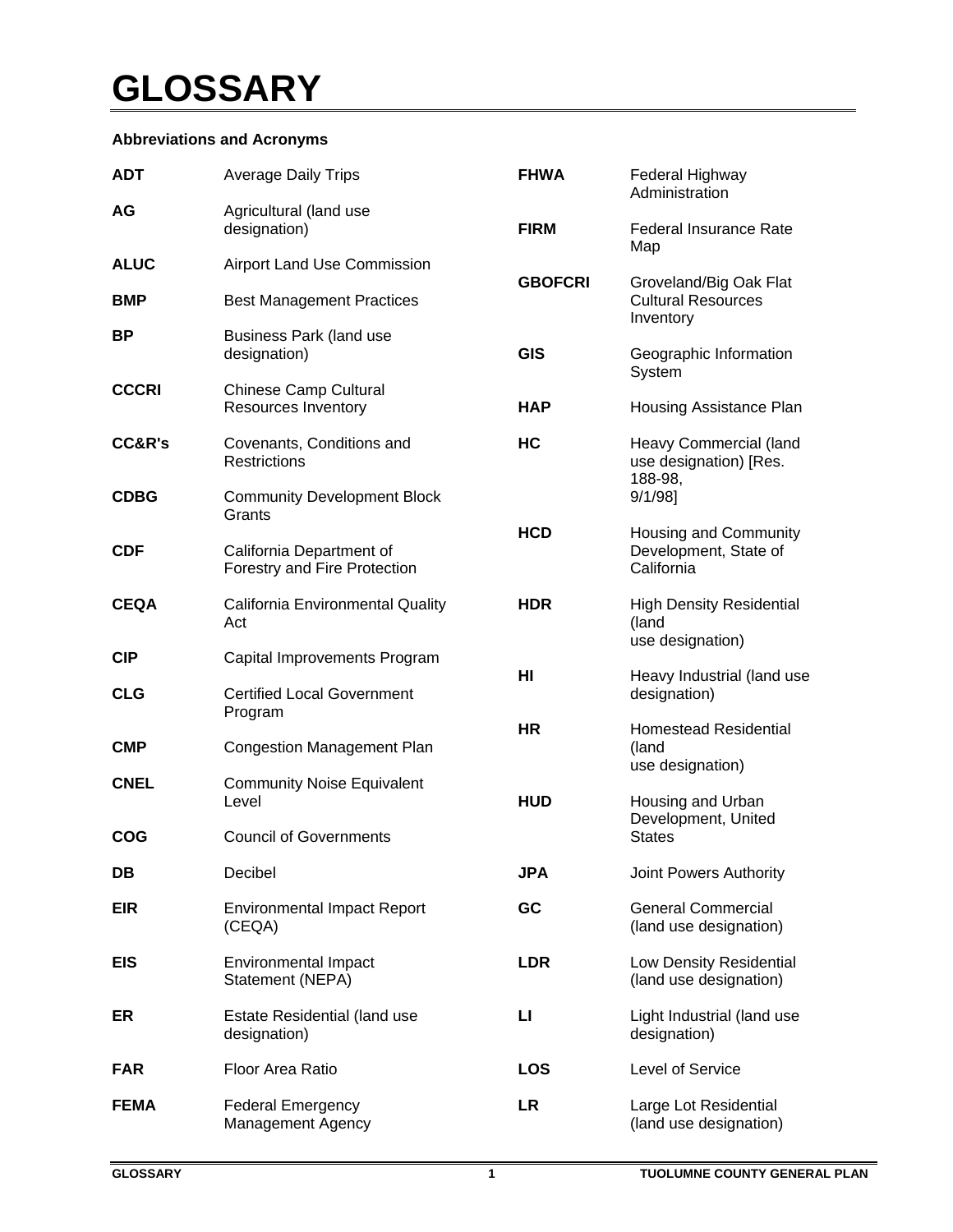# GLOSSARY

**Abbreviations and Acronyms**

| | |
|---|---|
| **ADT** | Average Daily Trips |
| **AG** | Agricultural (land use designation) |
| **ALUC** | Airport Land Use Commission |
| **BMP** | Best Management Practices |
| **BP** | Business Park (land use designation) |
| **CCCRI** | Chinese Camp Cultural Resources Inventory |
| **CC&R's** | Covenants, Conditions and Restrictions |
| **CDBG** | Community Development Block Grants |
| **CDF** | California Department of Forestry and Fire Protection |
| **CEQA** | California Environmental Quality Act |
| **CIP** | Capital Improvements Program |
| **CLG** | Certified Local Government Program |
| **CMP** | Congestion Management Plan |
| **CNEL** | Community Noise Equivalent Level |
| **COG** | Council of Governments |
| **DB** | Decibel |
| **EIR** | Environmental Impact Report (CEQA) |
| **EIS** | Environmental Impact Statement (NEPA) |
| **ER** | Estate Residential (land use designation) |
| **FAR** | Floor Area Ratio |
| **FEMA** | Federal Emergency Management Agency |
| **FHWA** | Federal Highway Administration |
| **FIRM** | Federal Insurance Rate Map |
| **GBOFCRI** | Groveland/Big Oak Flat Cultural Resources Inventory |
| **GIS** | Geographic Information System |
| **HAP** | Housing Assistance Plan |
| **HC** | Heavy Commercial (land use designation) [Res. 188-98, 9/1/98] |
| **HCD** | Housing and Community Development, State of California |
| **HDR** | High Density Residential (land use designation) |
| **HI** | Heavy Industrial (land use designation) |
| **HR** | Homestead Residential (land use designation) |
| **HUD** | Housing and Urban Development, United States |
| **JPA** | Joint Powers Authority |
| **GC** | General Commercial (land use designation) |
| **LDR** | Low Density Residential (land use designation) |
| **LI** | Light Industrial (land use designation) |
| **LOS** | Level of Service |
| **LR** | Large Lot Residential (land use designation) |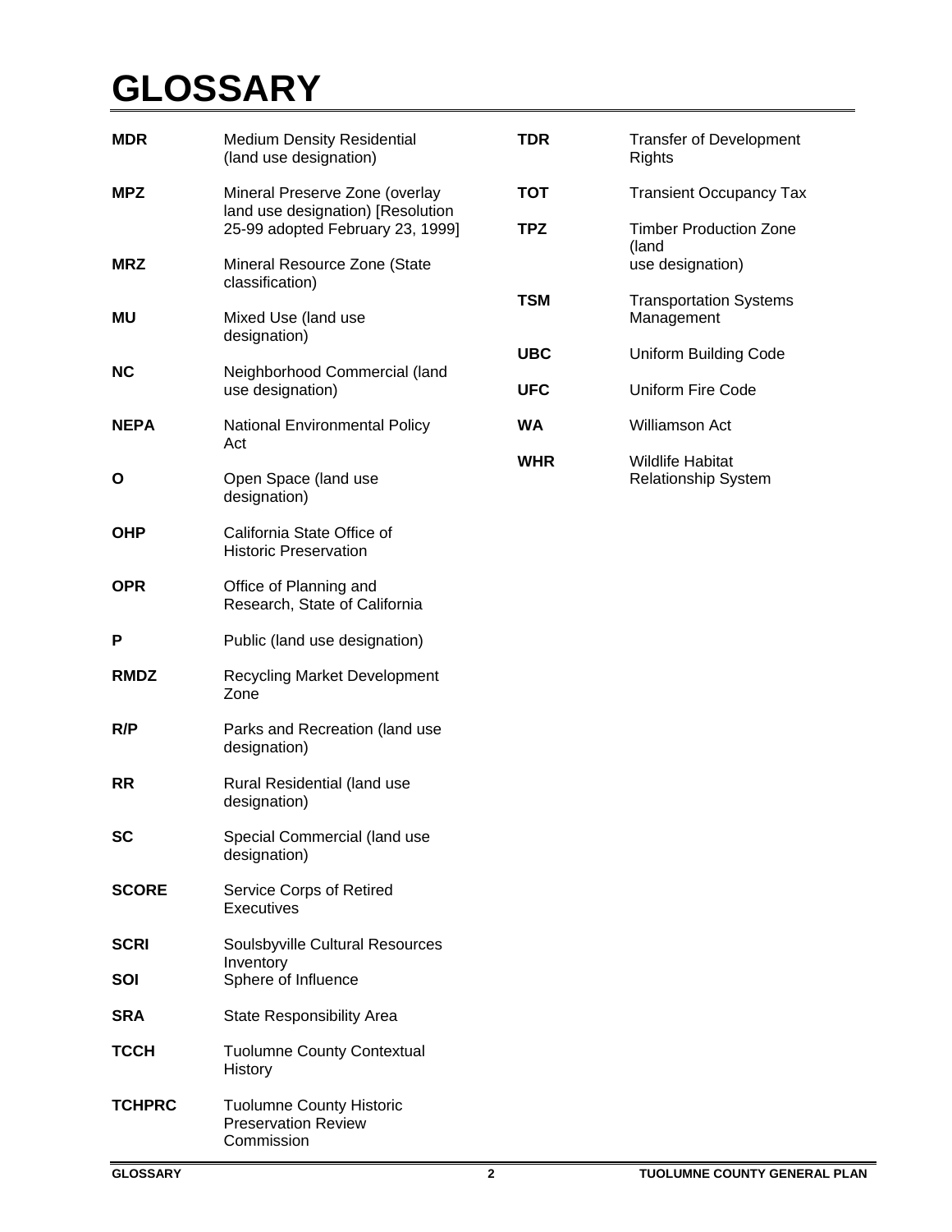# GLOSSARY

| | |
|---|---|
| **MDR** | Medium Density Residential (land use designation) |
| **MPZ** | Mineral Preserve Zone (overlay land use designation) [Resolution 25-99 adopted February 23, 1999] |
| **MRZ** | Mineral Resource Zone (State classification) |
| **MU** | Mixed Use (land use designation) |
| **NC** | Neighborhood Commercial (land use designation) |
| **NEPA** | National Environmental Policy Act |
| **O** | Open Space (land use designation) |
| **OHP** | California State Office of Historic Preservation |
| **OPR** | Office of Planning and Research, State of California |
| **P** | Public (land use designation) |
| **RMDZ** | Recycling Market Development Zone |
| **R/P** | Parks and Recreation (land use designation) |
| **RR** | Rural Residential (land use designation) |
| **SC** | Special Commercial (land use designation) |
| **SCORE** | Service Corps of Retired Executives |
| **SCRI** | Soulsbyville Cultural Resources Inventory |
| **SOI** | Sphere of Influence |
| **SRA** | State Responsibility Area |
| **TCCH** | Tuolumne County Contextual History |
| **TCHPRC** | Tuolumne County Historic Preservation Review Commission |
| **TDR** | Transfer of Development Rights |
| **TOT** | Transient Occupancy Tax |
| **TPZ** | Timber Production Zone (land use designation) |
| **TSM** | Transportation Systems Management |
| **UBC** | Uniform Building Code |
| **UFC** | Uniform Fire Code |
| **WA** | Williamson Act |
| **WHR** | Wildlife Habitat Relationship System |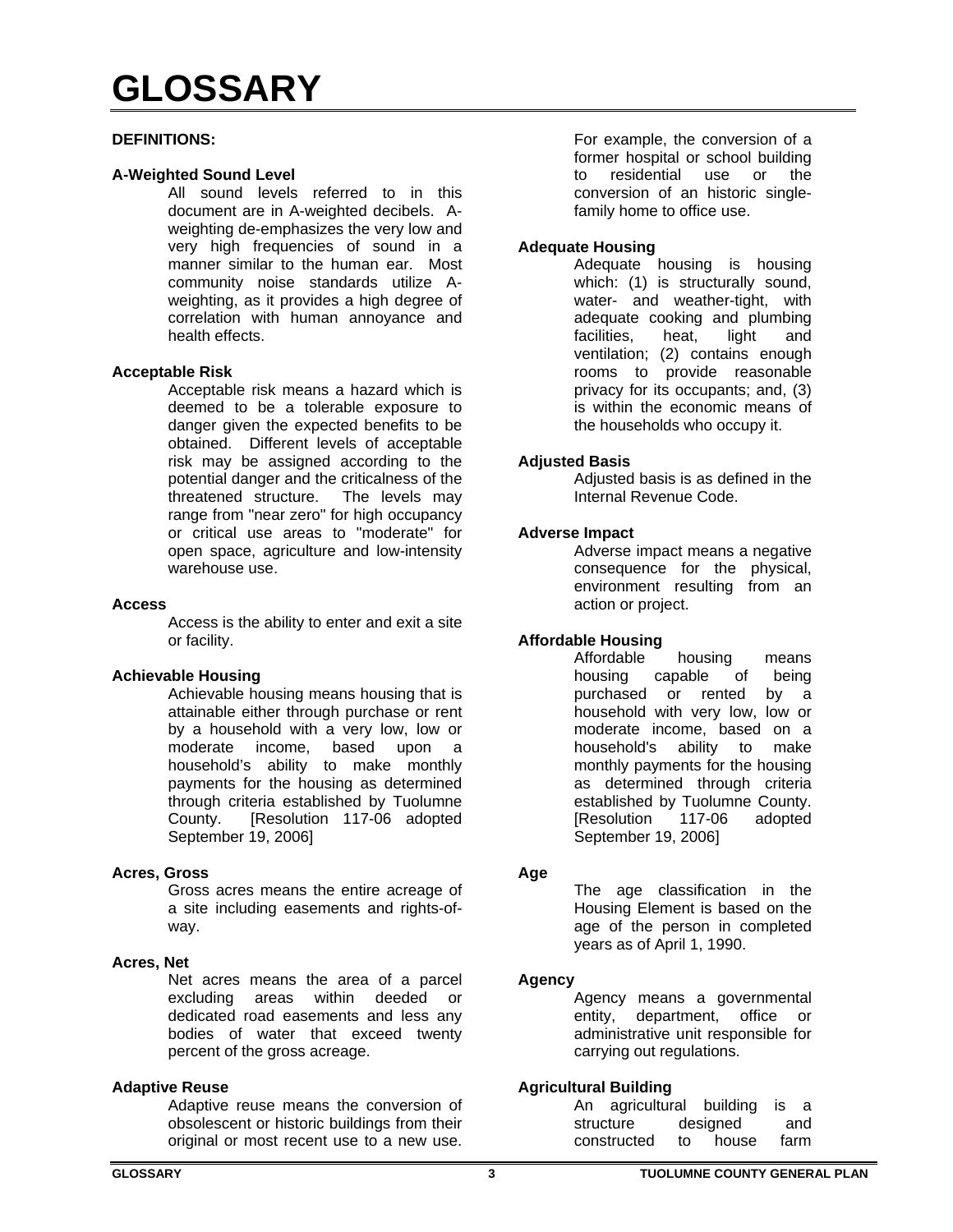# GLOSSARY

**DEFINITIONS:**

**A-Weighted Sound Level**

All sound levels referred to in this document are in A-weighted decibels. A-weighting de-emphasizes the very low and very high frequencies of sound in a manner similar to the human ear. Most community noise standards utilize A-weighting, as it provides a high degree of correlation with human annoyance and health effects.

**Acceptable Risk**

Acceptable risk means a hazard which is deemed to be a tolerable exposure to danger given the expected benefits to be obtained. Different levels of acceptable risk may be assigned according to the potential danger and the criticalness of the threatened structure. The levels may range from "near zero" for high occupancy or critical use areas to "moderate" for open space, agriculture and low-intensity warehouse use.

**Access**

Access is the ability to enter and exit a site or facility.

**Achievable Housing**

Achievable housing means housing that is attainable either through purchase or rent by a household with a very low, low or moderate income, based upon a household's ability to make monthly payments for the housing as determined through criteria established by Tuolumne County. [Resolution 117-06 adopted September 19, 2006]

**Acres, Gross**

Gross acres means the entire acreage of a site including easements and rights-of-way.

**Acres, Net**

Net acres means the area of a parcel excluding areas within deeded or dedicated road easements and less any bodies of water that exceed twenty percent of the gross acreage.

**Adaptive Reuse**

Adaptive reuse means the conversion of obsolescent or historic buildings from their original or most recent use to a new use. For example, the conversion of a former hospital or school building to residential use or the conversion of an historic single-family home to office use.

**Adequate Housing**

Adequate housing is housing which: (1) is structurally sound, water- and weather-tight, with adequate cooking and plumbing facilities, heat, light and ventilation; (2) contains enough rooms to provide reasonable privacy for its occupants; and, (3) is within the economic means of the households who occupy it.

**Adjusted Basis**

Adjusted basis is as defined in the Internal Revenue Code.

**Adverse Impact**

Adverse impact means a negative consequence for the physical, environment resulting from an action or project.

**Affordable Housing**

Affordable housing means housing capable of being purchased or rented by a household with very low, low or moderate income, based on a household's ability to make monthly payments for the housing as determined through criteria established by Tuolumne County. [Resolution 117-06 adopted September 19, 2006]

**Age**

The age classification in the Housing Element is based on the age of the person in completed years as of April 1, 1990.

**Agency**

Agency means a governmental entity, department, office or administrative unit responsible for carrying out regulations.

**Agricultural Building**

An agricultural building is a structure designed and constructed to house farm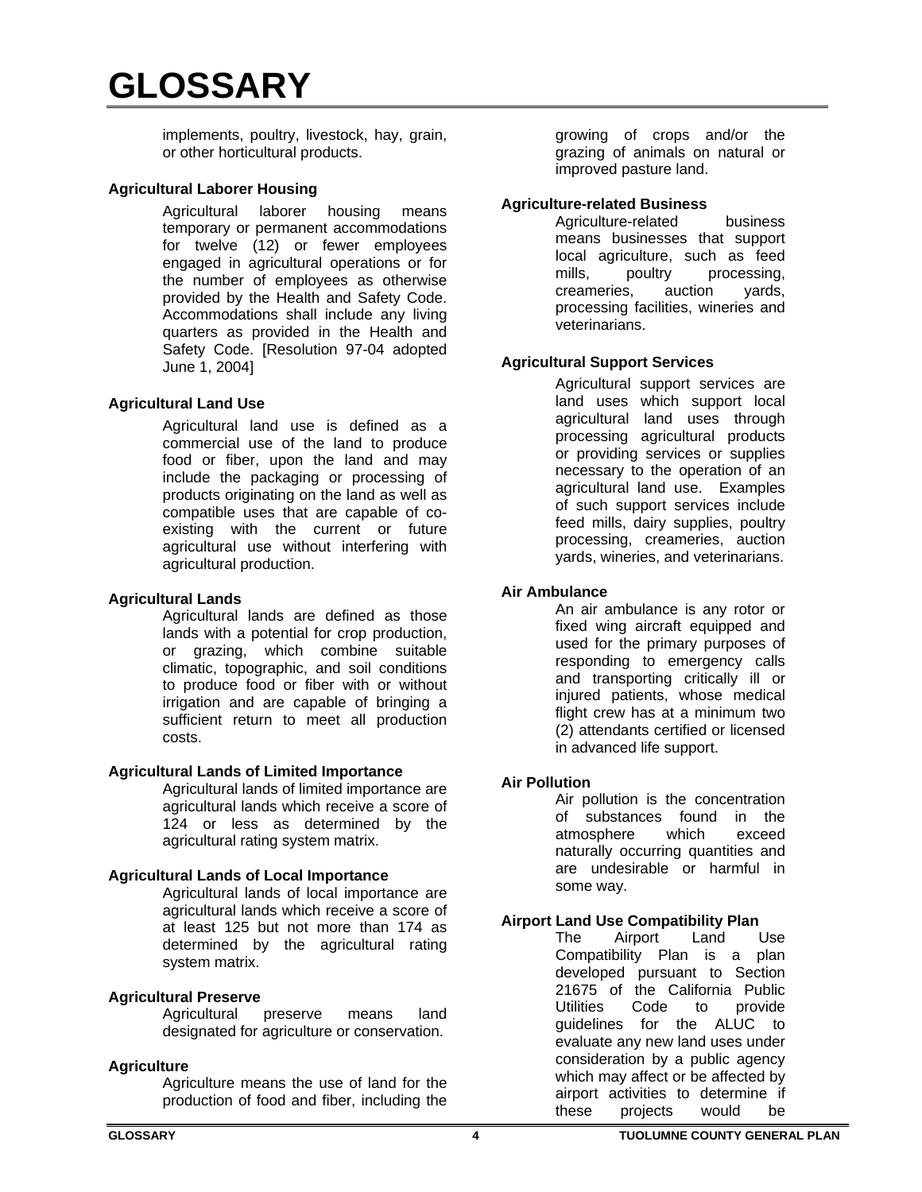# GLOSSARY

implements, poultry, livestock, hay, grain, or other horticultural products.

**Agricultural Laborer Housing**

Agricultural laborer housing means temporary or permanent accommodations for twelve (12) or fewer employees engaged in agricultural operations or for the number of employees as otherwise provided by the Health and Safety Code. Accommodations shall include any living quarters as provided in the Health and Safety Code. [Resolution 97-04 adopted June 1, 2004]

**Agricultural Land Use**

Agricultural land use is defined as a commercial use of the land to produce food or fiber, upon the land and may include the packaging or processing of products originating on the land as well as compatible uses that are capable of co-existing with the current or future agricultural use without interfering with agricultural production.

**Agricultural Lands**

Agricultural lands are defined as those lands with a potential for crop production, or grazing, which combine suitable climatic, topographic, and soil conditions to produce food or fiber with or without irrigation and are capable of bringing a sufficient return to meet all production costs.

**Agricultural Lands of Limited Importance**

Agricultural lands of limited importance are agricultural lands which receive a score of 124 or less as determined by the agricultural rating system matrix.

**Agricultural Lands of Local Importance**

Agricultural lands of local importance are agricultural lands which receive a score of at least 125 but not more than 174 as determined by the agricultural rating system matrix.

**Agricultural Preserve**

Agricultural preserve means land designated for agriculture or conservation.

**Agriculture**

Agriculture means the use of land for the production of food and fiber, including the growing of crops and/or the grazing of animals on natural or improved pasture land.

**Agriculture-related Business**

Agriculture-related business means businesses that support local agriculture, such as feed mills, poultry processing, creameries, auction yards, processing facilities, wineries and veterinarians.

**Agricultural Support Services**

Agricultural support services are land uses which support local agricultural land uses through processing agricultural products or providing services or supplies necessary to the operation of an agricultural land use. Examples of such support services include feed mills, dairy supplies, poultry processing, creameries, auction yards, wineries, and veterinarians.

**Air Ambulance**

An air ambulance is any rotor or fixed wing aircraft equipped and used for the primary purposes of responding to emergency calls and transporting critically ill or injured patients, whose medical flight crew has at a minimum two (2) attendants certified or licensed in advanced life support.

**Air Pollution**

Air pollution is the concentration of substances found in the atmosphere which exceed naturally occurring quantities and are undesirable or harmful in some way.

**Airport Land Use Compatibility Plan**

The Airport Land Use Compatibility Plan is a plan developed pursuant to Section 21675 of the California Public Utilities Code to provide guidelines for the ALUC to evaluate any new land uses under consideration by a public agency which may affect or be affected by airport activities to determine if these projects would be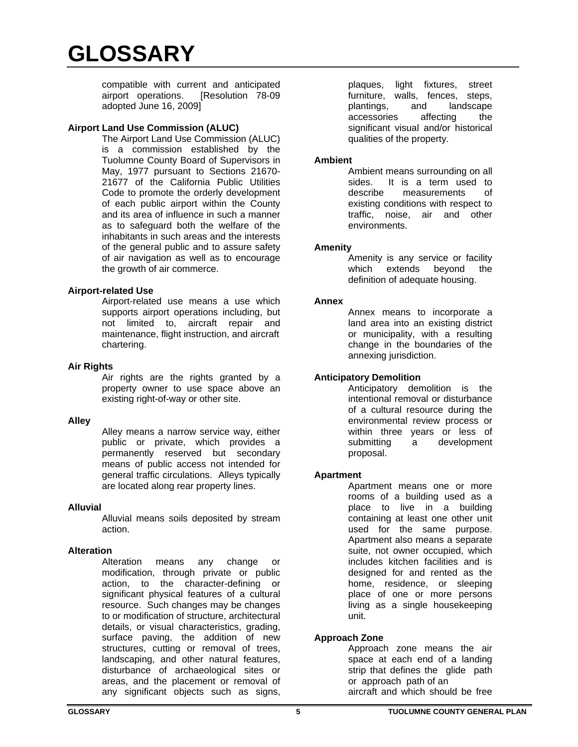# GLOSSARY

compatible with current and anticipated airport operations. [Resolution 78-09 adopted June 16, 2009]

**Airport Land Use Commission (ALUC)**

The Airport Land Use Commission (ALUC) is a commission established by the Tuolumne County Board of Supervisors in May, 1977 pursuant to Sections 21670-21677 of the California Public Utilities Code to promote the orderly development of each public airport within the County and its area of influence in such a manner as to safeguard both the welfare of the inhabitants in such areas and the interests of the general public and to assure safety of air navigation as well as to encourage the growth of air commerce.

**Airport-related Use**

Airport-related use means a use which supports airport operations including, but not limited to, aircraft repair and maintenance, flight instruction, and aircraft chartering.

**Air Rights**

Air rights are the rights granted by a property owner to use space above an existing right-of-way or other site.

**Alley**

Alley means a narrow service way, either public or private, which provides a permanently reserved but secondary means of public access not intended for general traffic circulations. Alleys typically are located along rear property lines.

**Alluvial**

Alluvial means soils deposited by stream action.

**Alteration**

Alteration means any change or modification, through private or public action, to the character-defining or significant physical features of a cultural resource. Such changes may be changes to or modification of structure, architectural details, or visual characteristics, grading, surface paving, the addition of new structures, cutting or removal of trees, landscaping, and other natural features, disturbance of archaeological sites or areas, and the placement or removal of any significant objects such as signs, plaques, light fixtures, street furniture, walls, fences, steps, plantings, and landscape accessories affecting the significant visual and/or historical qualities of the property.

**Ambient**

Ambient means surrounding on all sides. It is a term used to describe measurements of existing conditions with respect to traffic, noise, air and other environments.

**Amenity**

Amenity is any service or facility which extends beyond the definition of adequate housing.

**Annex**

Annex means to incorporate a land area into an existing district or municipality, with a resulting change in the boundaries of the annexing jurisdiction.

**Anticipatory Demolition**

Anticipatory demolition is the intentional removal or disturbance of a cultural resource during the environmental review process or within three years or less of submitting a development proposal.

**Apartment**

Apartment means one or more rooms of a building used as a place to live in a building containing at least one other unit used for the same purpose. Apartment also means a separate suite, not owner occupied, which includes kitchen facilities and is designed for and rented as the home, residence, or sleeping place of one or more persons living as a single housekeeping unit.

**Approach Zone**

Approach zone means the air space at each end of a landing strip that defines the glide path or approach path of an aircraft and which should be free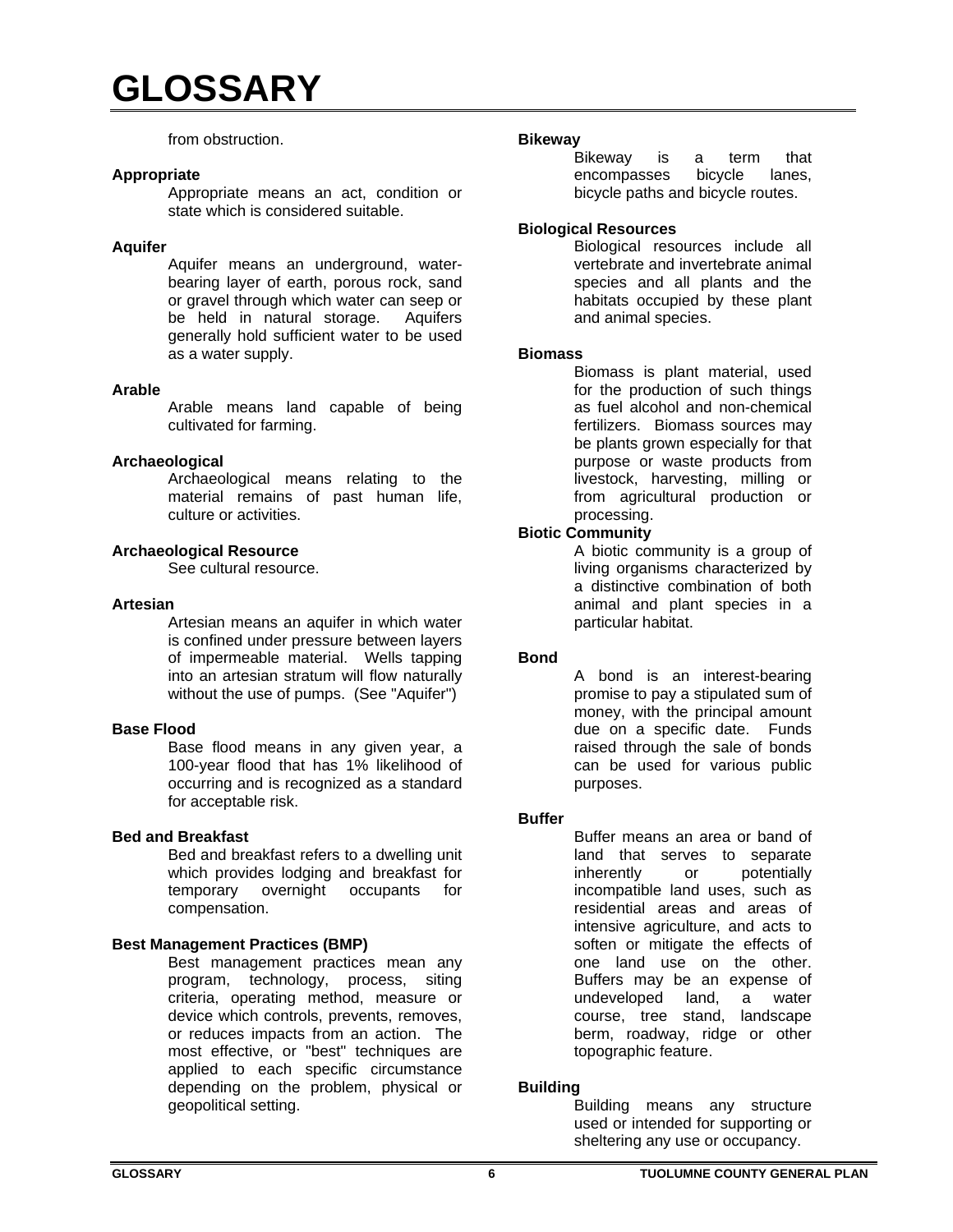# GLOSSARY

from obstruction.

**Appropriate**

Appropriate means an act, condition or state which is considered suitable.

**Aquifer**

Aquifer means an underground, water-bearing layer of earth, porous rock, sand or gravel through which water can seep or be held in natural storage. Aquifers generally hold sufficient water to be used as a water supply.

**Arable**

Arable means land capable of being cultivated for farming.

**Archaeological**

Archaeological means relating to the material remains of past human life, culture or activities.

**Archaeological Resource**

See cultural resource.

**Artesian**

Artesian means an aquifer in which water is confined under pressure between layers of impermeable material. Wells tapping into an artesian stratum will flow naturally without the use of pumps. (See "Aquifer")

**Base Flood**

Base flood means in any given year, a 100-year flood that has 1% likelihood of occurring and is recognized as a standard for acceptable risk.

**Bed and Breakfast**

Bed and breakfast refers to a dwelling unit which provides lodging and breakfast for temporary overnight occupants for compensation.

**Best Management Practices (BMP)**

Best management practices mean any program, technology, process, siting criteria, operating method, measure or device which controls, prevents, removes, or reduces impacts from an action. The most effective, or "best" techniques are applied to each specific circumstance depending on the problem, physical or geopolitical setting.

**Bikeway**

Bikeway is a term that encompasses bicycle lanes, bicycle paths and bicycle routes.

**Biological Resources**

Biological resources include all vertebrate and invertebrate animal species and all plants and the habitats occupied by these plant and animal species.

**Biomass**

Biomass is plant material, used for the production of such things as fuel alcohol and non-chemical fertilizers. Biomass sources may be plants grown especially for that purpose or waste products from livestock, harvesting, milling or from agricultural production or processing.

**Biotic Community**

A biotic community is a group of living organisms characterized by a distinctive combination of both animal and plant species in a particular habitat.

**Bond**

A bond is an interest-bearing promise to pay a stipulated sum of money, with the principal amount due on a specific date. Funds raised through the sale of bonds can be used for various public purposes.

**Buffer**

Buffer means an area or band of land that serves to separate inherently or potentially incompatible land uses, such as residential areas and areas of intensive agriculture, and acts to soften or mitigate the effects of one land use on the other. Buffers may be an expense of undeveloped land, a water course, tree stand, landscape berm, roadway, ridge or other topographic feature.

**Building**

Building means any structure used or intended for supporting or sheltering any use or occupancy.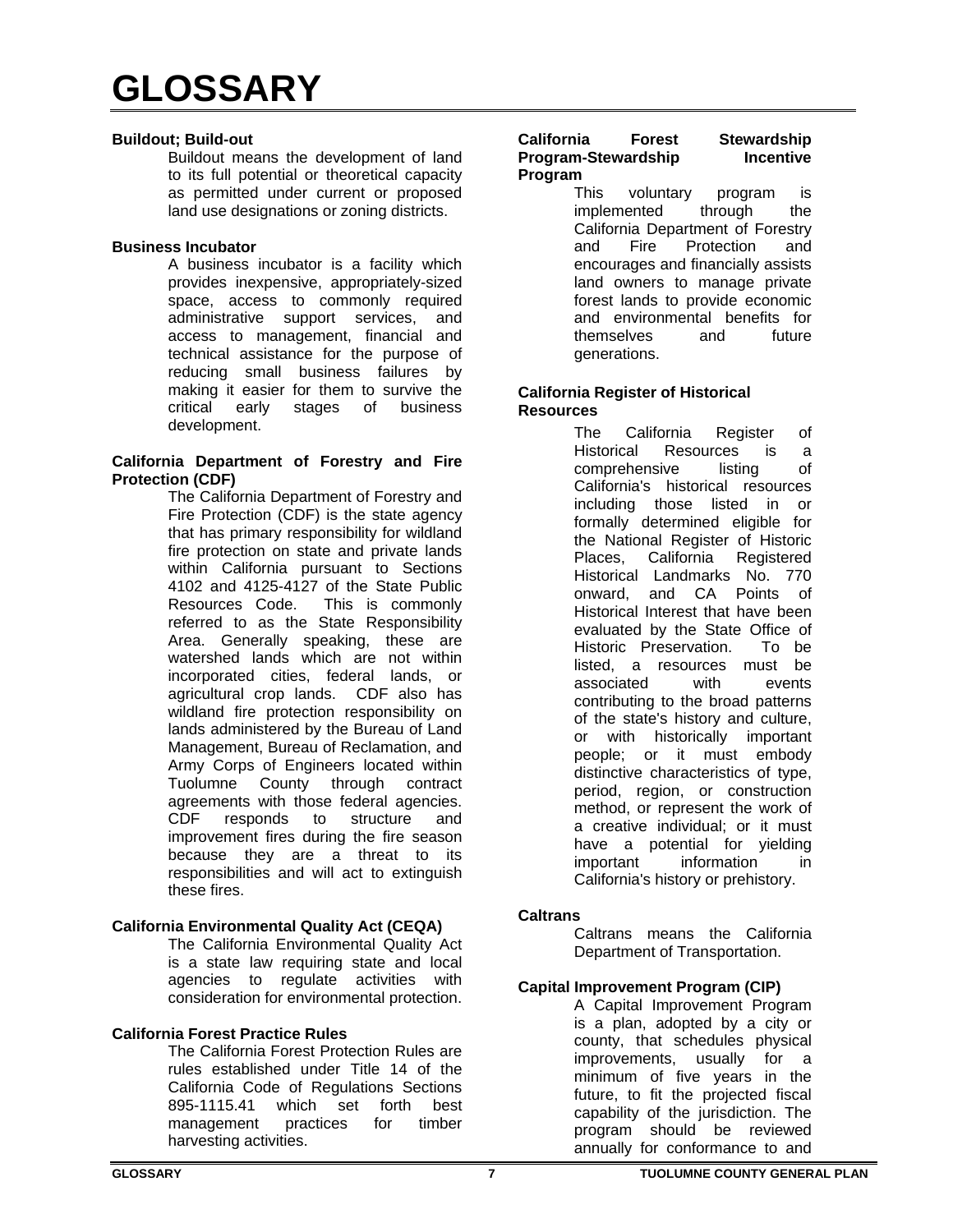# GLOSSARY

**Buildout; Build-out**

Buildout means the development of land to its full potential or theoretical capacity as permitted under current or proposed land use designations or zoning districts.

**Business Incubator**

A business incubator is a facility which provides inexpensive, appropriately-sized space, access to commonly required administrative support services, and access to management, financial and technical assistance for the purpose of reducing small business failures by making it easier for them to survive the critical early stages of business development.

**California Department of Forestry and Fire Protection (CDF)**

The California Department of Forestry and Fire Protection (CDF) is the state agency that has primary responsibility for wildland fire protection on state and private lands within California pursuant to Sections 4102 and 4125-4127 of the State Public Resources Code. This is commonly referred to as the State Responsibility Area. Generally speaking, these are watershed lands which are not within incorporated cities, federal lands, or agricultural crop lands. CDF also has wildland fire protection responsibility on lands administered by the Bureau of Land Management, Bureau of Reclamation, and Army Corps of Engineers located within Tuolumne County through contract agreements with those federal agencies. CDF responds to structure and improvement fires during the fire season because they are a threat to its responsibilities and will act to extinguish these fires.

**California Environmental Quality Act (CEQA)**

The California Environmental Quality Act is a state law requiring state and local agencies to regulate activities with consideration for environmental protection.

**California Forest Practice Rules**

The California Forest Protection Rules are rules established under Title 14 of the California Code of Regulations Sections 895-1115.41 which set forth best management practices for timber harvesting activities.

**California Forest Stewardship Program-Stewardship Incentive Program**

This voluntary program is implemented through the California Department of Forestry and Fire Protection and encourages and financially assists land owners to manage private forest lands to provide economic and environmental benefits for themselves and future generations.

**California Register of Historical Resources**

The California Register of Historical Resources is a comprehensive listing of California's historical resources including those listed in or formally determined eligible for the National Register of Historic Places, California Registered Historical Landmarks No. 770 onward, and CA Points of Historical Interest that have been evaluated by the State Office of Historic Preservation. To be listed, a resources must be associated with events contributing to the broad patterns of the state's history and culture, or with historically important people; or it must embody distinctive characteristics of type, period, region, or construction method, or represent the work of a creative individual; or it must have a potential for yielding important information in California's history or prehistory.

**Caltrans**

Caltrans means the California Department of Transportation.

**Capital Improvement Program (CIP)**

A Capital Improvement Program is a plan, adopted by a city or county, that schedules physical improvements, usually for a minimum of five years in the future, to fit the projected fiscal capability of the jurisdiction. The program should be reviewed annually for conformance to and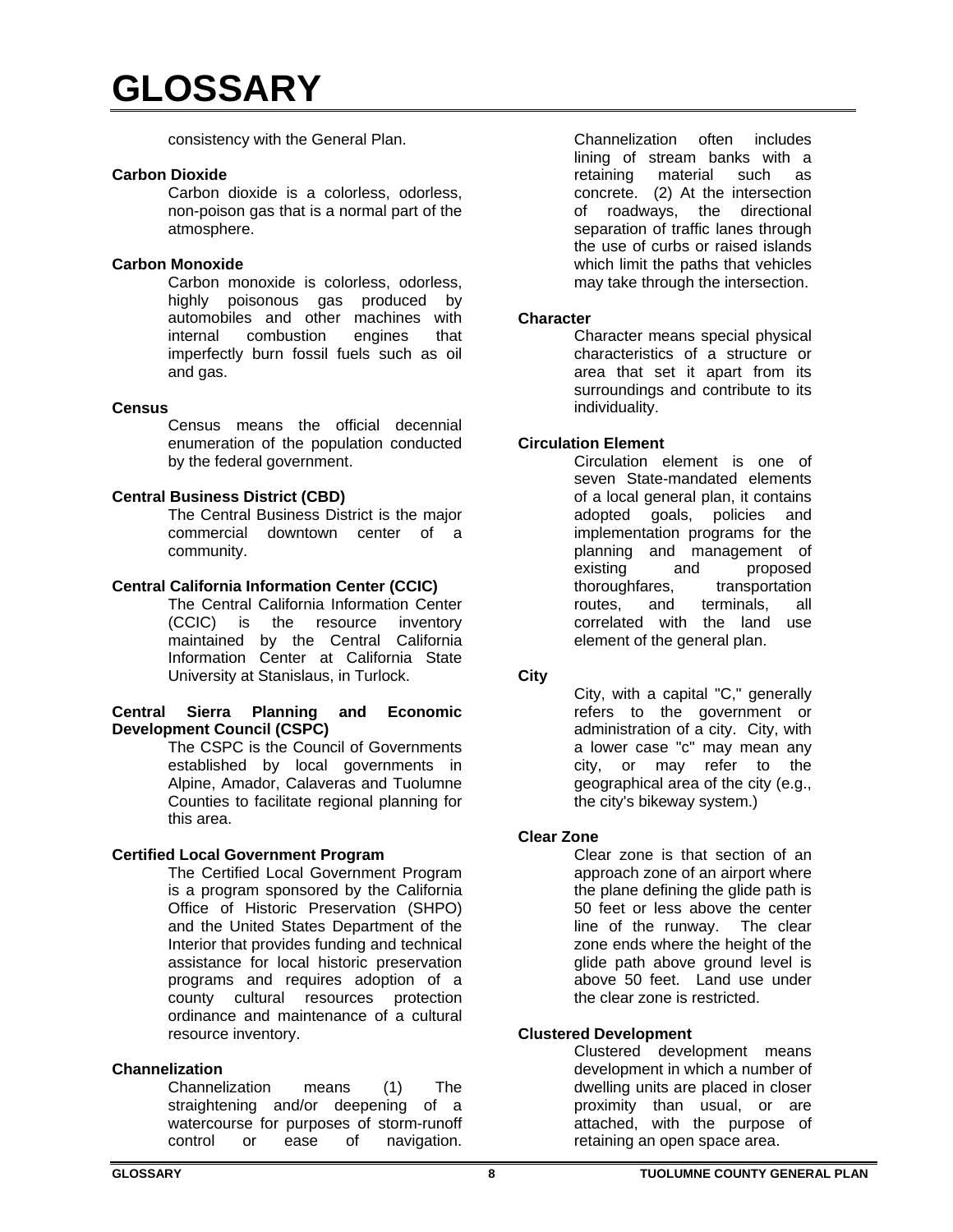# GLOSSARY

consistency with the General Plan.

**Carbon Dioxide**

Carbon dioxide is a colorless, odorless, non-poison gas that is a normal part of the atmosphere.

**Carbon Monoxide**

Carbon monoxide is colorless, odorless, highly poisonous gas produced by automobiles and other machines with internal combustion engines that imperfectly burn fossil fuels such as oil and gas.

**Census**

Census means the official decennial enumeration of the population conducted by the federal government.

**Central Business District (CBD)**

The Central Business District is the major commercial downtown center of a community.

**Central California Information Center (CCIC)**

The Central California Information Center (CCIC) is the resource inventory maintained by the Central California Information Center at California State University at Stanislaus, in Turlock.

**Central Sierra Planning and Economic Development Council (CSPC)**

The CSPC is the Council of Governments established by local governments in Alpine, Amador, Calaveras and Tuolumne Counties to facilitate regional planning for this area.

**Certified Local Government Program**

The Certified Local Government Program is a program sponsored by the California Office of Historic Preservation (SHPO) and the United States Department of the Interior that provides funding and technical assistance for local historic preservation programs and requires adoption of a county cultural resources protection ordinance and maintenance of a cultural resource inventory.

**Channelization**

Channelization means (1) The straightening and/or deepening of a watercourse for purposes of storm-runoff control or ease of navigation. Channelization often includes lining of stream banks with a retaining material such as concrete. (2) At the intersection of roadways, the directional separation of traffic lanes through the use of curbs or raised islands which limit the paths that vehicles may take through the intersection.

**Character**

Character means special physical characteristics of a structure or area that set it apart from its surroundings and contribute to its individuality.

**Circulation Element**

Circulation element is one of seven State-mandated elements of a local general plan, it contains adopted goals, policies and implementation programs for the planning and management of existing and proposed thoroughfares, transportation routes, and terminals, all correlated with the land use element of the general plan.

**City**

City, with a capital "C," generally refers to the government or administration of a city. City, with a lower case "c" may mean any city, or may refer to the geographical area of the city (e.g., the city's bikeway system.)

**Clear Zone**

Clear zone is that section of an approach zone of an airport where the plane defining the glide path is 50 feet or less above the center line of the runway. The clear zone ends where the height of the glide path above ground level is above 50 feet. Land use under the clear zone is restricted.

**Clustered Development**

Clustered development means development in which a number of dwelling units are placed in closer proximity than usual, or are attached, with the purpose of retaining an open space area.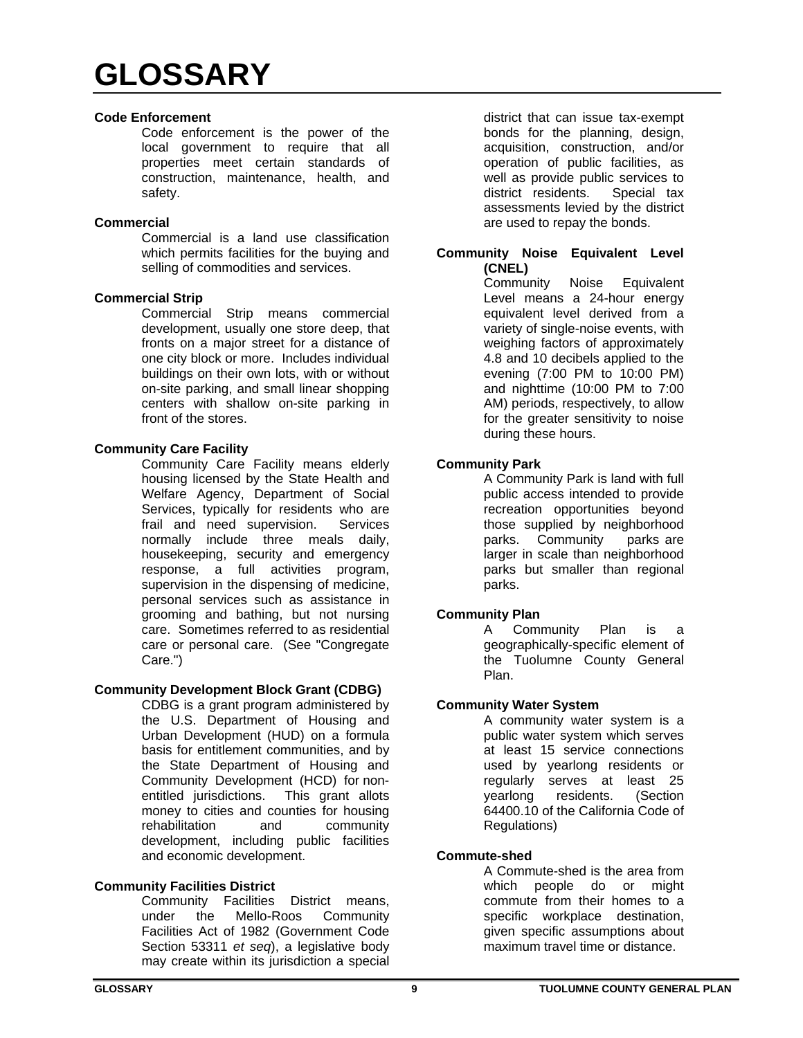# GLOSSARY

**Code Enforcement**

Code enforcement is the power of the local government to require that all properties meet certain standards of construction, maintenance, health, and safety.

**Commercial**

Commercial is a land use classification which permits facilities for the buying and selling of commodities and services.

**Commercial Strip**

Commercial Strip means commercial development, usually one store deep, that fronts on a major street for a distance of one city block or more. Includes individual buildings on their own lots, with or without on-site parking, and small linear shopping centers with shallow on-site parking in front of the stores.

**Community Care Facility**

Community Care Facility means elderly housing licensed by the State Health and Welfare Agency, Department of Social Services, typically for residents who are frail and need supervision. Services normally include three meals daily, housekeeping, security and emergency response, a full activities program, supervision in the dispensing of medicine, personal services such as assistance in grooming and bathing, but not nursing care. Sometimes referred to as residential care or personal care. (See "Congregate Care.")

**Community Development Block Grant (CDBG)**

CDBG is a grant program administered by the U.S. Department of Housing and Urban Development (HUD) on a formula basis for entitlement communities, and by the State Department of Housing and Community Development (HCD) for non-entitled jurisdictions. This grant allots money to cities and counties for housing rehabilitation and community development, including public facilities and economic development.

**Community Facilities District**

Community Facilities District means, under the Mello-Roos Community Facilities Act of 1982 (Government Code Section 53311 *et seq*), a legislative body may create within its jurisdiction a special district that can issue tax-exempt bonds for the planning, design, acquisition, construction, and/or operation of public facilities, as well as provide public services to district residents. Special tax assessments levied by the district are used to repay the bonds.

**Community Noise Equivalent Level (CNEL)**

Community Noise Equivalent Level means a 24-hour energy equivalent level derived from a variety of single-noise events, with weighing factors of approximately 4.8 and 10 decibels applied to the evening (7:00 PM to 10:00 PM) and nighttime (10:00 PM to 7:00 AM) periods, respectively, to allow for the greater sensitivity to noise during these hours.

**Community Park**

A Community Park is land with full public access intended to provide recreation opportunities beyond those supplied by neighborhood parks. Community parks are larger in scale than neighborhood parks but smaller than regional parks.

**Community Plan**

A Community Plan is a geographically-specific element of the Tuolumne County General Plan.

**Community Water System**

A community water system is a public water system which serves at least 15 service connections used by yearlong residents or regularly serves at least 25 yearlong residents. (Section 64400.10 of the California Code of Regulations)

**Commute-shed**

A Commute-shed is the area from which people do or might commute from their homes to a specific workplace destination, given specific assumptions about maximum travel time or distance.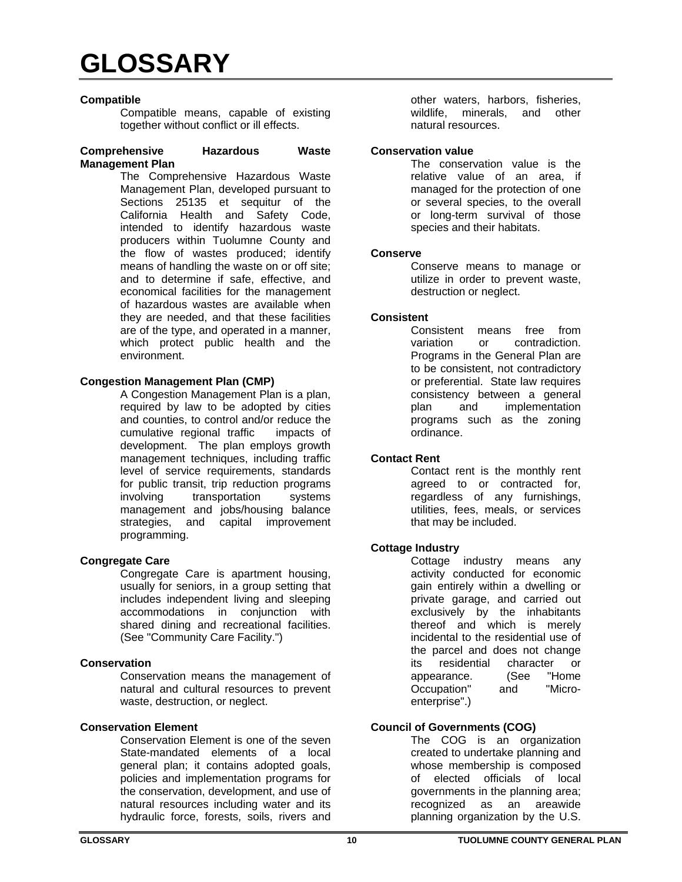# GLOSSARY

**Compatible**

Compatible means, capable of existing together without conflict or ill effects.

**Comprehensive Hazardous Waste Management Plan**

The Comprehensive Hazardous Waste Management Plan, developed pursuant to Sections 25135 et sequitur of the California Health and Safety Code, intended to identify hazardous waste producers within Tuolumne County and the flow of wastes produced; identify means of handling the waste on or off site; and to determine if safe, effective, and economical facilities for the management of hazardous wastes are available when they are needed, and that these facilities are of the type, and operated in a manner, which protect public health and the environment.

**Congestion Management Plan (CMP)**

A Congestion Management Plan is a plan, required by law to be adopted by cities and counties, to control and/or reduce the cumulative regional traffic impacts of development. The plan employs growth management techniques, including traffic level of service requirements, standards for public transit, trip reduction programs involving transportation systems management and jobs/housing balance strategies, and capital improvement programming.

**Congregate Care**

Congregate Care is apartment housing, usually for seniors, in a group setting that includes independent living and sleeping accommodations in conjunction with shared dining and recreational facilities. (See "Community Care Facility.")

**Conservation**

Conservation means the management of natural and cultural resources to prevent waste, destruction, or neglect.

**Conservation Element**

Conservation Element is one of the seven State-mandated elements of a local general plan; it contains adopted goals, policies and implementation programs for the conservation, development, and use of natural resources including water and its hydraulic force, forests, soils, rivers and other waters, harbors, fisheries, wildlife, minerals, and other natural resources.

**Conservation value**

The conservation value is the relative value of an area, if managed for the protection of one or several species, to the overall or long-term survival of those species and their habitats.

**Conserve**

Conserve means to manage or utilize in order to prevent waste, destruction or neglect.

**Consistent**

Consistent means free from variation or contradiction. Programs in the General Plan are to be consistent, not contradictory or preferential. State law requires consistency between a general plan and implementation programs such as the zoning ordinance.

**Contact Rent**

Contact rent is the monthly rent agreed to or contracted for, regardless of any furnishings, utilities, fees, meals, or services that may be included.

**Cottage Industry**

Cottage industry means any activity conducted for economic gain entirely within a dwelling or private garage, and carried out exclusively by the inhabitants thereof and which is merely incidental to the residential use of the parcel and does not change its residential character or appearance. (See "Home Occupation" and "Micro-enterprise".)

**Council of Governments (COG)**

The COG is an organization created to undertake planning and whose membership is composed of elected officials of local governments in the planning area; recognized as an areawide planning organization by the U.S.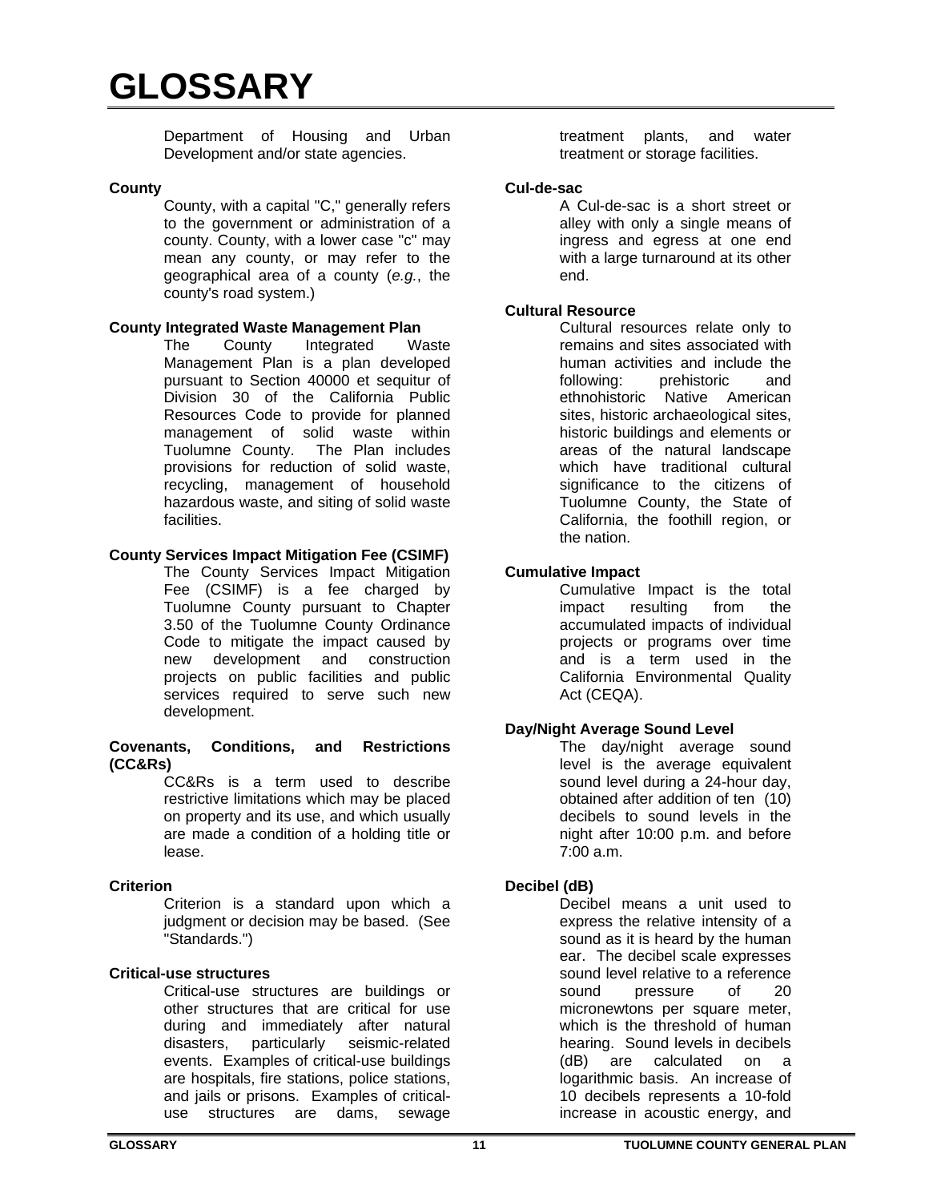# GLOSSARY

Department of Housing and Urban Development and/or state agencies.

**County**

County, with a capital "C," generally refers to the government or administration of a county. County, with a lower case "c" may mean any county, or may refer to the geographical area of a county (*e.g.*, the county's road system.)

**County Integrated Waste Management Plan**

The County Integrated Waste Management Plan is a plan developed pursuant to Section 40000 et sequitur of Division 30 of the California Public Resources Code to provide for planned management of solid waste within Tuolumne County. The Plan includes provisions for reduction of solid waste, recycling, management of household hazardous waste, and siting of solid waste facilities.

**County Services Impact Mitigation Fee (CSIMF)**

The County Services Impact Mitigation Fee (CSIMF) is a fee charged by Tuolumne County pursuant to Chapter 3.50 of the Tuolumne County Ordinance Code to mitigate the impact caused by new development and construction projects on public facilities and public services required to serve such new development.

**Covenants, Conditions, and Restrictions (CC&Rs)**

CC&Rs is a term used to describe restrictive limitations which may be placed on property and its use, and which usually are made a condition of a holding title or lease.

**Criterion**

Criterion is a standard upon which a judgment or decision may be based. (See "Standards.")

**Critical-use structures**

Critical-use structures are buildings or other structures that are critical for use during and immediately after natural disasters, particularly seismic-related events. Examples of critical-use buildings are hospitals, fire stations, police stations, and jails or prisons. Examples of critical-use structures are dams, sewage treatment plants, and water treatment or storage facilities.

**Cul-de-sac**

A Cul-de-sac is a short street or alley with only a single means of ingress and egress at one end with a large turnaround at its other end.

**Cultural Resource**

Cultural resources relate only to remains and sites associated with human activities and include the following: prehistoric and ethnohistoric Native American sites, historic archaeological sites, historic buildings and elements or areas of the natural landscape which have traditional cultural significance to the citizens of Tuolumne County, the State of California, the foothill region, or the nation.

**Cumulative Impact**

Cumulative Impact is the total impact resulting from the accumulated impacts of individual projects or programs over time and is a term used in the California Environmental Quality Act (CEQA).

**Day/Night Average Sound Level**

The day/night average sound level is the average equivalent sound level during a 24-hour day, obtained after addition of ten (10) decibels to sound levels in the night after 10:00 p.m. and before 7:00 a.m.

**Decibel (dB)**

Decibel means a unit used to express the relative intensity of a sound as it is heard by the human ear. The decibel scale expresses sound level relative to a reference sound pressure of 20 micronewtons per square meter, which is the threshold of human hearing. Sound levels in decibels (dB) are calculated on a logarithmic basis. An increase of 10 decibels represents a 10-fold increase in acoustic energy, and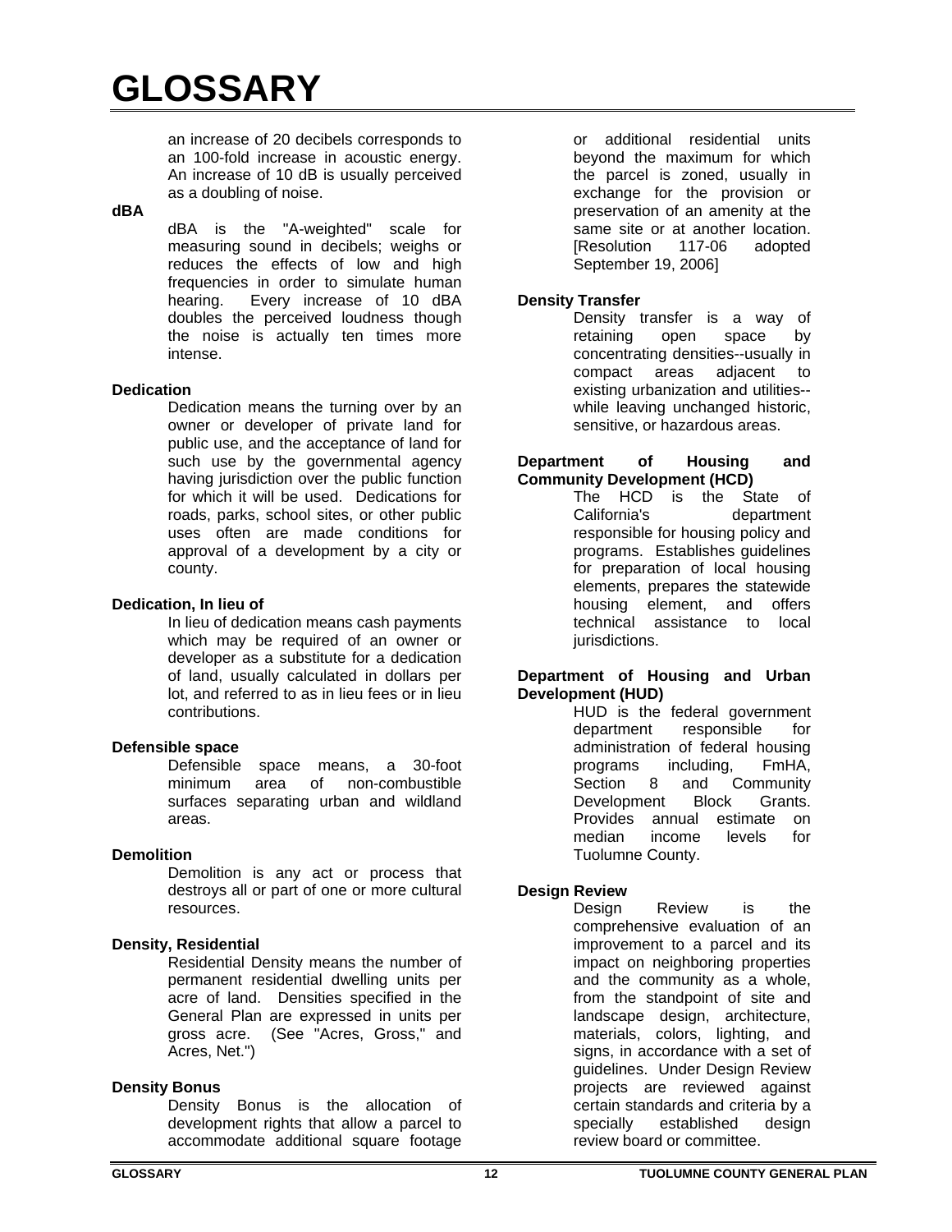# GLOSSARY

an increase of 20 decibels corresponds to an 100-fold increase in acoustic energy. An increase of 10 dB is usually perceived as a doubling of noise.

**dBA**

dBA is the "A-weighted" scale for measuring sound in decibels; weighs or reduces the effects of low and high frequencies in order to simulate human hearing. Every increase of 10 dBA doubles the perceived loudness though the noise is actually ten times more intense.

**Dedication**

Dedication means the turning over by an owner or developer of private land for public use, and the acceptance of land for such use by the governmental agency having jurisdiction over the public function for which it will be used. Dedications for roads, parks, school sites, or other public uses often are made conditions for approval of a development by a city or county.

**Dedication, In lieu of**

In lieu of dedication means cash payments which may be required of an owner or developer as a substitute for a dedication of land, usually calculated in dollars per lot, and referred to as in lieu fees or in lieu contributions.

**Defensible space**

Defensible space means, a 30-foot minimum area of non-combustible surfaces separating urban and wildland areas.

**Demolition**

Demolition is any act or process that destroys all or part of one or more cultural resources.

**Density, Residential**

Residential Density means the number of permanent residential dwelling units per acre of land. Densities specified in the General Plan are expressed in units per gross acre. (See "Acres, Gross," and Acres, Net.")

**Density Bonus**

Density Bonus is the allocation of development rights that allow a parcel to accommodate additional square footage or additional residential units beyond the maximum for which the parcel is zoned, usually in exchange for the provision or preservation of an amenity at the same site or at another location. [Resolution 117-06 adopted September 19, 2006]

**Density Transfer**

Density transfer is a way of retaining open space by concentrating densities--usually in compact areas adjacent to existing urbanization and utilities--while leaving unchanged historic, sensitive, or hazardous areas.

**Department of Housing and Community Development (HCD)**

The HCD is the State of California's department responsible for housing policy and programs. Establishes guidelines for preparation of local housing elements, prepares the statewide housing element, and offers technical assistance to local jurisdictions.

**Department of Housing and Urban Development (HUD)**

HUD is the federal government department responsible for administration of federal housing programs including, FmHA, Section 8 and Community Development Block Grants. Provides annual estimate on median income levels for Tuolumne County.

**Design Review**

Design Review is the comprehensive evaluation of an improvement to a parcel and its impact on neighboring properties and the community as a whole, from the standpoint of site and landscape design, architecture, materials, colors, lighting, and signs, in accordance with a set of guidelines. Under Design Review projects are reviewed against certain standards and criteria by a specially established design review board or committee.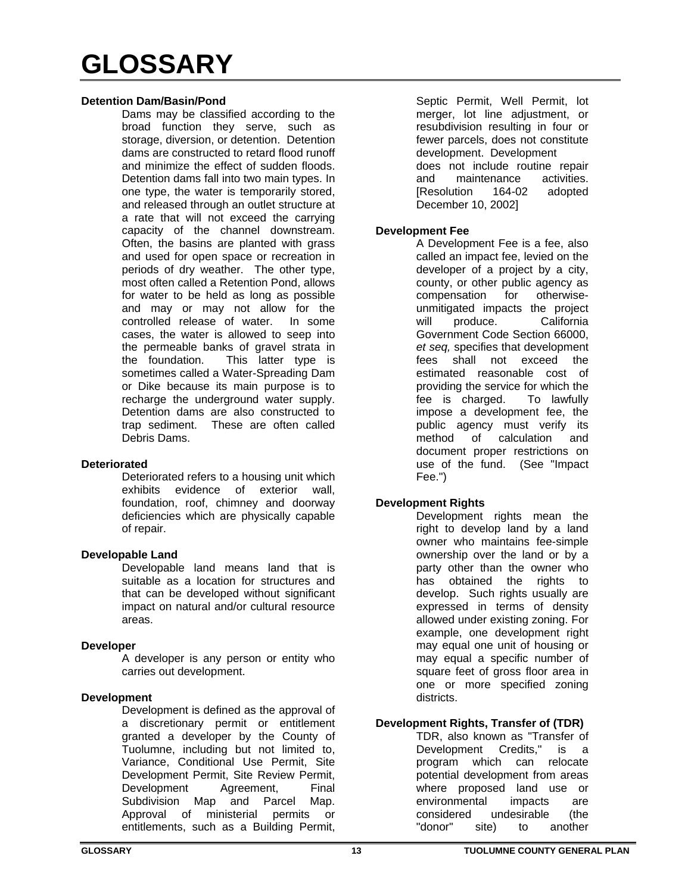# GLOSSARY

**Detention Dam/Basin/Pond**

Dams may be classified according to the broad function they serve, such as storage, diversion, or detention. Detention dams are constructed to retard flood runoff and minimize the effect of sudden floods. Detention dams fall into two main types. In one type, the water is temporarily stored, and released through an outlet structure at a rate that will not exceed the carrying capacity of the channel downstream. Often, the basins are planted with grass and used for open space or recreation in periods of dry weather. The other type, most often called a Retention Pond, allows for water to be held as long as possible and may or may not allow for the controlled release of water. In some cases, the water is allowed to seep into the permeable banks of gravel strata in the foundation. This latter type is sometimes called a Water-Spreading Dam or Dike because its main purpose is to recharge the underground water supply. Detention dams are also constructed to trap sediment. These are often called Debris Dams.

**Deteriorated**

Deteriorated refers to a housing unit which exhibits evidence of exterior wall, foundation, roof, chimney and doorway deficiencies which are physically capable of repair.

**Developable Land**

Developable land means land that is suitable as a location for structures and that can be developed without significant impact on natural and/or cultural resource areas.

**Developer**

A developer is any person or entity who carries out development.

**Development**

Development is defined as the approval of a discretionary permit or entitlement granted a developer by the County of Tuolumne, including but not limited to, Variance, Conditional Use Permit, Site Development Permit, Site Review Permit, Development Agreement, Final Subdivision Map and Parcel Map. Approval of ministerial permits or entitlements, such as a Building Permit, Septic Permit, Well Permit, lot merger, lot line adjustment, or resubdivision resulting in four or fewer parcels, does not constitute development. Development does not include routine repair and maintenance activities. [Resolution 164-02 adopted December 10, 2002]

**Development Fee**

A Development Fee is a fee, also called an impact fee, levied on the developer of a project by a city, county, or other public agency as compensation for otherwise-unmitigated impacts the project will produce. California Government Code Section 66000, *et seq,* specifies that development fees shall not exceed the estimated reasonable cost of providing the service for which the fee is charged. To lawfully impose a development fee, the public agency must verify its method of calculation and document proper restrictions on use of the fund. (See "Impact Fee.")

**Development Rights**

Development rights mean the right to develop land by a land owner who maintains fee-simple ownership over the land or by a party other than the owner who has obtained the rights to develop. Such rights usually are expressed in terms of density allowed under existing zoning. For example, one development right may equal one unit of housing or may equal a specific number of square feet of gross floor area in one or more specified zoning districts.

**Development Rights, Transfer of (TDR)**

TDR, also known as "Transfer of Development Credits," is a program which can relocate potential development from areas where proposed land use or environmental impacts are considered undesirable (the "donor" site) to another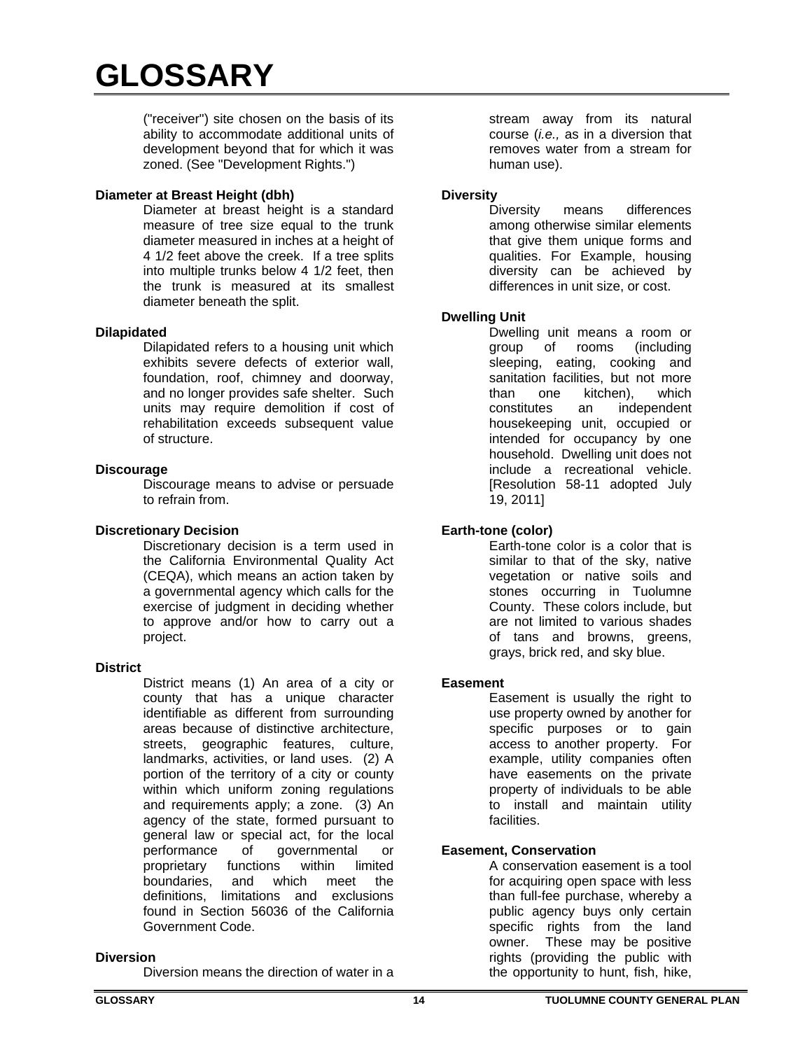# GLOSSARY

("receiver") site chosen on the basis of its ability to accommodate additional units of development beyond that for which it was zoned. (See "Development Rights.")

**Diameter at Breast Height (dbh)**

Diameter at breast height is a standard measure of tree size equal to the trunk diameter measured in inches at a height of 4 1/2 feet above the creek. If a tree splits into multiple trunks below 4 1/2 feet, then the trunk is measured at its smallest diameter beneath the split.

**Dilapidated**

Dilapidated refers to a housing unit which exhibits severe defects of exterior wall, foundation, roof, chimney and doorway, and no longer provides safe shelter. Such units may require demolition if cost of rehabilitation exceeds subsequent value of structure.

**Discourage**

Discourage means to advise or persuade to refrain from.

**Discretionary Decision**

Discretionary decision is a term used in the California Environmental Quality Act (CEQA), which means an action taken by a governmental agency which calls for the exercise of judgment in deciding whether to approve and/or how to carry out a project.

**District**

District means (1) An area of a city or county that has a unique character identifiable as different from surrounding areas because of distinctive architecture, streets, geographic features, culture, landmarks, activities, or land uses. (2) A portion of the territory of a city or county within which uniform zoning regulations and requirements apply; a zone. (3) An agency of the state, formed pursuant to general law or special act, for the local performance of governmental or proprietary functions within limited boundaries, and which meet the definitions, limitations and exclusions found in Section 56036 of the California Government Code.

**Diversion**

Diversion means the direction of water in a stream away from its natural course (*i.e.,* as in a diversion that removes water from a stream for human use).

**Diversity**

Diversity means differences among otherwise similar elements that give them unique forms and qualities. For Example, housing diversity can be achieved by differences in unit size, or cost.

**Dwelling Unit**

Dwelling unit means a room or group of rooms (including sleeping, eating, cooking and sanitation facilities, but not more than one kitchen), which constitutes an independent housekeeping unit, occupied or intended for occupancy by one household. Dwelling unit does not include a recreational vehicle. [Resolution 58-11 adopted July 19, 2011]

**Earth-tone (color)**

Earth-tone color is a color that is similar to that of the sky, native vegetation or native soils and stones occurring in Tuolumne County. These colors include, but are not limited to various shades of tans and browns, greens, grays, brick red, and sky blue.

**Easement**

Easement is usually the right to use property owned by another for specific purposes or to gain access to another property. For example, utility companies often have easements on the private property of individuals to be able to install and maintain utility facilities.

**Easement, Conservation**

A conservation easement is a tool for acquiring open space with less than full-fee purchase, whereby a public agency buys only certain specific rights from the land owner. These may be positive rights (providing the public with the opportunity to hunt, fish, hike,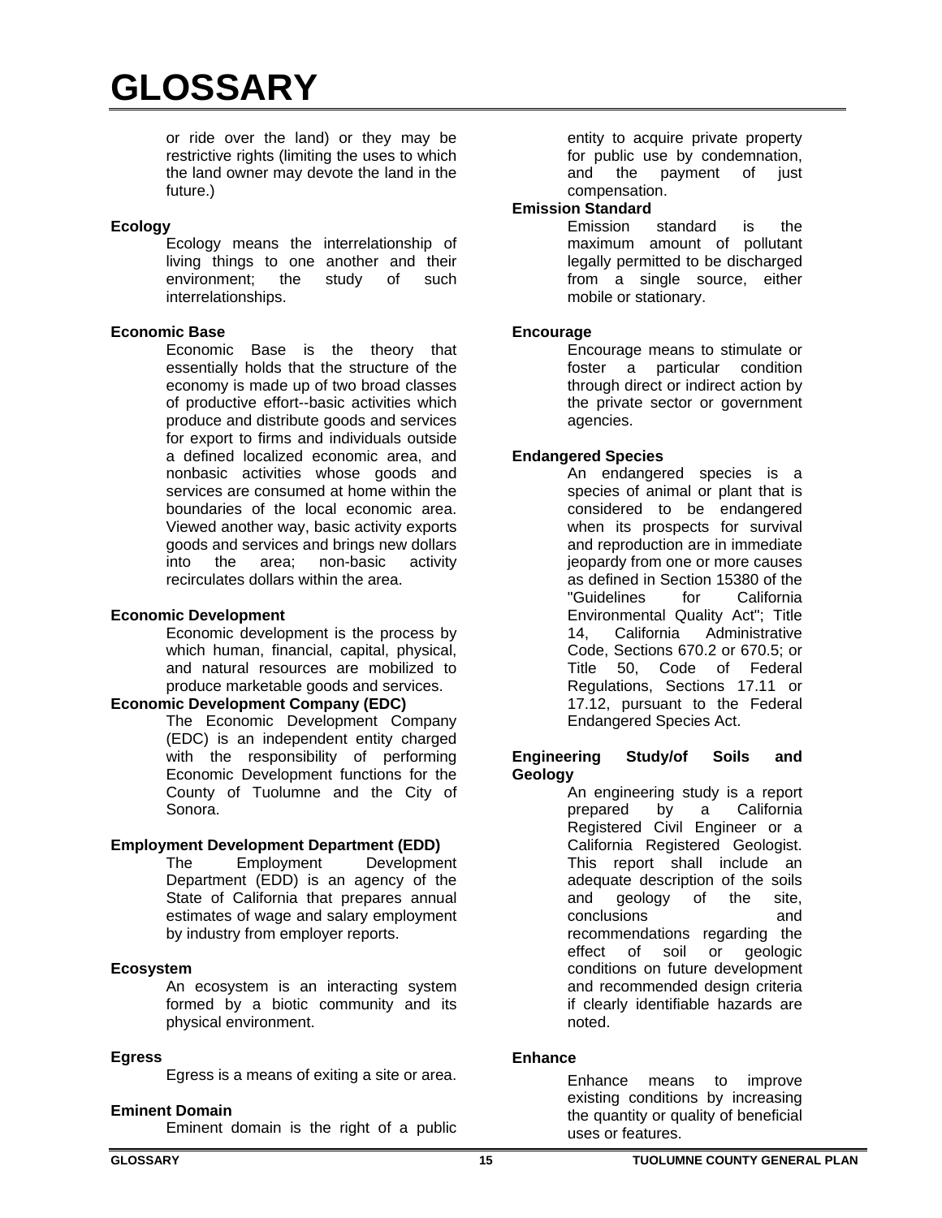# GLOSSARY

or ride over the land) or they may be restrictive rights (limiting the uses to which the land owner may devote the land in the future.)

**Ecology**

Ecology means the interrelationship of living things to one another and their environment; the study of such interrelationships.

**Economic Base**

Economic Base is the theory that essentially holds that the structure of the economy is made up of two broad classes of productive effort--basic activities which produce and distribute goods and services for export to firms and individuals outside a defined localized economic area, and nonbasic activities whose goods and services are consumed at home within the boundaries of the local economic area. Viewed another way, basic activity exports goods and services and brings new dollars into the area; non-basic activity recirculates dollars within the area.

**Economic Development**

Economic development is the process by which human, financial, capital, physical, and natural resources are mobilized to produce marketable goods and services.

**Economic Development Company (EDC)**

The Economic Development Company (EDC) is an independent entity charged with the responsibility of performing Economic Development functions for the County of Tuolumne and the City of Sonora.

**Employment Development Department (EDD)**

The Employment Development Department (EDD) is an agency of the State of California that prepares annual estimates of wage and salary employment by industry from employer reports.

**Ecosystem**

An ecosystem is an interacting system formed by a biotic community and its physical environment.

**Egress**

Egress is a means of exiting a site or area.

**Eminent Domain**

Eminent domain is the right of a public entity to acquire private property for public use by condemnation, and the payment of just compensation.

**Emission Standard**

Emission standard is the maximum amount of pollutant legally permitted to be discharged from a single source, either mobile or stationary.

**Encourage**

Encourage means to stimulate or foster a particular condition through direct or indirect action by the private sector or government agencies.

**Endangered Species**

An endangered species is a species of animal or plant that is considered to be endangered when its prospects for survival and reproduction are in immediate jeopardy from one or more causes as defined in Section 15380 of the "Guidelines for California Environmental Quality Act"; Title 14, California Administrative Code, Sections 670.2 or 670.5; or Title 50, Code of Federal Regulations, Sections 17.11 or 17.12, pursuant to the Federal Endangered Species Act.

**Engineering Study/of Soils and Geology**

An engineering study is a report prepared by a California Registered Civil Engineer or a California Registered Geologist. This report shall include an adequate description of the soils and geology of the site, conclusions and recommendations regarding the effect of soil or geologic conditions on future development and recommended design criteria if clearly identifiable hazards are noted.

**Enhance**

Enhance means to improve existing conditions by increasing the quantity or quality of beneficial uses or features.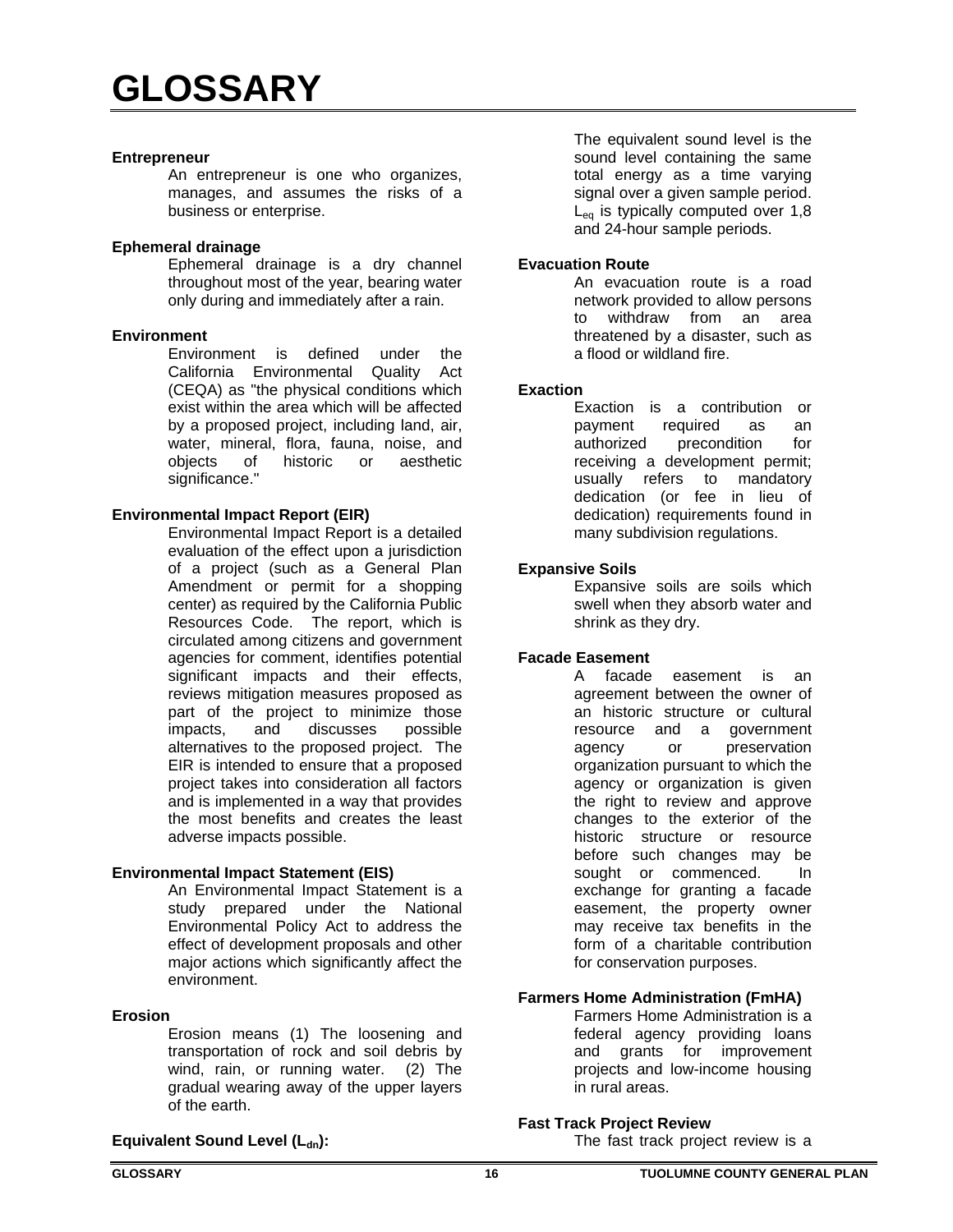# GLOSSARY

**Entrepreneur**

An entrepreneur is one who organizes, manages, and assumes the risks of a business or enterprise.

**Ephemeral drainage**

Ephemeral drainage is a dry channel throughout most of the year, bearing water only during and immediately after a rain.

**Environment**

Environment is defined under the California Environmental Quality Act (CEQA) as "the physical conditions which exist within the area which will be affected by a proposed project, including land, air, water, mineral, flora, fauna, noise, and objects of historic or aesthetic significance."

**Environmental Impact Report (EIR)**

Environmental Impact Report is a detailed evaluation of the effect upon a jurisdiction of a project (such as a General Plan Amendment or permit for a shopping center) as required by the California Public Resources Code. The report, which is circulated among citizens and government agencies for comment, identifies potential significant impacts and their effects, reviews mitigation measures proposed as part of the project to minimize those impacts, and discusses possible alternatives to the proposed project. The EIR is intended to ensure that a proposed project takes into consideration all factors and is implemented in a way that provides the most benefits and creates the least adverse impacts possible.

**Environmental Impact Statement (EIS)**

An Environmental Impact Statement is a study prepared under the National Environmental Policy Act to address the effect of development proposals and other major actions which significantly affect the environment.

**Erosion**

Erosion means (1) The loosening and transportation of rock and soil debris by wind, rain, or running water. (2) The gradual wearing away of the upper layers of the earth.

**Equivalent Sound Level ($L_{dn}$):**

The equivalent sound level is the sound level containing the same total energy as a time varying signal over a given sample period. $L_{eq}$ is typically computed over 1,8 and 24-hour sample periods.

**Evacuation Route**

An evacuation route is a road network provided to allow persons to withdraw from an area threatened by a disaster, such as a flood or wildland fire.

**Exaction**

Exaction is a contribution or payment required as an authorized precondition for receiving a development permit; usually refers to mandatory dedication (or fee in lieu of dedication) requirements found in many subdivision regulations.

**Expansive Soils**

Expansive soils are soils which swell when they absorb water and shrink as they dry.

**Facade Easement**

A facade easement is an agreement between the owner of an historic structure or cultural resource and a government agency or preservation organization pursuant to which the agency or organization is given the right to review and approve changes to the exterior of the historic structure or resource before such changes may be sought or commenced. In exchange for granting a facade easement, the property owner may receive tax benefits in the form of a charitable contribution for conservation purposes.

**Farmers Home Administration (FmHA)**

Farmers Home Administration is a federal agency providing loans and grants for improvement projects and low-income housing in rural areas.

**Fast Track Project Review**

The fast track project review is a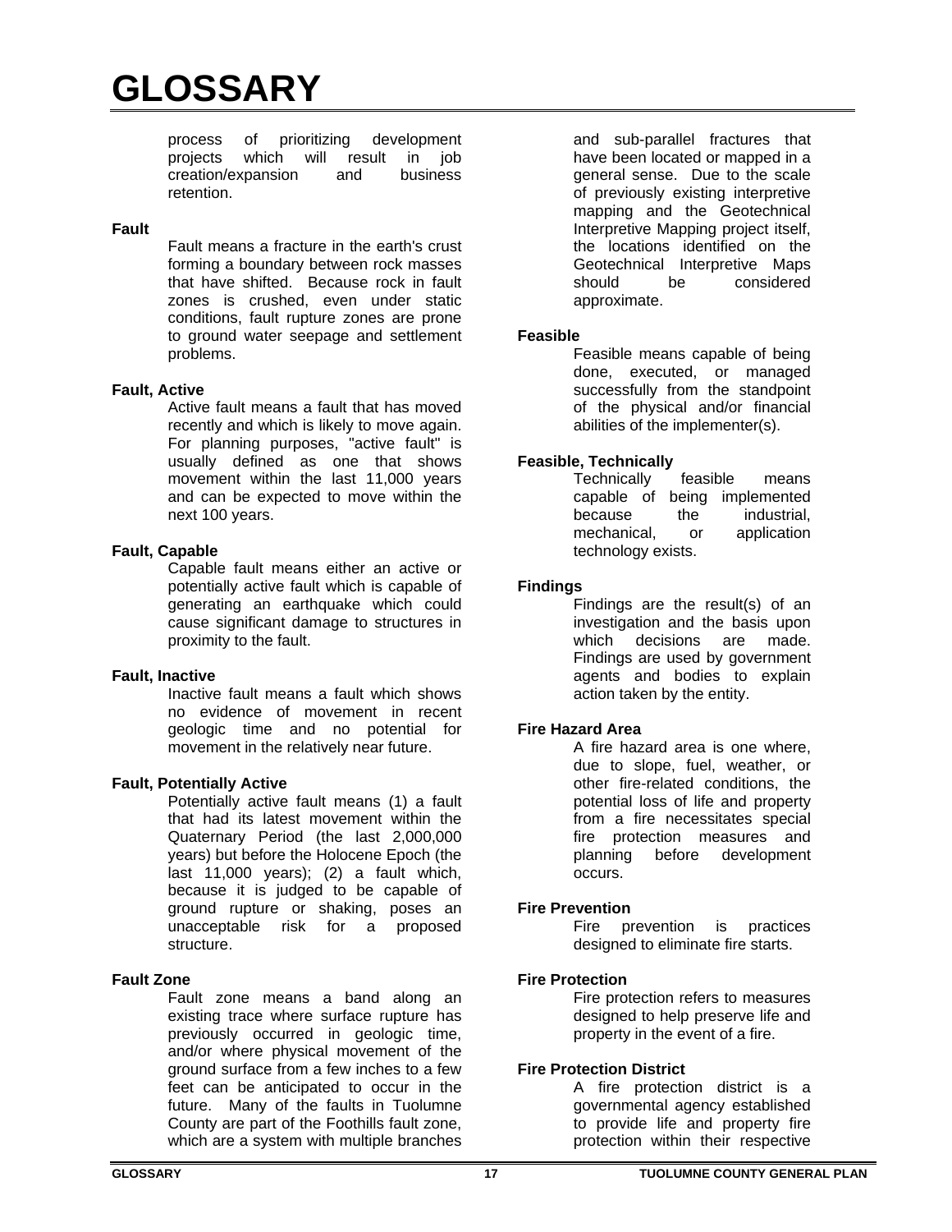# GLOSSARY

process of prioritizing development projects which will result in job creation/expansion and business retention.

**Fault**

Fault means a fracture in the earth's crust forming a boundary between rock masses that have shifted. Because rock in fault zones is crushed, even under static conditions, fault rupture zones are prone to ground water seepage and settlement problems.

**Fault, Active**

Active fault means a fault that has moved recently and which is likely to move again. For planning purposes, "active fault" is usually defined as one that shows movement within the last 11,000 years and can be expected to move within the next 100 years.

**Fault, Capable**

Capable fault means either an active or potentially active fault which is capable of generating an earthquake which could cause significant damage to structures in proximity to the fault.

**Fault, Inactive**

Inactive fault means a fault which shows no evidence of movement in recent geologic time and no potential for movement in the relatively near future.

**Fault, Potentially Active**

Potentially active fault means (1) a fault that had its latest movement within the Quaternary Period (the last 2,000,000 years) but before the Holocene Epoch (the last 11,000 years); (2) a fault which, because it is judged to be capable of ground rupture or shaking, poses an unacceptable risk for a proposed structure.

**Fault Zone**

Fault zone means a band along an existing trace where surface rupture has previously occurred in geologic time, and/or where physical movement of the ground surface from a few inches to a few feet can be anticipated to occur in the future. Many of the faults in Tuolumne County are part of the Foothills fault zone, which are a system with multiple branches and sub-parallel fractures that have been located or mapped in a general sense. Due to the scale of previously existing interpretive mapping and the Geotechnical Interpretive Mapping project itself, the locations identified on the Geotechnical Interpretive Maps should be considered approximate.

**Feasible**

Feasible means capable of being done, executed, or managed successfully from the standpoint of the physical and/or financial abilities of the implementer(s).

**Feasible, Technically**

Technically feasible means capable of being implemented because the industrial, mechanical, or application technology exists.

**Findings**

Findings are the result(s) of an investigation and the basis upon which decisions are made. Findings are used by government agents and bodies to explain action taken by the entity.

**Fire Hazard Area**

A fire hazard area is one where, due to slope, fuel, weather, or other fire-related conditions, the potential loss of life and property from a fire necessitates special fire protection measures and planning before development occurs.

**Fire Prevention**

Fire prevention is practices designed to eliminate fire starts.

**Fire Protection**

Fire protection refers to measures designed to help preserve life and property in the event of a fire.

**Fire Protection District**

A fire protection district is a governmental agency established to provide life and property fire protection within their respective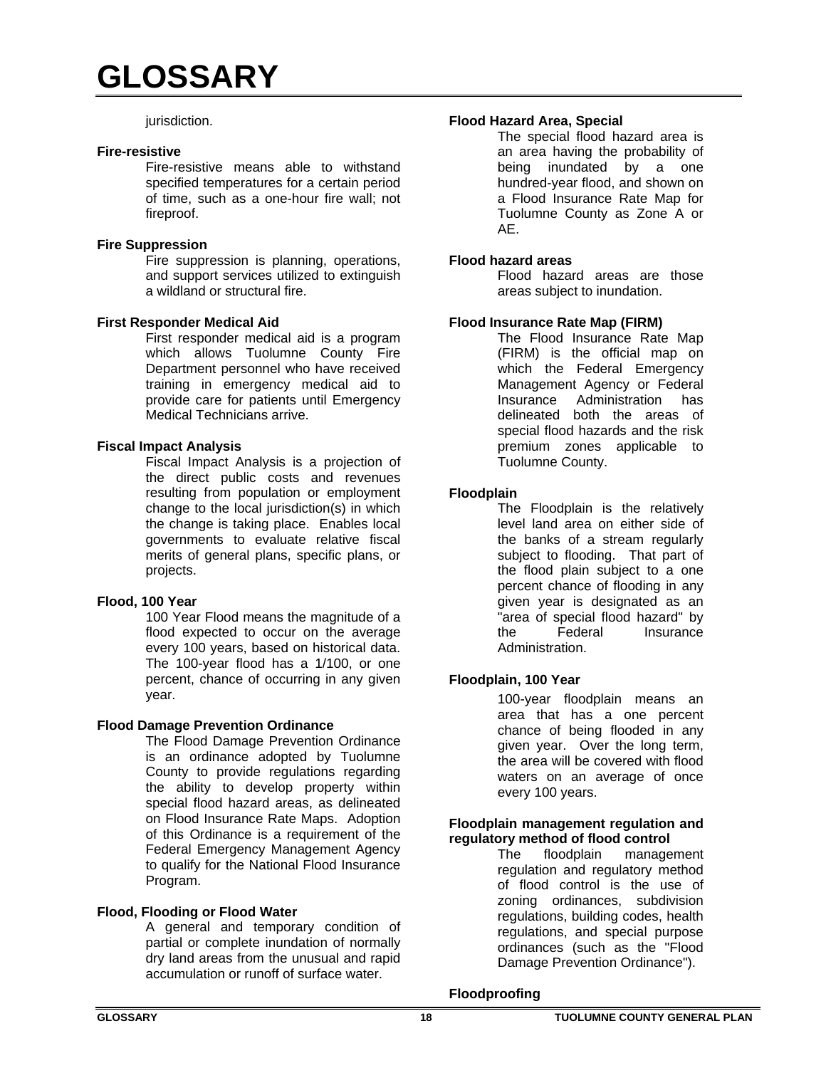# GLOSSARY

jurisdiction.

**Fire-resistive**

Fire-resistive means able to withstand specified temperatures for a certain period of time, such as a one-hour fire wall; not fireproof.

**Fire Suppression**

Fire suppression is planning, operations, and support services utilized to extinguish a wildland or structural fire.

**First Responder Medical Aid**

First responder medical aid is a program which allows Tuolumne County Fire Department personnel who have received training in emergency medical aid to provide care for patients until Emergency Medical Technicians arrive.

**Fiscal Impact Analysis**

Fiscal Impact Analysis is a projection of the direct public costs and revenues resulting from population or employment change to the local jurisdiction(s) in which the change is taking place. Enables local governments to evaluate relative fiscal merits of general plans, specific plans, or projects.

**Flood, 100 Year**

100 Year Flood means the magnitude of a flood expected to occur on the average every 100 years, based on historical data. The 100-year flood has a 1/100, or one percent, chance of occurring in any given year.

**Flood Damage Prevention Ordinance**

The Flood Damage Prevention Ordinance is an ordinance adopted by Tuolumne County to provide regulations regarding the ability to develop property within special flood hazard areas, as delineated on Flood Insurance Rate Maps. Adoption of this Ordinance is a requirement of the Federal Emergency Management Agency to qualify for the National Flood Insurance Program.

**Flood, Flooding or Flood Water**

A general and temporary condition of partial or complete inundation of normally dry land areas from the unusual and rapid accumulation or runoff of surface water.

**Flood Hazard Area, Special**

The special flood hazard area is an area having the probability of being inundated by a one hundred-year flood, and shown on a Flood Insurance Rate Map for Tuolumne County as Zone A or AE.

**Flood hazard areas**

Flood hazard areas are those areas subject to inundation.

**Flood Insurance Rate Map (FIRM)**

The Flood Insurance Rate Map (FIRM) is the official map on which the Federal Emergency Management Agency or Federal Insurance Administration has delineated both the areas of special flood hazards and the risk premium zones applicable to Tuolumne County.

**Floodplain**

The Floodplain is the relatively level land area on either side of the banks of a stream regularly subject to flooding. That part of the flood plain subject to a one percent chance of flooding in any given year is designated as an "area of special flood hazard" by the Federal Insurance Administration.

**Floodplain, 100 Year**

100-year floodplain means an area that has a one percent chance of being flooded in any given year. Over the long term, the area will be covered with flood waters on an average of once every 100 years.

**Floodplain management regulation and regulatory method of flood control**

The floodplain management regulation and regulatory method of flood control is the use of zoning ordinances, subdivision regulations, building codes, health regulations, and special purpose ordinances (such as the "Flood Damage Prevention Ordinance").

**Floodproofing**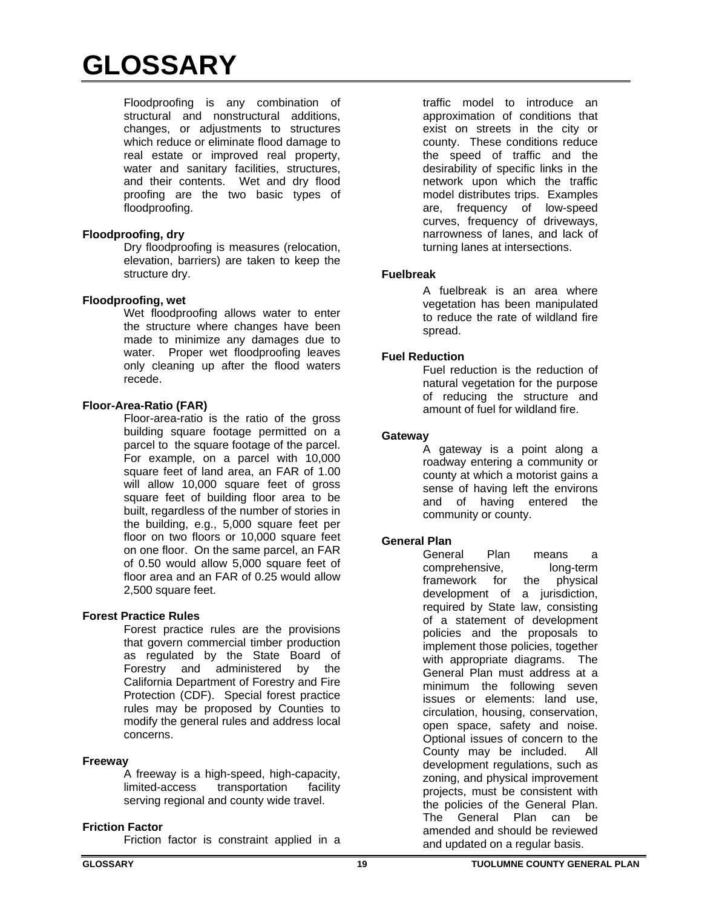# GLOSSARY

Floodproofing is any combination of structural and nonstructural additions, changes, or adjustments to structures which reduce or eliminate flood damage to real estate or improved real property, water and sanitary facilities, structures, and their contents. Wet and dry flood proofing are the two basic types of floodproofing.

**Floodproofing, dry**

Dry floodproofing is measures (relocation, elevation, barriers) are taken to keep the structure dry.

**Floodproofing, wet**

Wet floodproofing allows water to enter the structure where changes have been made to minimize any damages due to water. Proper wet floodproofing leaves only cleaning up after the flood waters recede.

**Floor-Area-Ratio (FAR)**

Floor-area-ratio is the ratio of the gross building square footage permitted on a parcel to the square footage of the parcel. For example, on a parcel with 10,000 square feet of land area, an FAR of 1.00 will allow 10,000 square feet of gross square feet of building floor area to be built, regardless of the number of stories in the building, e.g., 5,000 square feet per floor on two floors or 10,000 square feet on one floor. On the same parcel, an FAR of 0.50 would allow 5,000 square feet of floor area and an FAR of 0.25 would allow 2,500 square feet.

**Forest Practice Rules**

Forest practice rules are the provisions that govern commercial timber production as regulated by the State Board of Forestry and administered by the California Department of Forestry and Fire Protection (CDF). Special forest practice rules may be proposed by Counties to modify the general rules and address local concerns.

**Freeway**

A freeway is a high-speed, high-capacity, limited-access transportation facility serving regional and county wide travel.

**Friction Factor**

Friction factor is constraint applied in a traffic model to introduce an approximation of conditions that exist on streets in the city or county. These conditions reduce the speed of traffic and the desirability of specific links in the network upon which the traffic model distributes trips. Examples are, frequency of low-speed curves, frequency of driveways, narrowness of lanes, and lack of turning lanes at intersections.

**Fuelbreak**

A fuelbreak is an area where vegetation has been manipulated to reduce the rate of wildland fire spread.

**Fuel Reduction**

Fuel reduction is the reduction of natural vegetation for the purpose of reducing the structure and amount of fuel for wildland fire.

**Gateway**

A gateway is a point along a roadway entering a community or county at which a motorist gains a sense of having left the environs and of having entered the community or county.

**General Plan**

General Plan means a comprehensive, long-term framework for the physical development of a jurisdiction, required by State law, consisting of a statement of development policies and the proposals to implement those policies, together with appropriate diagrams. The General Plan must address at a minimum the following seven issues or elements: land use, circulation, housing, conservation, open space, safety and noise. Optional issues of concern to the County may be included. All development regulations, such as zoning, and physical improvement projects, must be consistent with the policies of the General Plan. The General Plan can be amended and should be reviewed and updated on a regular basis.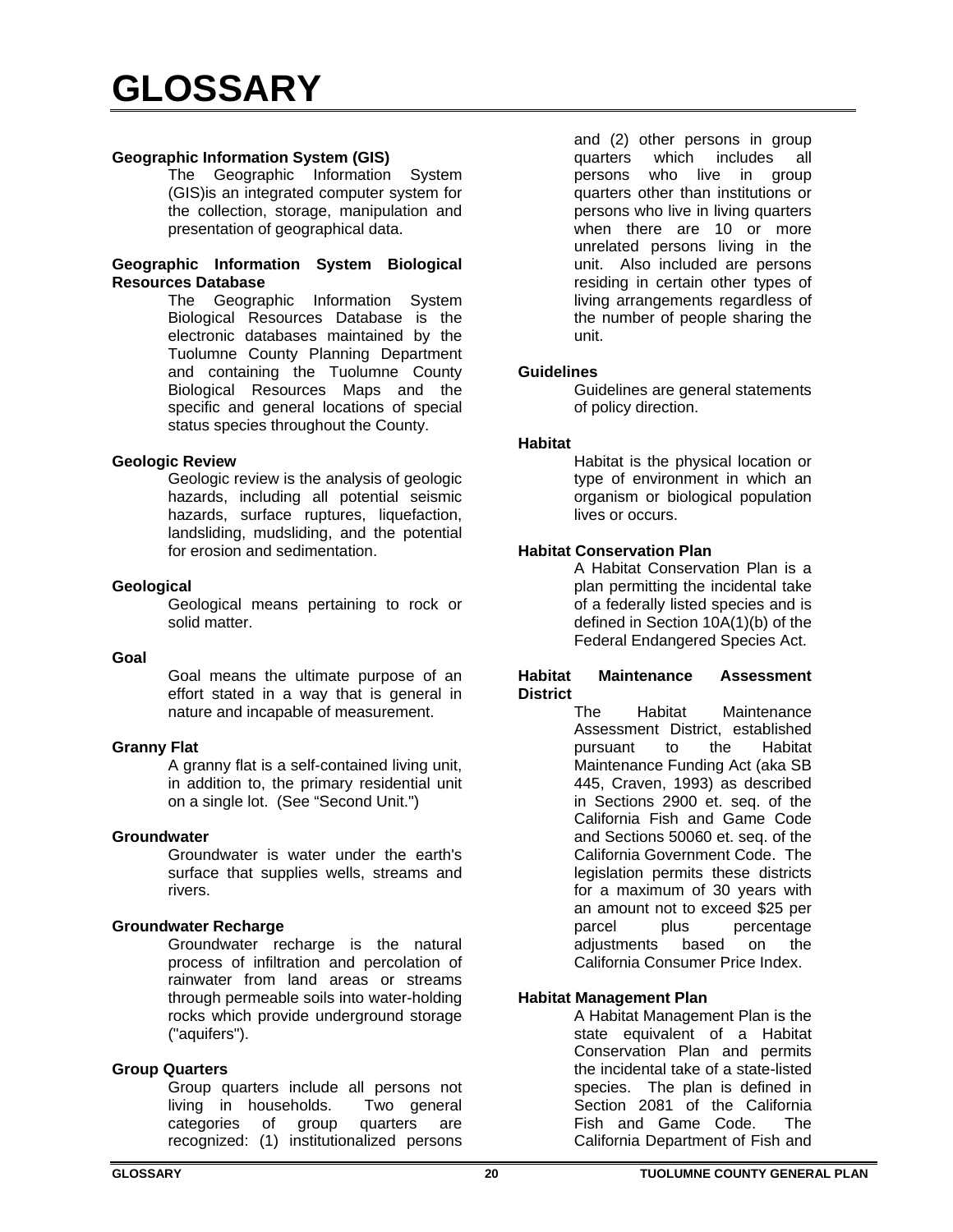# GLOSSARY

**Geographic Information System (GIS)**

The Geographic Information System (GIS)is an integrated computer system for the collection, storage, manipulation and presentation of geographical data.

**Geographic Information System Biological Resources Database**

The Geographic Information System Biological Resources Database is the electronic databases maintained by the Tuolumne County Planning Department and containing the Tuolumne County Biological Resources Maps and the specific and general locations of special status species throughout the County.

**Geologic Review**

Geologic review is the analysis of geologic hazards, including all potential seismic hazards, surface ruptures, liquefaction, landsliding, mudsliding, and the potential for erosion and sedimentation.

**Geological**

Geological means pertaining to rock or solid matter.

**Goal**

Goal means the ultimate purpose of an effort stated in a way that is general in nature and incapable of measurement.

**Granny Flat**

A granny flat is a self-contained living unit, in addition to, the primary residential unit on a single lot. (See "Second Unit.")

**Groundwater**

Groundwater is water under the earth's surface that supplies wells, streams and rivers.

**Groundwater Recharge**

Groundwater recharge is the natural process of infiltration and percolation of rainwater from land areas or streams through permeable soils into water-holding rocks which provide underground storage ("aquifers").

**Group Quarters**

Group quarters include all persons not living in households. Two general categories of group quarters are recognized: (1) institutionalized persons and (2) other persons in group quarters which includes all persons who live in group quarters other than institutions or persons who live in living quarters when there are 10 or more unrelated persons living in the unit. Also included are persons residing in certain other types of living arrangements regardless of the number of people sharing the unit.

**Guidelines**

Guidelines are general statements of policy direction.

**Habitat**

Habitat is the physical location or type of environment in which an organism or biological population lives or occurs.

**Habitat Conservation Plan**

A Habitat Conservation Plan is a plan permitting the incidental take of a federally listed species and is defined in Section 10A(1)(b) of the Federal Endangered Species Act.

**Habitat Maintenance Assessment District**

The Habitat Maintenance Assessment District, established pursuant to the Habitat Maintenance Funding Act (aka SB 445, Craven, 1993) as described in Sections 2900 et. seq. of the California Fish and Game Code and Sections 50060 et. seq. of the California Government Code. The legislation permits these districts for a maximum of 30 years with an amount not to exceed $25 per parcel plus percentage adjustments based on the California Consumer Price Index.

**Habitat Management Plan**

A Habitat Management Plan is the state equivalent of a Habitat Conservation Plan and permits the incidental take of a state-listed species. The plan is defined in Section 2081 of the California Fish and Game Code. The California Department of Fish and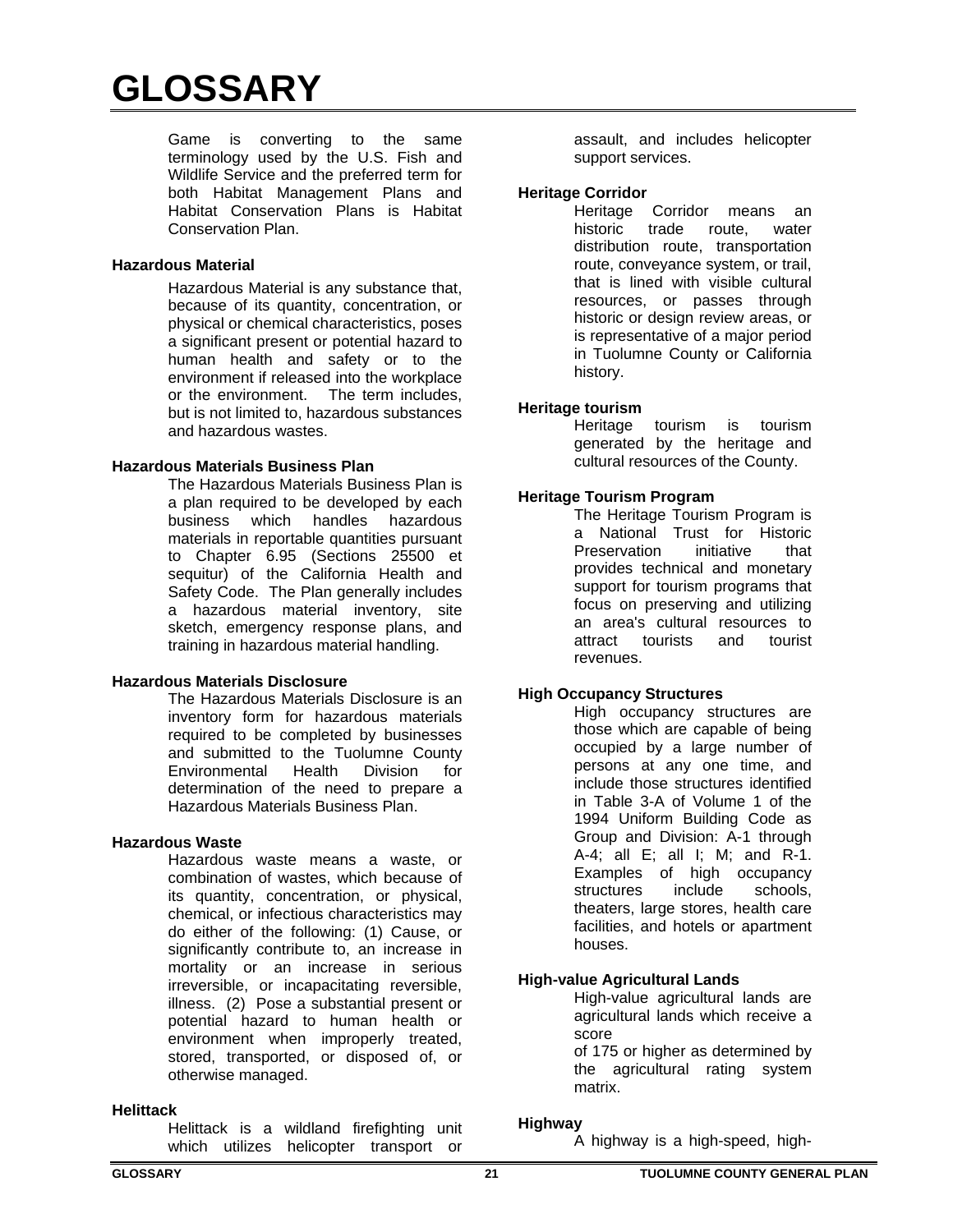# GLOSSARY

Game is converting to the same terminology used by the U.S. Fish and Wildlife Service and the preferred term for both Habitat Management Plans and Habitat Conservation Plans is Habitat Conservation Plan.

**Hazardous Material**

Hazardous Material is any substance that, because of its quantity, concentration, or physical or chemical characteristics, poses a significant present or potential hazard to human health and safety or to the environment if released into the workplace or the environment. The term includes, but is not limited to, hazardous substances and hazardous wastes.

**Hazardous Materials Business Plan**

The Hazardous Materials Business Plan is a plan required to be developed by each business which handles hazardous materials in reportable quantities pursuant to Chapter 6.95 (Sections 25500 et sequitur) of the California Health and Safety Code. The Plan generally includes a hazardous material inventory, site sketch, emergency response plans, and training in hazardous material handling.

**Hazardous Materials Disclosure**

The Hazardous Materials Disclosure is an inventory form for hazardous materials required to be completed by businesses and submitted to the Tuolumne County Environmental Health Division for determination of the need to prepare a Hazardous Materials Business Plan.

**Hazardous Waste**

Hazardous waste means a waste, or combination of wastes, which because of its quantity, concentration, or physical, chemical, or infectious characteristics may do either of the following: (1) Cause, or significantly contribute to, an increase in mortality or an increase in serious irreversible, or incapacitating reversible, illness. (2) Pose a substantial present or potential hazard to human health or environment when improperly treated, stored, transported, or disposed of, or otherwise managed.

**Helittack**

Helittack is a wildland firefighting unit which utilizes helicopter transport or assault, and includes helicopter support services.

**Heritage Corridor**

Heritage Corridor means an historic trade route, water distribution route, transportation route, conveyance system, or trail, that is lined with visible cultural resources, or passes through historic or design review areas, or is representative of a major period in Tuolumne County or California history.

**Heritage tourism**

Heritage tourism is tourism generated by the heritage and cultural resources of the County.

**Heritage Tourism Program**

The Heritage Tourism Program is a National Trust for Historic Preservation initiative that provides technical and monetary support for tourism programs that focus on preserving and utilizing an area's cultural resources to attract tourists and tourist revenues.

**High Occupancy Structures**

High occupancy structures are those which are capable of being occupied by a large number of persons at any one time, and include those structures identified in Table 3-A of Volume 1 of the 1994 Uniform Building Code as Group and Division: A-1 through A-4; all E; all I; M; and R-1. Examples of high occupancy structures include schools, theaters, large stores, health care facilities, and hotels or apartment houses.

**High-value Agricultural Lands**

High-value agricultural lands are agricultural lands which receive a score of 175 or higher as determined by the agricultural rating system matrix.

**Highway**

A highway is a high-speed, high-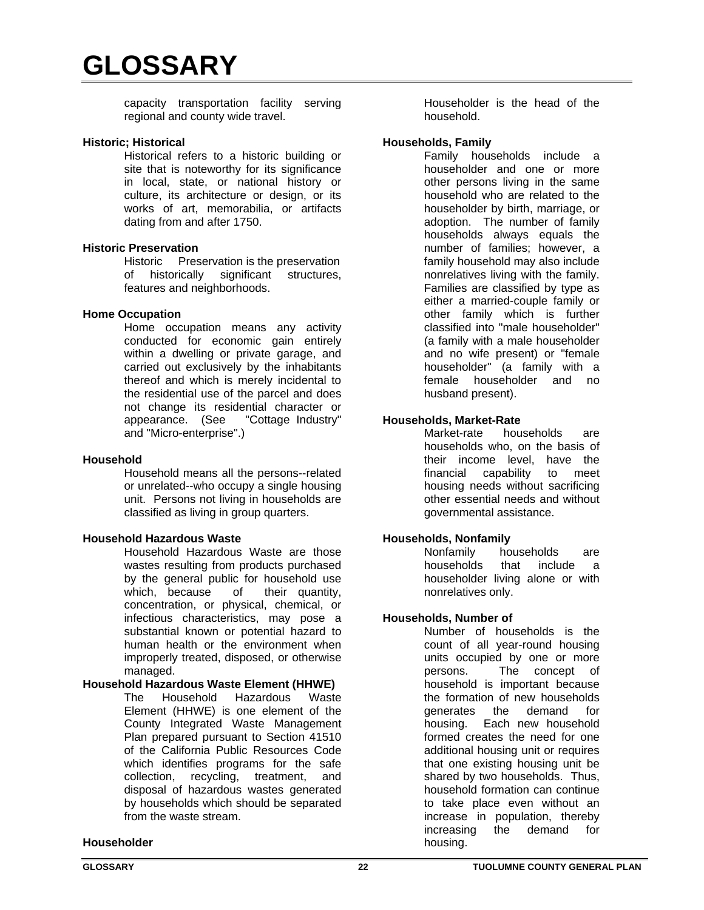# GLOSSARY

capacity transportation facility serving regional and county wide travel.

**Historic; Historical**

Historical refers to a historic building or site that is noteworthy for its significance in local, state, or national history or culture, its architecture or design, or its works of art, memorabilia, or artifacts dating from and after 1750.

**Historic Preservation**

Historic Preservation is the preservation of historically significant structures, features and neighborhoods.

**Home Occupation**

Home occupation means any activity conducted for economic gain entirely within a dwelling or private garage, and carried out exclusively by the inhabitants thereof and which is merely incidental to the residential use of the parcel and does not change its residential character or appearance. (See "Cottage Industry" and "Micro-enterprise".)

**Household**

Household means all the persons--related or unrelated--who occupy a single housing unit. Persons not living in households are classified as living in group quarters.

**Household Hazardous Waste**

Household Hazardous Waste are those wastes resulting from products purchased by the general public for household use which, because of their quantity, concentration, or physical, chemical, or infectious characteristics, may pose a substantial known or potential hazard to human health or the environment when improperly treated, disposed, or otherwise managed.

**Household Hazardous Waste Element (HHWE)**

The Household Hazardous Waste Element (HHWE) is one element of the County Integrated Waste Management Plan prepared pursuant to Section 41510 of the California Public Resources Code which identifies programs for the safe collection, recycling, treatment, and disposal of hazardous wastes generated by households which should be separated from the waste stream.

**Householder**

Householder is the head of the household.

**Households, Family**

Family households include a householder and one or more other persons living in the same household who are related to the householder by birth, marriage, or adoption. The number of family households always equals the number of families; however, a family household may also include nonrelatives living with the family. Families are classified by type as either a married-couple family or other family which is further classified into "male householder" (a family with a male householder and no wife present) or "female householder" (a family with a female householder and no husband present).

**Households, Market-Rate**

Market-rate households are households who, on the basis of their income level, have the financial capability to meet housing needs without sacrificing other essential needs and without governmental assistance.

**Households, Nonfamily**

Nonfamily households are households that include a householder living alone or with nonrelatives only.

**Households, Number of**

Number of households is the count of all year-round housing units occupied by one or more persons. The concept of household is important because the formation of new households generates the demand for housing. Each new household formed creates the need for one additional housing unit or requires that one existing housing unit be shared by two households. Thus, household formation can continue to take place even without an increase in population, thereby increasing the demand for housing.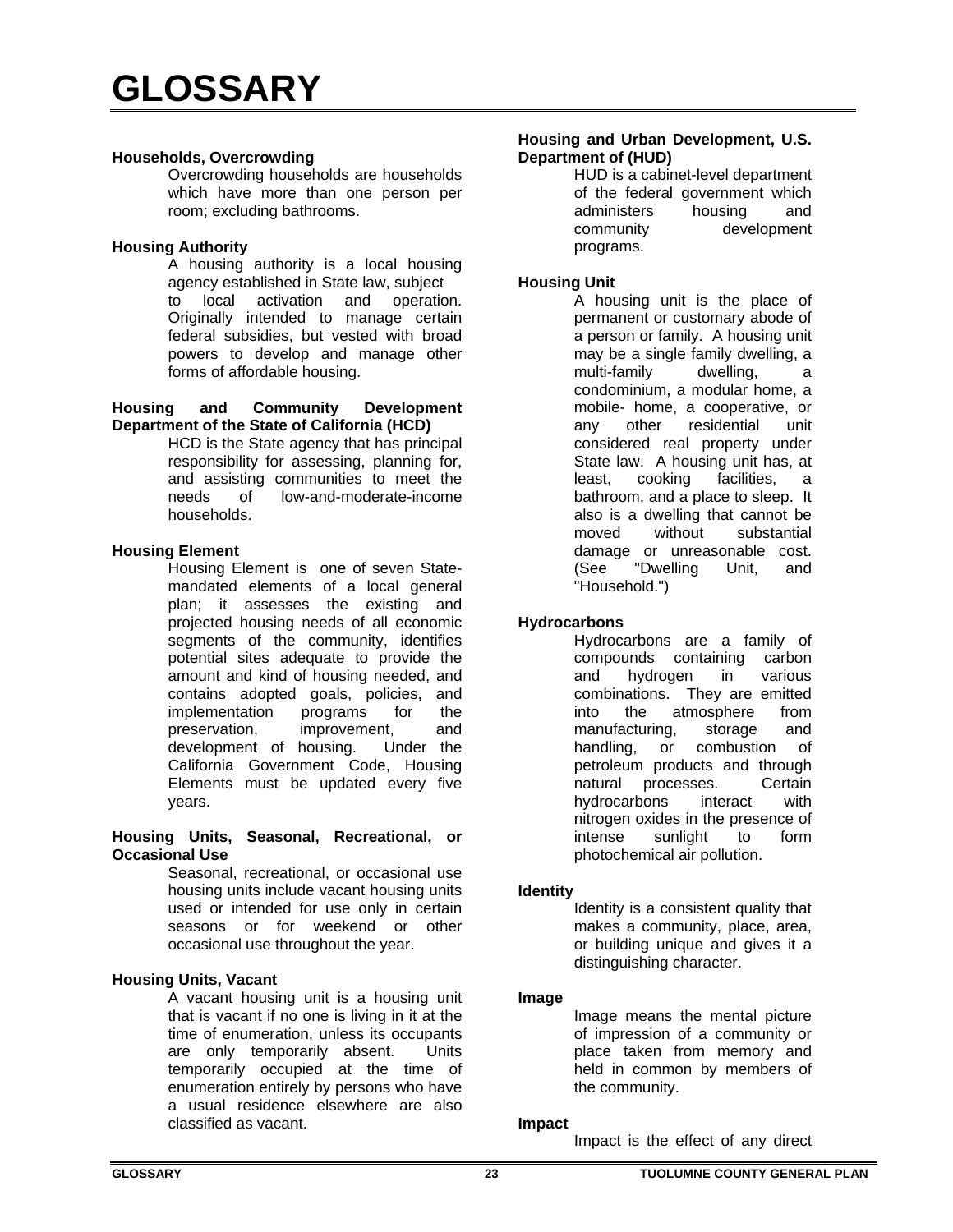# GLOSSARY

**Households, Overcrowding**

Overcrowding households are households which have more than one person per room; excluding bathrooms.

**Housing Authority**

A housing authority is a local housing agency established in State law, subject to local activation and operation. Originally intended to manage certain federal subsidies, but vested with broad powers to develop and manage other forms of affordable housing.

**Housing and Community Development Department of the State of California (HCD)**

HCD is the State agency that has principal responsibility for assessing, planning for, and assisting communities to meet the needs of low-and-moderate-income households.

**Housing Element**

Housing Element is one of seven State-mandated elements of a local general plan; it assesses the existing and projected housing needs of all economic segments of the community, identifies potential sites adequate to provide the amount and kind of housing needed, and contains adopted goals, policies, and implementation programs for the preservation, improvement, and development of housing. Under the California Government Code, Housing Elements must be updated every five years.

**Housing Units, Seasonal, Recreational, or Occasional Use**

Seasonal, recreational, or occasional use housing units include vacant housing units used or intended for use only in certain seasons or for weekend or other occasional use throughout the year.

**Housing Units, Vacant**

A vacant housing unit is a housing unit that is vacant if no one is living in it at the time of enumeration, unless its occupants are only temporarily absent. Units temporarily occupied at the time of enumeration entirely by persons who have a usual residence elsewhere are also classified as vacant.

**Housing and Urban Development, U.S. Department of (HUD)**

HUD is a cabinet-level department of the federal government which administers housing and community development programs.

**Housing Unit**

A housing unit is the place of permanent or customary abode of a person or family. A housing unit may be a single family dwelling, a multi-family dwelling, a condominium, a modular home, a mobile- home, a cooperative, or any other residential unit considered real property under State law. A housing unit has, at least, cooking facilities, a bathroom, and a place to sleep. It also is a dwelling that cannot be moved without substantial damage or unreasonable cost. (See "Dwelling Unit, and "Household.")

**Hydrocarbons**

Hydrocarbons are a family of compounds containing carbon and hydrogen in various combinations. They are emitted into the atmosphere from manufacturing, storage and handling, or combustion of petroleum products and through natural processes. Certain hydrocarbons interact with nitrogen oxides in the presence of intense sunlight to form photochemical air pollution.

**Identity**

Identity is a consistent quality that makes a community, place, area, or building unique and gives it a distinguishing character.

**Image**

Image means the mental picture of impression of a community or place taken from memory and held in common by members of the community.

**Impact**

Impact is the effect of any direct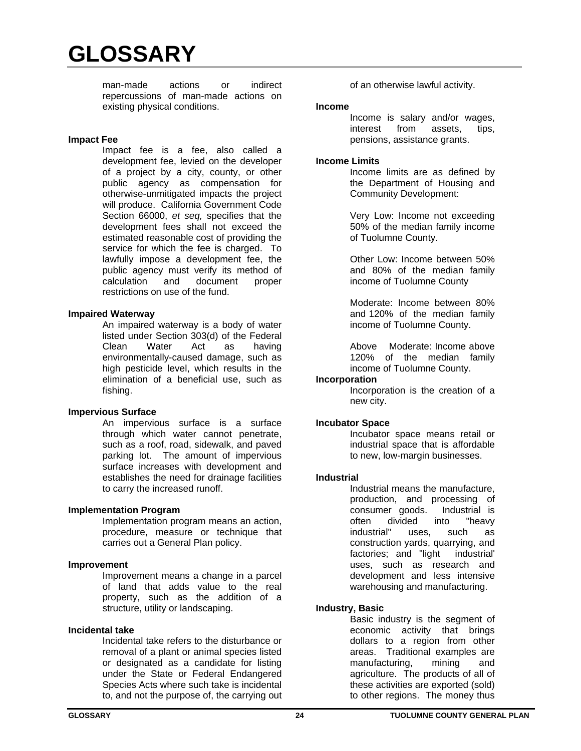# GLOSSARY

man-made actions or indirect repercussions of man-made actions on existing physical conditions.

**Impact Fee**

Impact fee is a fee, also called a development fee, levied on the developer of a project by a city, county, or other public agency as compensation for otherwise-unmitigated impacts the project will produce. California Government Code Section 66000, *et seq,* specifies that the development fees shall not exceed the estimated reasonable cost of providing the service for which the fee is charged. To lawfully impose a development fee, the public agency must verify its method of calculation and document proper restrictions on use of the fund.

**Impaired Waterway**

An impaired waterway is a body of water listed under Section 303(d) of the Federal Clean Water Act as having environmentally-caused damage, such as high pesticide level, which results in the elimination of a beneficial use, such as fishing.

**Impervious Surface**

An impervious surface is a surface through which water cannot penetrate, such as a roof, road, sidewalk, and paved parking lot. The amount of impervious surface increases with development and establishes the need for drainage facilities to carry the increased runoff.

**Implementation Program**

Implementation program means an action, procedure, measure or technique that carries out a General Plan policy.

**Improvement**

Improvement means a change in a parcel of land that adds value to the real property, such as the addition of a structure, utility or landscaping.

**Incidental take**

Incidental take refers to the disturbance or removal of a plant or animal species listed or designated as a candidate for listing under the State or Federal Endangered Species Acts where such take is incidental to, and not the purpose of, the carrying out of an otherwise lawful activity.

**Income**

Income is salary and/or wages, interest from assets, tips, pensions, assistance grants.

**Income Limits**

Income limits are as defined by the Department of Housing and Community Development:

Very Low: Income not exceeding 50% of the median family income of Tuolumne County.

Other Low: Income between 50% and 80% of the median family income of Tuolumne County

Moderate: Income between 80% and 120% of the median family income of Tuolumne County.

Above Moderate: Income above 120% of the median family income of Tuolumne County.

**Incorporation**

Incorporation is the creation of a new city.

**Incubator Space**

Incubator space means retail or industrial space that is affordable to new, low-margin businesses.

**Industrial**

Industrial means the manufacture, production, and processing of consumer goods. Industrial is often divided into "heavy industrial" uses, such as construction yards, quarrying, and factories; and "light industrial' uses, such as research and development and less intensive warehousing and manufacturing.

**Industry, Basic**

Basic industry is the segment of economic activity that brings dollars to a region from other areas. Traditional examples are manufacturing, mining and agriculture. The products of all of these activities are exported (sold) to other regions. The money thus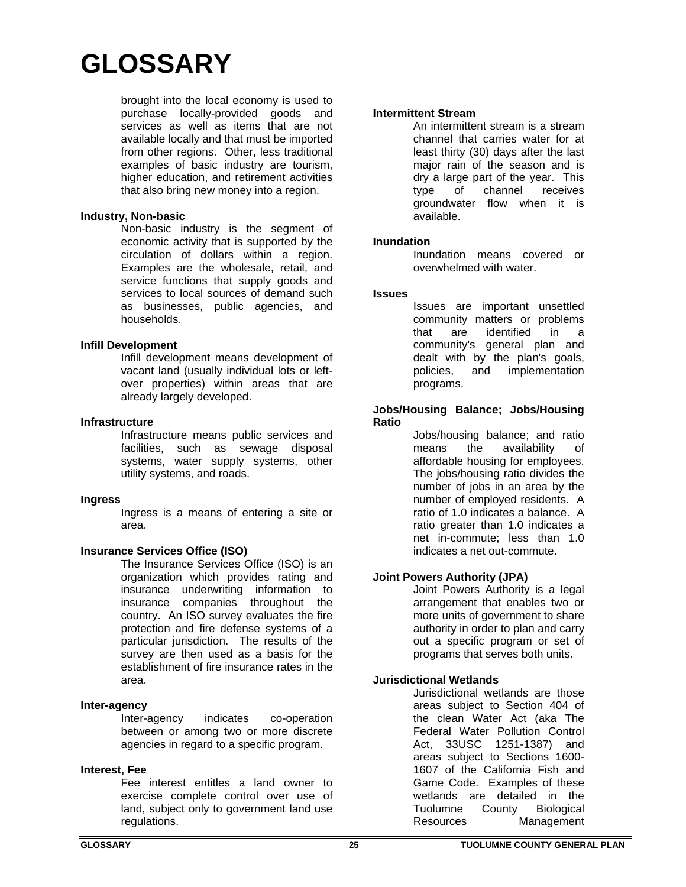# GLOSSARY

brought into the local economy is used to purchase locally-provided goods and services as well as items that are not available locally and that must be imported from other regions. Other, less traditional examples of basic industry are tourism, higher education, and retirement activities that also bring new money into a region.

**Industry, Non-basic**

Non-basic industry is the segment of economic activity that is supported by the circulation of dollars within a region. Examples are the wholesale, retail, and service functions that supply goods and services to local sources of demand such as businesses, public agencies, and households.

**Infill Development**

Infill development means development of vacant land (usually individual lots or left-over properties) within areas that are already largely developed.

**Infrastructure**

Infrastructure means public services and facilities, such as sewage disposal systems, water supply systems, other utility systems, and roads.

**Ingress**

Ingress is a means of entering a site or area.

**Insurance Services Office (ISO)**

The Insurance Services Office (ISO) is an organization which provides rating and insurance underwriting information to insurance companies throughout the country. An ISO survey evaluates the fire protection and fire defense systems of a particular jurisdiction. The results of the survey are then used as a basis for the establishment of fire insurance rates in the area.

**Inter-agency**

Inter-agency indicates co-operation between or among two or more discrete agencies in regard to a specific program.

**Interest, Fee**

Fee interest entitles a land owner to exercise complete control over use of land, subject only to government land use regulations.

**Intermittent Stream**

An intermittent stream is a stream channel that carries water for at least thirty (30) days after the last major rain of the season and is dry a large part of the year. This type of channel receives groundwater flow when it is available.

**Inundation**

Inundation means covered or overwhelmed with water.

**Issues**

Issues are important unsettled community matters or problems that are identified in a community's general plan and dealt with by the plan's goals, policies, and implementation programs.

**Jobs/Housing Balance; Jobs/Housing Ratio**

Jobs/housing balance; and ratio means the availability of affordable housing for employees. The jobs/housing ratio divides the number of jobs in an area by the number of employed residents. A ratio of 1.0 indicates a balance. A ratio greater than 1.0 indicates a net in-commute; less than 1.0 indicates a net out-commute.

**Joint Powers Authority (JPA)**

Joint Powers Authority is a legal arrangement that enables two or more units of government to share authority in order to plan and carry out a specific program or set of programs that serves both units.

**Jurisdictional Wetlands**

Jurisdictional wetlands are those areas subject to Section 404 of the clean Water Act (aka The Federal Water Pollution Control Act, 33USC 1251-1387) and areas subject to Sections 1600-1607 of the California Fish and Game Code. Examples of these wetlands are detailed in the Tuolumne County Biological Resources Management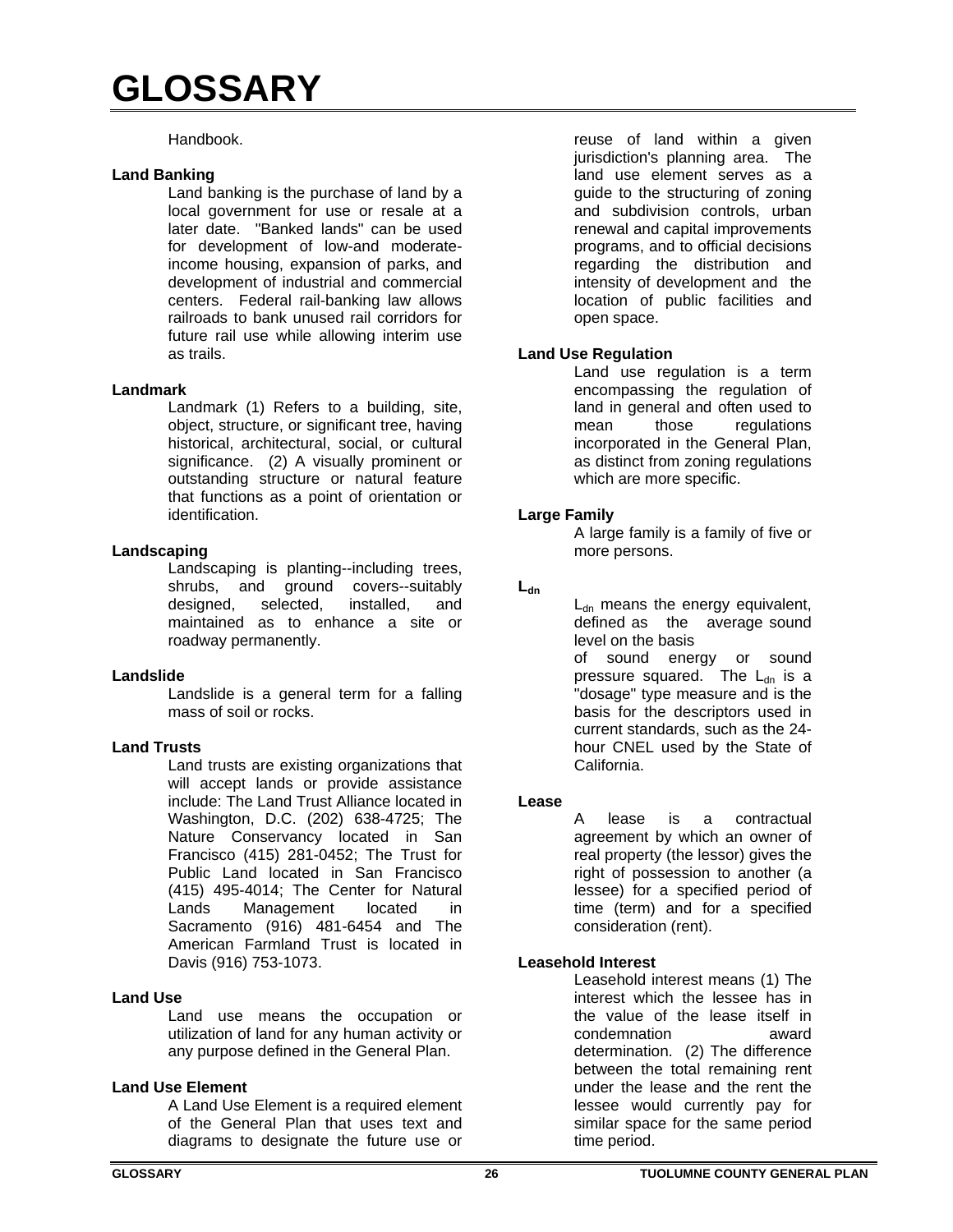# GLOSSARY

Handbook.

**Land Banking**

Land banking is the purchase of land by a local government for use or resale at a later date. "Banked lands" can be used for development of low-and moderate-income housing, expansion of parks, and development of industrial and commercial centers. Federal rail-banking law allows railroads to bank unused rail corridors for future rail use while allowing interim use as trails.

**Landmark**

Landmark (1) Refers to a building, site, object, structure, or significant tree, having historical, architectural, social, or cultural significance. (2) A visually prominent or outstanding structure or natural feature that functions as a point of orientation or identification.

**Landscaping**

Landscaping is planting--including trees, shrubs, and ground covers--suitably designed, selected, installed, and maintained as to enhance a site or roadway permanently.

**Landslide**

Landslide is a general term for a falling mass of soil or rocks.

**Land Trusts**

Land trusts are existing organizations that will accept lands or provide assistance include: The Land Trust Alliance located in Washington, D.C. (202) 638-4725; The Nature Conservancy located in San Francisco (415) 281-0452; The Trust for Public Land located in San Francisco (415) 495-4014; The Center for Natural Lands Management located in Sacramento (916) 481-6454 and The American Farmland Trust is located in Davis (916) 753-1073.

**Land Use**

Land use means the occupation or utilization of land for any human activity or any purpose defined in the General Plan.

**Land Use Element**

A Land Use Element is a required element of the General Plan that uses text and diagrams to designate the future use or reuse of land within a given jurisdiction's planning area. The land use element serves as a guide to the structuring of zoning and subdivision controls, urban renewal and capital improvements programs, and to official decisions regarding the distribution and intensity of development and the location of public facilities and open space.

**Land Use Regulation**

Land use regulation is a term encompassing the regulation of land in general and often used to mean those regulations incorporated in the General Plan, as distinct from zoning regulations which are more specific.

**Large Family**

A large family is a family of five or more persons.

**$L_{dn}$**

$L_{dn}$ means the energy equivalent, defined as the average sound level on the basis of sound energy or sound pressure squared. The $L_{dn}$ is a "dosage" type measure and is the basis for the descriptors used in current standards, such as the 24-hour CNEL used by the State of California.

**Lease**

A lease is a contractual agreement by which an owner of real property (the lessor) gives the right of possession to another (a lessee) for a specified period of time (term) and for a specified consideration (rent).

**Leasehold Interest**

Leasehold interest means (1) The interest which the lessee has in the value of the lease itself in condemnation award determination. (2) The difference between the total remaining rent under the lease and the rent the lessee would currently pay for similar space for the same period time period.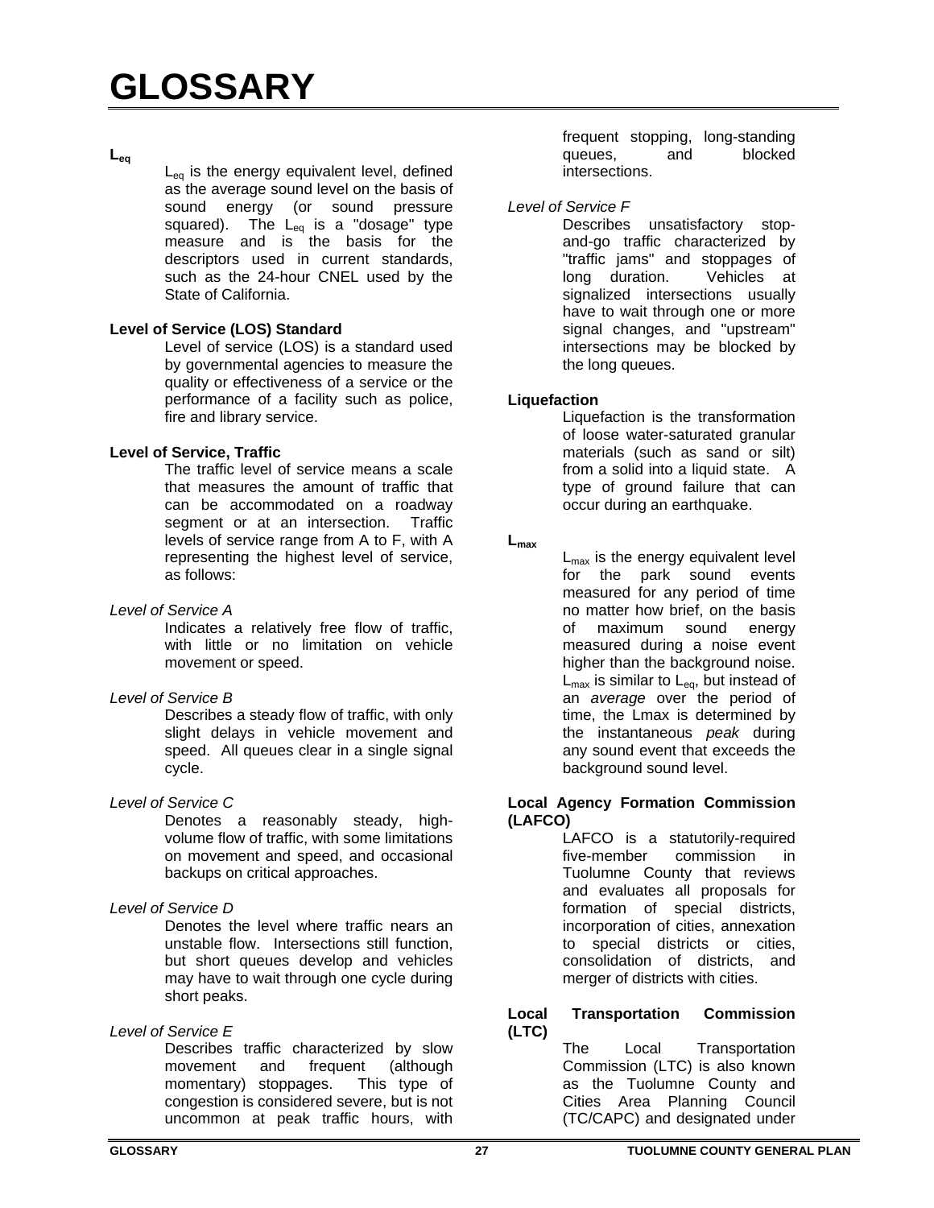# GLOSSARY

**$L_{eq}$**

$L_{eq}$ is the energy equivalent level, defined as the average sound level on the basis of sound energy (or sound pressure squared). The $L_{eq}$ is a "dosage" type measure and is the basis for the descriptors used in current standards, such as the 24-hour CNEL used by the State of California.

**Level of Service (LOS) Standard**

Level of service (LOS) is a standard used by governmental agencies to measure the quality or effectiveness of a service or the performance of a facility such as police, fire and library service.

**Level of Service, Traffic**

The traffic level of service means a scale that measures the amount of traffic that can be accommodated on a roadway segment or at an intersection. Traffic levels of service range from A to F, with A representing the highest level of service, as follows:

*Level of Service A*

Indicates a relatively free flow of traffic, with little or no limitation on vehicle movement or speed.

*Level of Service B*

Describes a steady flow of traffic, with only slight delays in vehicle movement and speed. All queues clear in a single signal cycle.

*Level of Service C*

Denotes a reasonably steady, high-volume flow of traffic, with some limitations on movement and speed, and occasional backups on critical approaches.

*Level of Service D*

Denotes the level where traffic nears an unstable flow. Intersections still function, but short queues develop and vehicles may have to wait through one cycle during short peaks.

*Level of Service E*

Describes traffic characterized by slow movement and frequent (although momentary) stoppages. This type of congestion is considered severe, but is not uncommon at peak traffic hours, with frequent stopping, long-standing queues, and blocked intersections.

*Level of Service F*

Describes unsatisfactory stop-and-go traffic characterized by "traffic jams" and stoppages of long duration. Vehicles at signalized intersections usually have to wait through one or more signal changes, and "upstream" intersections may be blocked by the long queues.

**Liquefaction**

Liquefaction is the transformation of loose water-saturated granular materials (such as sand or silt) from a solid into a liquid state. A type of ground failure that can occur during an earthquake.

**$L_{max}$**

$L_{max}$ is the energy equivalent level for the park sound events measured for any period of time no matter how brief, on the basis of maximum sound energy measured during a noise event higher than the background noise. $L_{max}$ is similar to $L_{eq}$, but instead of an *average* over the period of time, the Lmax is determined by the instantaneous *peak* during any sound event that exceeds the background sound level.

**Local Agency Formation Commission (LAFCO)**

LAFCO is a statutorily-required five-member commission in Tuolumne County that reviews and evaluates all proposals for formation of special districts, incorporation of cities, annexation to special districts or cities, consolidation of districts, and merger of districts with cities.

**Local Transportation Commission (LTC)**

The Local Transportation Commission (LTC) is also known as the Tuolumne County and Cities Area Planning Council (TC/CAPC) and designated under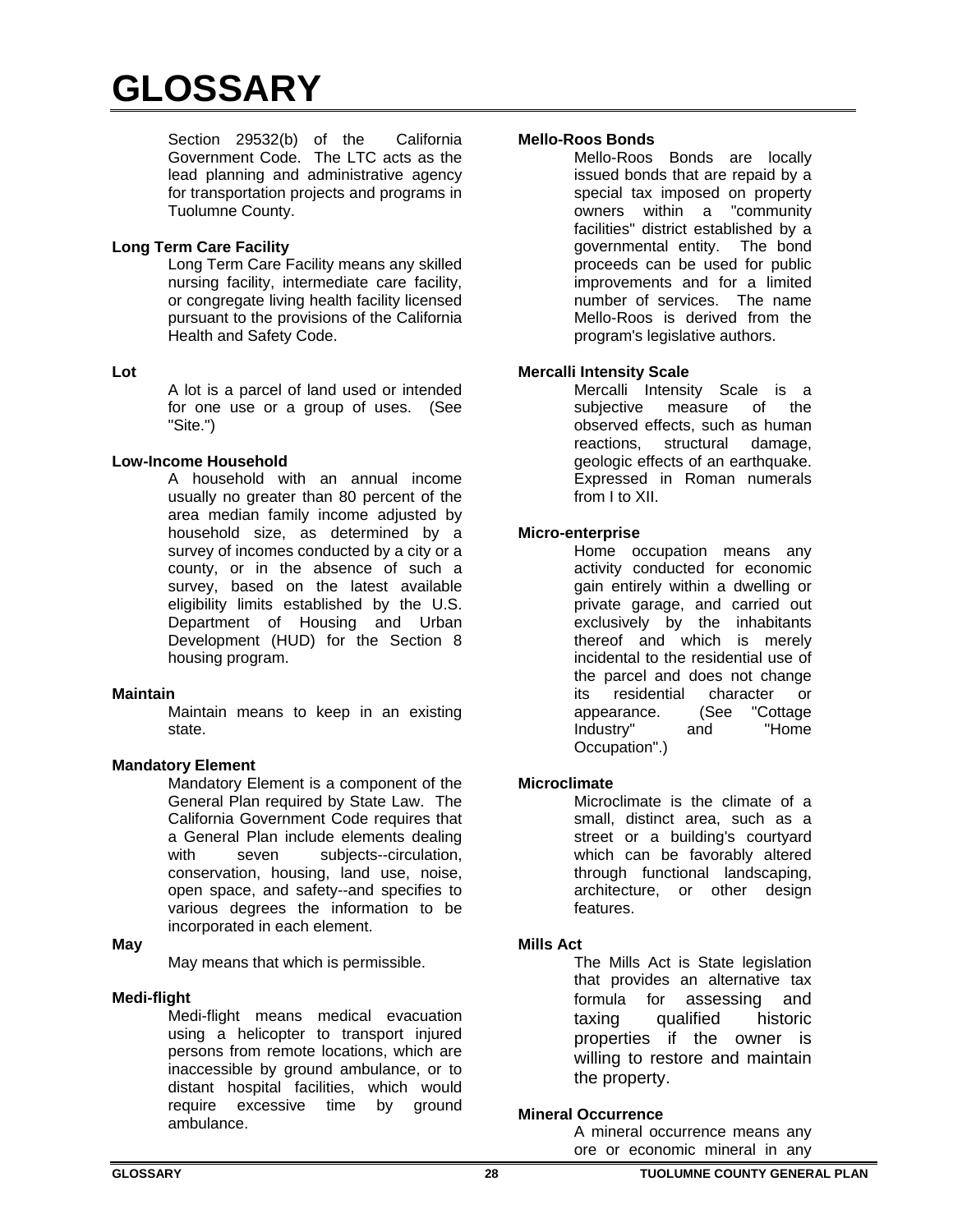# GLOSSARY

Section 29532(b) of the California Government Code. The LTC acts as the lead planning and administrative agency for transportation projects and programs in Tuolumne County.

**Long Term Care Facility**

Long Term Care Facility means any skilled nursing facility, intermediate care facility, or congregate living health facility licensed pursuant to the provisions of the California Health and Safety Code.

**Lot**

A lot is a parcel of land used or intended for one use or a group of uses. (See "Site.")

**Low-Income Household**

A household with an annual income usually no greater than 80 percent of the area median family income adjusted by household size, as determined by a survey of incomes conducted by a city or a county, or in the absence of such a survey, based on the latest available eligibility limits established by the U.S. Department of Housing and Urban Development (HUD) for the Section 8 housing program.

**Maintain**

Maintain means to keep in an existing state.

**Mandatory Element**

Mandatory Element is a component of the General Plan required by State Law. The California Government Code requires that a General Plan include elements dealing with seven subjects--circulation, conservation, housing, land use, noise, open space, and safety--and specifies to various degrees the information to be incorporated in each element.

**May**

May means that which is permissible.

**Medi-flight**

Medi-flight means medical evacuation using a helicopter to transport injured persons from remote locations, which are inaccessible by ground ambulance, or to distant hospital facilities, which would require excessive time by ground ambulance.

**Mello-Roos Bonds**

Mello-Roos Bonds are locally issued bonds that are repaid by a special tax imposed on property owners within a "community facilities" district established by a governmental entity. The bond proceeds can be used for public improvements and for a limited number of services. The name Mello-Roos is derived from the program's legislative authors.

**Mercalli Intensity Scale**

Mercalli Intensity Scale is a subjective measure of the observed effects, such as human reactions, structural damage, geologic effects of an earthquake. Expressed in Roman numerals from I to XII.

**Micro-enterprise**

Home occupation means any activity conducted for economic gain entirely within a dwelling or private garage, and carried out exclusively by the inhabitants thereof and which is merely incidental to the residential use of the parcel and does not change its residential character or appearance. (See "Cottage Industry" and "Home Occupation".)

**Microclimate**

Microclimate is the climate of a small, distinct area, such as a street or a building's courtyard which can be favorably altered through functional landscaping, architecture, or other design features.

**Mills Act**

The Mills Act is State legislation that provides an alternative tax formula for assessing and taxing qualified historic properties if the owner is willing to restore and maintain the property.

**Mineral Occurrence**

A mineral occurrence means any ore or economic mineral in any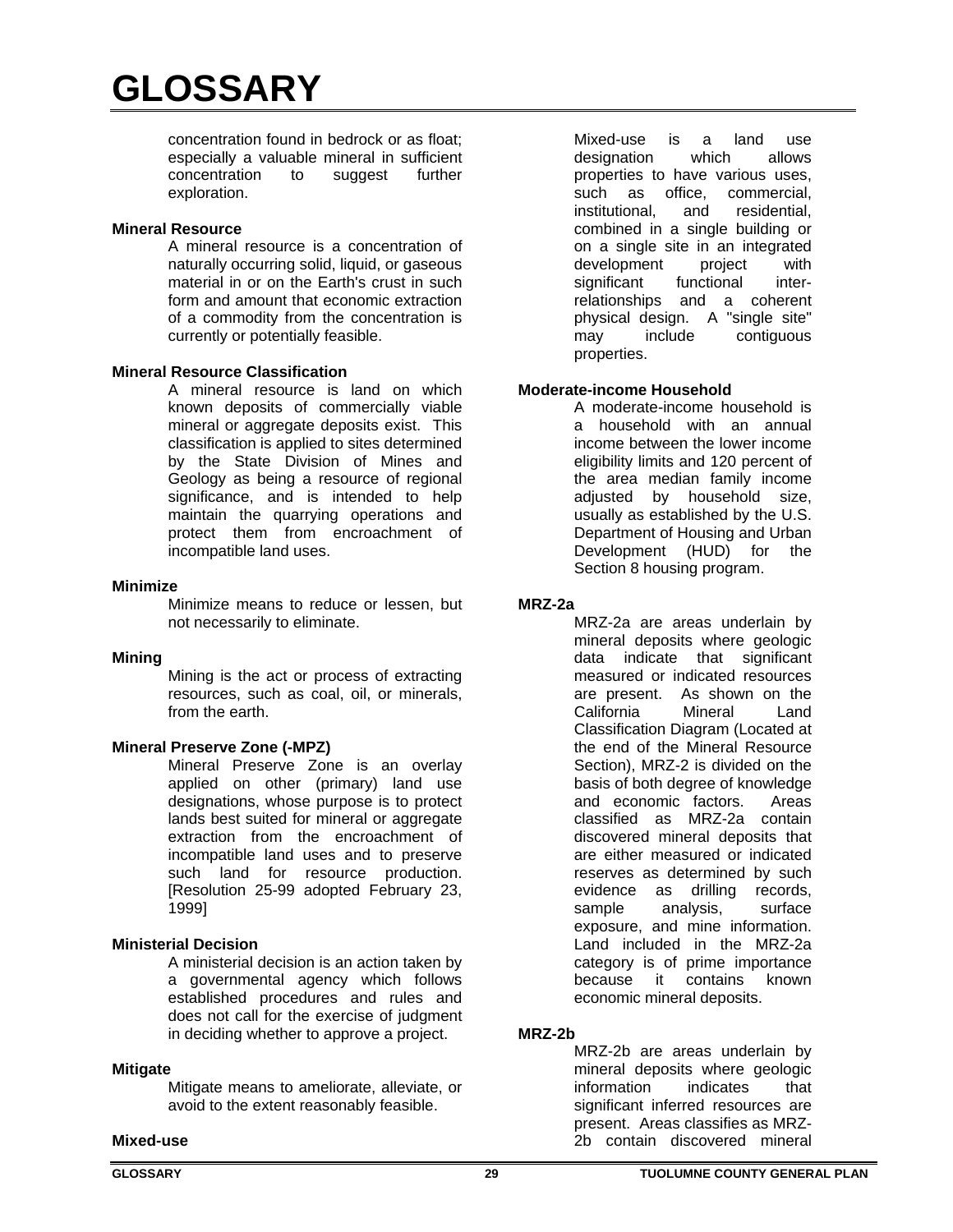# GLOSSARY

concentration found in bedrock or as float; especially a valuable mineral in sufficient concentration to suggest further exploration.

**Mineral Resource**

A mineral resource is a concentration of naturally occurring solid, liquid, or gaseous material in or on the Earth's crust in such form and amount that economic extraction of a commodity from the concentration is currently or potentially feasible.

**Mineral Resource Classification**

A mineral resource is land on which known deposits of commercially viable mineral or aggregate deposits exist. This classification is applied to sites determined by the State Division of Mines and Geology as being a resource of regional significance, and is intended to help maintain the quarrying operations and protect them from encroachment of incompatible land uses.

**Minimize**

Minimize means to reduce or lessen, but not necessarily to eliminate.

**Mining**

Mining is the act or process of extracting resources, such as coal, oil, or minerals, from the earth.

**Mineral Preserve Zone (-MPZ)**

Mineral Preserve Zone is an overlay applied on other (primary) land use designations, whose purpose is to protect lands best suited for mineral or aggregate extraction from the encroachment of incompatible land uses and to preserve such land for resource production. [Resolution 25-99 adopted February 23, 1999]

**Ministerial Decision**

A ministerial decision is an action taken by a governmental agency which follows established procedures and rules and does not call for the exercise of judgment in deciding whether to approve a project.

**Mitigate**

Mitigate means to ameliorate, alleviate, or avoid to the extent reasonably feasible.

**Mixed-use**

Mixed-use is a land use designation which allows properties to have various uses, such as office, commercial, institutional, and residential, combined in a single building or on a single site in an integrated development project with significant functional inter-relationships and a coherent physical design. A "single site" may include contiguous properties.

**Moderate-income Household**

A moderate-income household is a household with an annual income between the lower income eligibility limits and 120 percent of the area median family income adjusted by household size, usually as established by the U.S. Department of Housing and Urban Development (HUD) for the Section 8 housing program.

**MRZ-2a**

MRZ-2a are areas underlain by mineral deposits where geologic data indicate that significant measured or indicated resources are present. As shown on the California Mineral Land Classification Diagram (Located at the end of the Mineral Resource Section), MRZ-2 is divided on the basis of both degree of knowledge and economic factors. Areas classified as MRZ-2a contain discovered mineral deposits that are either measured or indicated reserves as determined by such evidence as drilling records, sample analysis, surface exposure, and mine information. Land included in the MRZ-2a category is of prime importance because it contains known economic mineral deposits.

**MRZ-2b**

MRZ-2b are areas underlain by mineral deposits where geologic information indicates that significant inferred resources are present. Areas classifies as MRZ-2b contain discovered mineral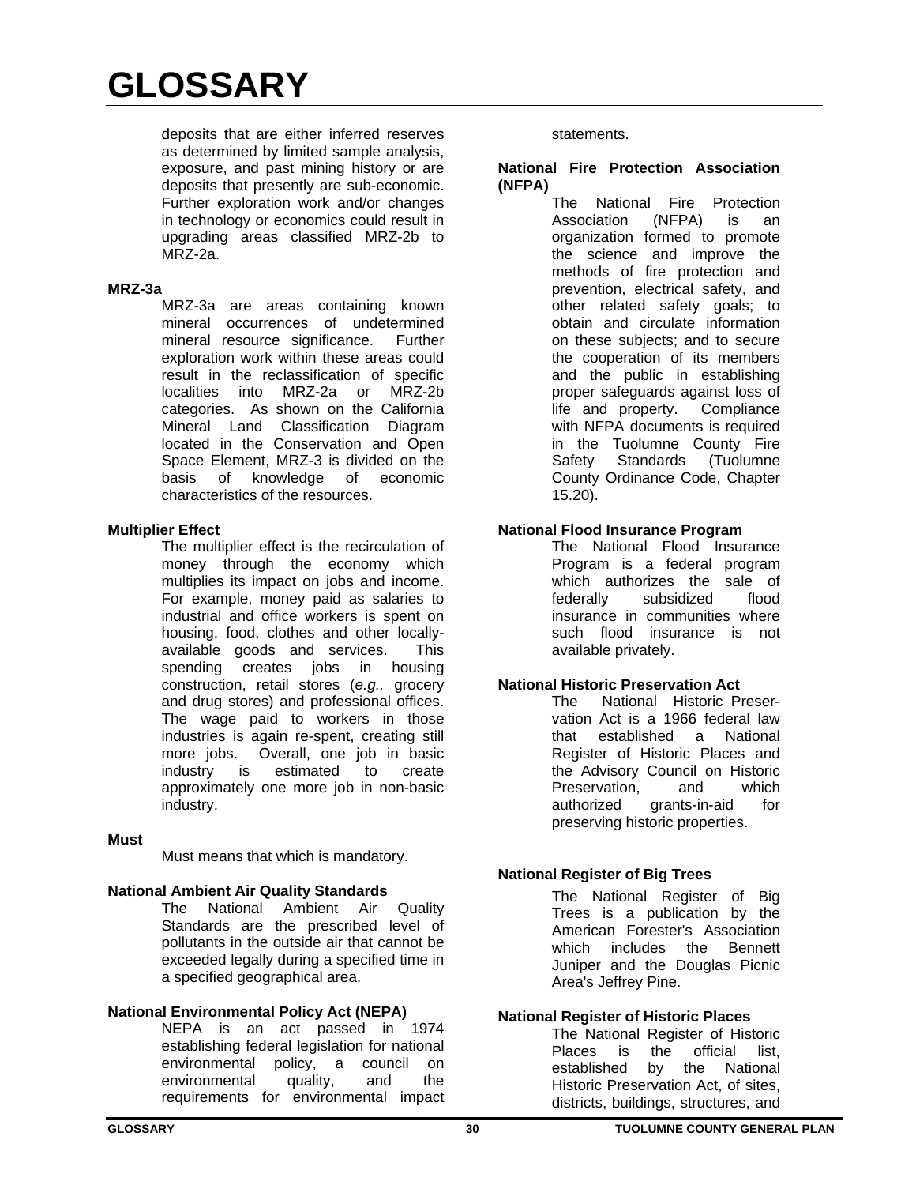# GLOSSARY

deposits that are either inferred reserves as determined by limited sample analysis, exposure, and past mining history or are deposits that presently are sub-economic. Further exploration work and/or changes in technology or economics could result in upgrading areas classified MRZ-2b to MRZ-2a.

**MRZ-3a**

MRZ-3a are areas containing known mineral occurrences of undetermined mineral resource significance. Further exploration work within these areas could result in the reclassification of specific localities into MRZ-2a or MRZ-2b categories. As shown on the California Mineral Land Classification Diagram located in the Conservation and Open Space Element, MRZ-3 is divided on the basis of knowledge of economic characteristics of the resources.

**Multiplier Effect**

The multiplier effect is the recirculation of money through the economy which multiplies its impact on jobs and income. For example, money paid as salaries to industrial and office workers is spent on housing, food, clothes and other locally-available goods and services. This spending creates jobs in housing construction, retail stores (*e.g.,* grocery and drug stores) and professional offices. The wage paid to workers in those industries is again re-spent, creating still more jobs. Overall, one job in basic industry is estimated to create approximately one more job in non-basic industry.

**Must**

Must means that which is mandatory.

**National Ambient Air Quality Standards**

The National Ambient Air Quality Standards are the prescribed level of pollutants in the outside air that cannot be exceeded legally during a specified time in a specified geographical area.

**National Environmental Policy Act (NEPA)**

NEPA is an act passed in 1974 establishing federal legislation for national environmental policy, a council on environmental quality, and the requirements for environmental impact statements.

**National Fire Protection Association (NFPA)**

The National Fire Protection Association (NFPA) is an organization formed to promote the science and improve the methods of fire protection and prevention, electrical safety, and other related safety goals; to obtain and circulate information on these subjects; and to secure the cooperation of its members and the public in establishing proper safeguards against loss of life and property. Compliance with NFPA documents is required in the Tuolumne County Fire Safety Standards (Tuolumne County Ordinance Code, Chapter 15.20).

**National Flood Insurance Program**

The National Flood Insurance Program is a federal program which authorizes the sale of federally subsidized flood insurance in communities where such flood insurance is not available privately.

**National Historic Preservation Act**

The National Historic Preservation Act is a 1966 federal law that established a National Register of Historic Places and the Advisory Council on Historic Preservation, and which authorized grants-in-aid for preserving historic properties.

**National Register of Big Trees**

The National Register of Big Trees is a publication by the American Forester's Association which includes the Bennett Juniper and the Douglas Picnic Area's Jeffrey Pine.

**National Register of Historic Places**

The National Register of Historic Places is the official list, established by the National Historic Preservation Act, of sites, districts, buildings, structures, and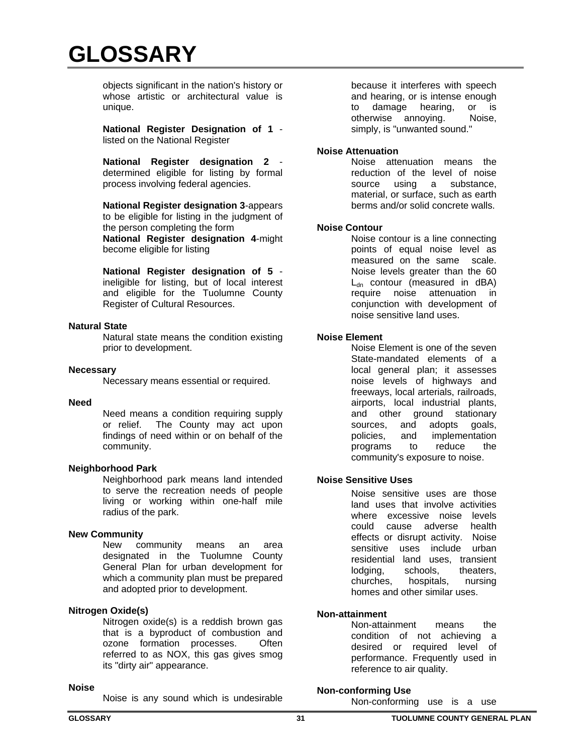# GLOSSARY

objects significant in the nation's history or whose artistic or architectural value is unique.

**National Register Designation of 1** - listed on the National Register

**National Register designation 2** - determined eligible for listing by formal process involving federal agencies.

**National Register designation 3**-appears to be eligible for listing in the judgment of the person completing the form

**National Register designation 4**-might become eligible for listing

**National Register designation of 5** - ineligible for listing, but of local interest and eligible for the Tuolumne County Register of Cultural Resources.

**Natural State**

Natural state means the condition existing prior to development.

**Necessary**

Necessary means essential or required.

**Need**

Need means a condition requiring supply or relief. The County may act upon findings of need within or on behalf of the community.

**Neighborhood Park**

Neighborhood park means land intended to serve the recreation needs of people living or working within one-half mile radius of the park.

**New Community**

New community means an area designated in the Tuolumne County General Plan for urban development for which a community plan must be prepared and adopted prior to development.

**Nitrogen Oxide(s)**

Nitrogen oxide(s) is a reddish brown gas that is a byproduct of combustion and ozone formation processes. Often referred to as NOX, this gas gives smog its "dirty air" appearance.

**Noise**

Noise is any sound which is undesirable because it interferes with speech and hearing, or is intense enough to damage hearing, or is otherwise annoying. Noise, simply, is "unwanted sound."

**Noise Attenuation**

Noise attenuation means the reduction of the level of noise source using a substance, material, or surface, such as earth berms and/or solid concrete walls.

**Noise Contour**

Noise contour is a line connecting points of equal noise level as measured on the same scale. Noise levels greater than the 60 $L_{dn}$ contour (measured in dBA) require noise attenuation in conjunction with development of noise sensitive land uses.

**Noise Element**

Noise Element is one of the seven State-mandated elements of a local general plan; it assesses noise levels of highways and freeways, local arterials, railroads, airports, local industrial plants, and other ground stationary sources, and adopts goals, policies, and implementation programs to reduce the community's exposure to noise.

**Noise Sensitive Uses**

Noise sensitive uses are those land uses that involve activities where excessive noise levels could cause adverse health effects or disrupt activity. Noise sensitive uses include urban residential land uses, transient lodging, schools, theaters, churches, hospitals, nursing homes and other similar uses.

**Non-attainment**

Non-attainment means the condition of not achieving a desired or required level of performance. Frequently used in reference to air quality.

**Non-conforming Use**

Non-conforming use is a use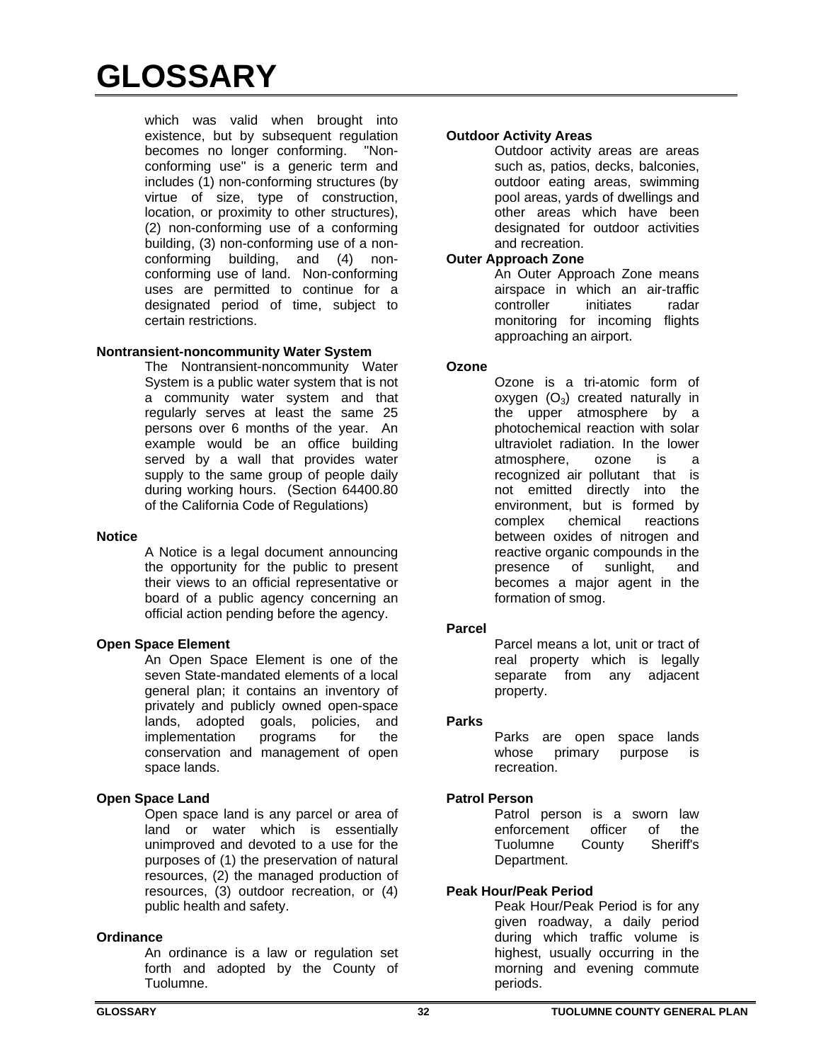# GLOSSARY

which was valid when brought into existence, but by subsequent regulation becomes no longer conforming. "Non-conforming use" is a generic term and includes (1) non-conforming structures (by virtue of size, type of construction, location, or proximity to other structures), (2) non-conforming use of a conforming building, (3) non-conforming use of a non-conforming building, and (4) non-conforming use of land. Non-conforming uses are permitted to continue for a designated period of time, subject to certain restrictions.

**Nontransient-noncommunity Water System**

The Nontransient-noncommunity Water System is a public water system that is not a community water system and that regularly serves at least the same 25 persons over 6 months of the year. An example would be an office building served by a wall that provides water supply to the same group of people daily during working hours. (Section 64400.80 of the California Code of Regulations)

**Notice**

A Notice is a legal document announcing the opportunity for the public to present their views to an official representative or board of a public agency concerning an official action pending before the agency.

**Open Space Element**

An Open Space Element is one of the seven State-mandated elements of a local general plan; it contains an inventory of privately and publicly owned open-space lands, adopted goals, policies, and implementation programs for the conservation and management of open space lands.

**Open Space Land**

Open space land is any parcel or area of land or water which is essentially unimproved and devoted to a use for the purposes of (1) the preservation of natural resources, (2) the managed production of resources, (3) outdoor recreation, or (4) public health and safety.

**Ordinance**

An ordinance is a law or regulation set forth and adopted by the County of Tuolumne.

**Outdoor Activity Areas**

Outdoor activity areas are areas such as, patios, decks, balconies, outdoor eating areas, swimming pool areas, yards of dwellings and other areas which have been designated for outdoor activities and recreation.

**Outer Approach Zone**

An Outer Approach Zone means airspace in which an air-traffic controller initiates radar monitoring for incoming flights approaching an airport.

**Ozone**

Ozone is a tri-atomic form of oxygen ($O_3$) created naturally in the upper atmosphere by a photochemical reaction with solar ultraviolet radiation. In the lower atmosphere, ozone is a recognized air pollutant that is not emitted directly into the environment, but is formed by complex chemical reactions between oxides of nitrogen and reactive organic compounds in the presence of sunlight, and becomes a major agent in the formation of smog.

**Parcel**

Parcel means a lot, unit or tract of real property which is legally separate from any adjacent property.

**Parks**

Parks are open space lands whose primary purpose is recreation.

**Patrol Person**

Patrol person is a sworn law enforcement officer of the Tuolumne County Sheriff's Department.

**Peak Hour/Peak Period**

Peak Hour/Peak Period is for any given roadway, a daily period during which traffic volume is highest, usually occurring in the morning and evening commute periods.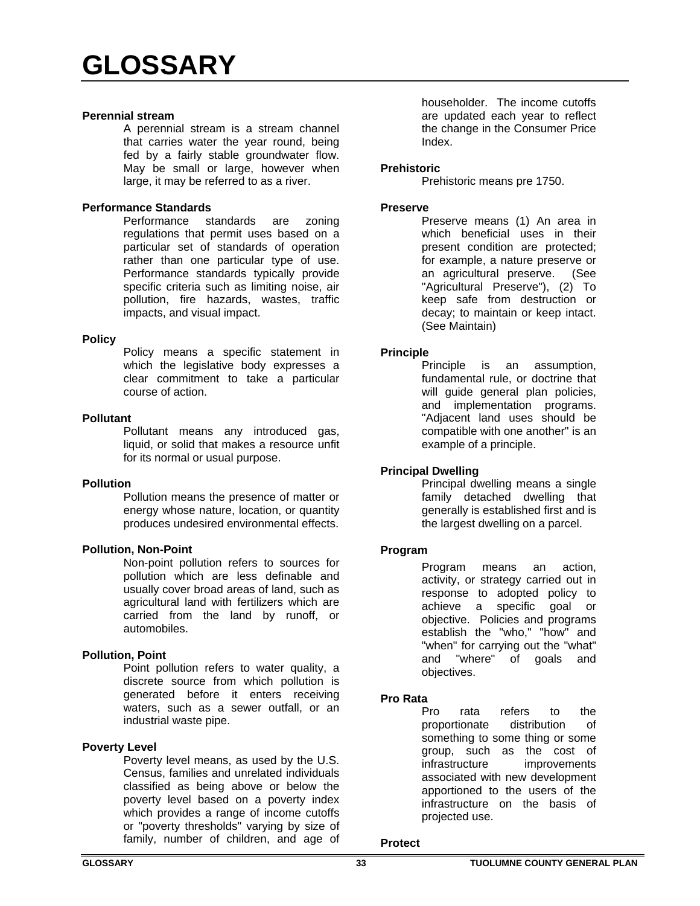# GLOSSARY

**Perennial stream**

A perennial stream is a stream channel that carries water the year round, being fed by a fairly stable groundwater flow. May be small or large, however when large, it may be referred to as a river.

**Performance Standards**

Performance standards are zoning regulations that permit uses based on a particular set of standards of operation rather than one particular type of use. Performance standards typically provide specific criteria such as limiting noise, air pollution, fire hazards, wastes, traffic impacts, and visual impact.

**Policy**

Policy means a specific statement in which the legislative body expresses a clear commitment to take a particular course of action.

**Pollutant**

Pollutant means any introduced gas, liquid, or solid that makes a resource unfit for its normal or usual purpose.

**Pollution**

Pollution means the presence of matter or energy whose nature, location, or quantity produces undesired environmental effects.

**Pollution, Non-Point**

Non-point pollution refers to sources for pollution which are less definable and usually cover broad areas of land, such as agricultural land with fertilizers which are carried from the land by runoff, or automobiles.

**Pollution, Point**

Point pollution refers to water quality, a discrete source from which pollution is generated before it enters receiving waters, such as a sewer outfall, or an industrial waste pipe.

**Poverty Level**

Poverty level means, as used by the U.S. Census, families and unrelated individuals classified as being above or below the poverty level based on a poverty index which provides a range of income cutoffs or "poverty thresholds" varying by size of family, number of children, and age of householder. The income cutoffs are updated each year to reflect the change in the Consumer Price Index.

**Prehistoric**

Prehistoric means pre 1750.

**Preserve**

Preserve means (1) An area in which beneficial uses in their present condition are protected; for example, a nature preserve or an agricultural preserve. (See "Agricultural Preserve"), (2) To keep safe from destruction or decay; to maintain or keep intact. (See Maintain)

**Principle**

Principle is an assumption, fundamental rule, or doctrine that will guide general plan policies, and implementation programs. "Adjacent land uses should be compatible with one another" is an example of a principle.

**Principal Dwelling**

Principal dwelling means a single family detached dwelling that generally is established first and is the largest dwelling on a parcel.

**Program**

Program means an action, activity, or strategy carried out in response to adopted policy to achieve a specific goal or objective. Policies and programs establish the "who," "how" and "when" for carrying out the "what" and "where" of goals and objectives.

**Pro Rata**

Pro rata refers to the proportionate distribution of something to some thing or some group, such as the cost of infrastructure improvements associated with new development apportioned to the users of the infrastructure on the basis of projected use.

**Protect**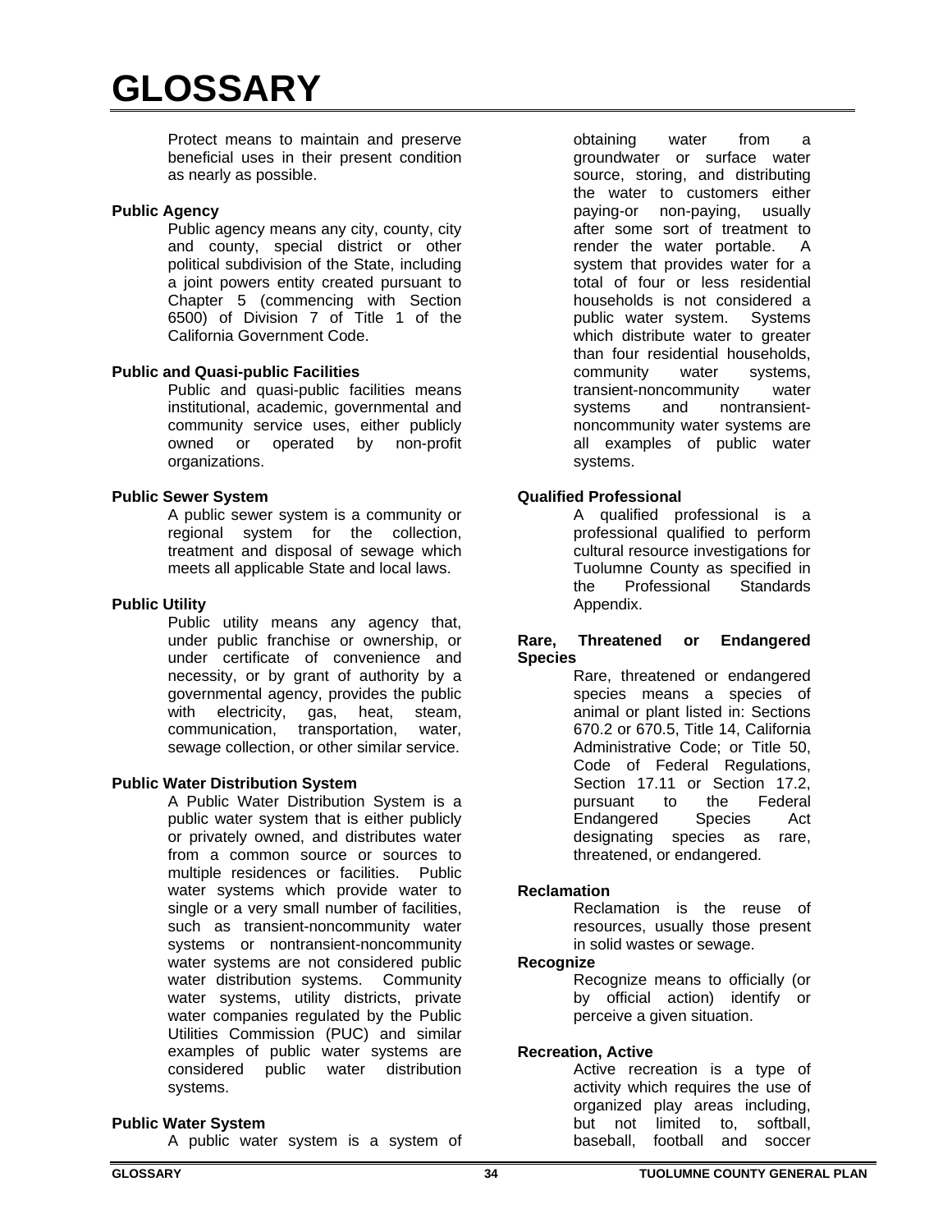# GLOSSARY

Protect means to maintain and preserve beneficial uses in their present condition as nearly as possible.

**Public Agency**

Public agency means any city, county, city and county, special district or other political subdivision of the State, including a joint powers entity created pursuant to Chapter 5 (commencing with Section 6500) of Division 7 of Title 1 of the California Government Code.

**Public and Quasi-public Facilities**

Public and quasi-public facilities means institutional, academic, governmental and community service uses, either publicly owned or operated by non-profit organizations.

**Public Sewer System**

A public sewer system is a community or regional system for the collection, treatment and disposal of sewage which meets all applicable State and local laws.

**Public Utility**

Public utility means any agency that, under public franchise or ownership, or under certificate of convenience and necessity, or by grant of authority by a governmental agency, provides the public with electricity, gas, heat, steam, communication, transportation, water, sewage collection, or other similar service.

**Public Water Distribution System**

A Public Water Distribution System is a public water system that is either publicly or privately owned, and distributes water from a common source or sources to multiple residences or facilities. Public water systems which provide water to single or a very small number of facilities, such as transient-noncommunity water systems or nontransient-noncommunity water systems are not considered public water distribution systems. Community water systems, utility districts, private water companies regulated by the Public Utilities Commission (PUC) and similar examples of public water systems are considered public water distribution systems.

**Public Water System**

A public water system is a system of obtaining water from a groundwater or surface water source, storing, and distributing the water to customers either paying-or non-paying, usually after some sort of treatment to render the water portable. A system that provides water for a total of four or less residential households is not considered a public water system. Systems which distribute water to greater than four residential households, community water systems, transient-noncommunity water systems and nontransient-noncommunity water systems are all examples of public water systems.

**Qualified Professional**

A qualified professional is a professional qualified to perform cultural resource investigations for Tuolumne County as specified in the Professional Standards Appendix.

**Rare, Threatened or Endangered Species**

Rare, threatened or endangered species means a species of animal or plant listed in: Sections 670.2 or 670.5, Title 14, California Administrative Code; or Title 50, Code of Federal Regulations, Section 17.11 or Section 17.2, pursuant to the Federal Endangered Species Act designating species as rare, threatened, or endangered.

**Reclamation**

Reclamation is the reuse of resources, usually those present in solid wastes or sewage.

**Recognize**

Recognize means to officially (or by official action) identify or perceive a given situation.

**Recreation, Active**

Active recreation is a type of activity which requires the use of organized play areas including, but not limited to, softball, baseball, football and soccer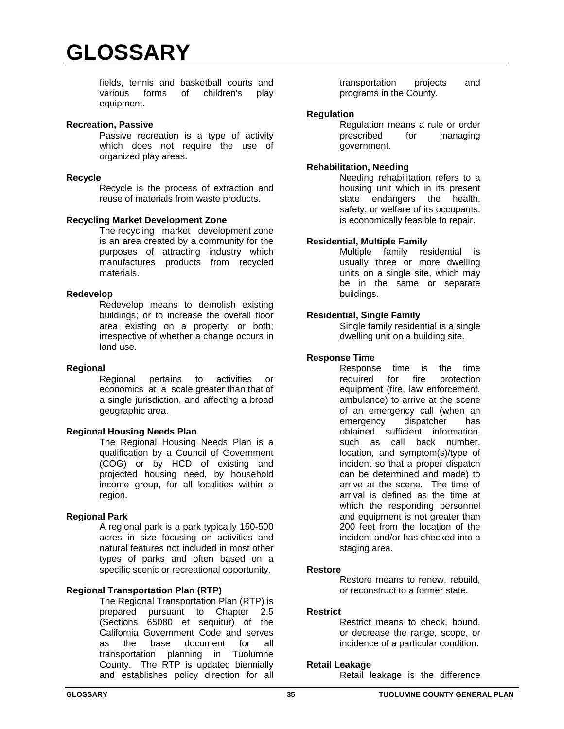fields, tennis and basketball courts and various forms of children's play equipment.

**Recreation, Passive**

Passive recreation is a type of activity which does not require the use of organized play areas.

**Recycle**

Recycle is the process of extraction and reuse of materials from waste products.

**Recycling Market Development Zone**

The recycling market development zone is an area created by a community for the purposes of attracting industry which manufactures products from recycled materials.

**Redevelop**

Redevelop means to demolish existing buildings; or to increase the overall floor area existing on a property; or both; irrespective of whether a change occurs in land use.

**Regional**

Regional pertains to activities or economics at a scale greater than that of a single jurisdiction, and affecting a broad geographic area.

**Regional Housing Needs Plan**

The Regional Housing Needs Plan is a qualification by a Council of Government (COG) or by HCD of existing and projected housing need, by household income group, for all localities within a region.

**Regional Park**

A regional park is a park typically 150-500 acres in size focusing on activities and natural features not included in most other types of parks and often based on a specific scenic or recreational opportunity.

**Regional Transportation Plan (RTP)**

The Regional Transportation Plan (RTP) is prepared pursuant to Chapter 2.5 (Sections 65080 et sequitur) of the California Government Code and serves as the base document for all transportation planning in Tuolumne County. The RTP is updated biennially and establishes policy direction for all transportation projects and programs in the County.

**Regulation**

Regulation means a rule or order prescribed for managing government.

**Rehabilitation, Needing**

Needing rehabilitation refers to a housing unit which in its present state endangers the health, safety, or welfare of its occupants; is economically feasible to repair.

**Residential, Multiple Family**

Multiple family residential is usually three or more dwelling units on a single site, which may be in the same or separate buildings.

**Residential, Single Family**

Single family residential is a single dwelling unit on a building site.

**Response Time**

Response time is the time required for fire protection equipment (fire, law enforcement, ambulance) to arrive at the scene of an emergency call (when an emergency dispatcher has obtained sufficient information, such as call back number, location, and symptom(s)/type of incident so that a proper dispatch can be determined and made) to arrive at the scene. The time of arrival is defined as the time at which the responding personnel and equipment is not greater than 200 feet from the location of the incident and/or has checked into a staging area.

**Restore**

Restore means to renew, rebuild, or reconstruct to a former state.

**Restrict**

Restrict means to check, bound, or decrease the range, scope, or incidence of a particular condition.

**Retail Leakage**

Retail leakage is the difference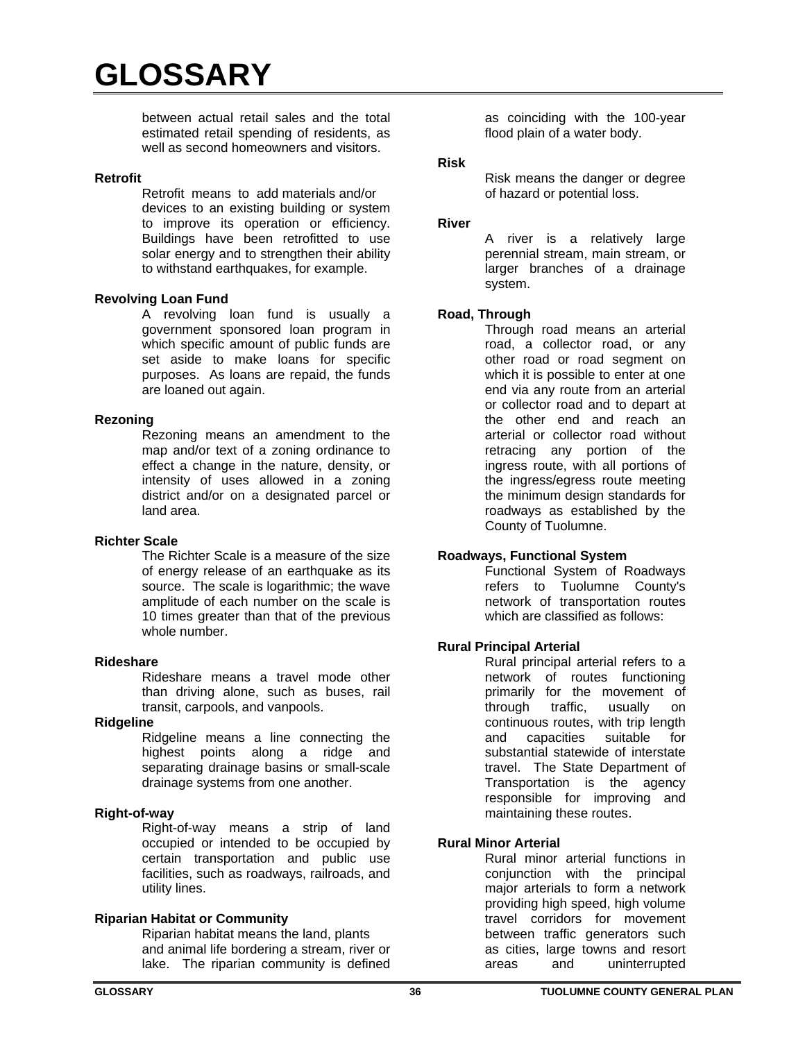# GLOSSARY

between actual retail sales and the total estimated retail spending of residents, as well as second homeowners and visitors.

**Retrofit**

Retrofit means to add materials and/or devices to an existing building or system to improve its operation or efficiency. Buildings have been retrofitted to use solar energy and to strengthen their ability to withstand earthquakes, for example.

**Revolving Loan Fund**

A revolving loan fund is usually a government sponsored loan program in which specific amount of public funds are set aside to make loans for specific purposes. As loans are repaid, the funds are loaned out again.

**Rezoning**

Rezoning means an amendment to the map and/or text of a zoning ordinance to effect a change in the nature, density, or intensity of uses allowed in a zoning district and/or on a designated parcel or land area.

**Richter Scale**

The Richter Scale is a measure of the size of energy release of an earthquake as its source. The scale is logarithmic; the wave amplitude of each number on the scale is 10 times greater than that of the previous whole number.

**Rideshare**

Rideshare means a travel mode other than driving alone, such as buses, rail transit, carpools, and vanpools.

**Ridgeline**

Ridgeline means a line connecting the highest points along a ridge and separating drainage basins or small-scale drainage systems from one another.

**Right-of-way**

Right-of-way means a strip of land occupied or intended to be occupied by certain transportation and public use facilities, such as roadways, railroads, and utility lines.

**Riparian Habitat or Community**

Riparian habitat means the land, plants and animal life bordering a stream, river or lake. The riparian community is defined as coinciding with the 100-year flood plain of a water body.

**Risk**

Risk means the danger or degree of hazard or potential loss.

**River**

A river is a relatively large perennial stream, main stream, or larger branches of a drainage system.

**Road, Through**

Through road means an arterial road, a collector road, or any other road or road segment on which it is possible to enter at one end via any route from an arterial or collector road and to depart at the other end and reach an arterial or collector road without retracing any portion of the ingress route, with all portions of the ingress/egress route meeting the minimum design standards for roadways as established by the County of Tuolumne.

**Roadways, Functional System**

Functional System of Roadways refers to Tuolumne County's network of transportation routes which are classified as follows:

**Rural Principal Arterial**

Rural principal arterial refers to a network of routes functioning primarily for the movement of through traffic, usually on continuous routes, with trip length and capacities suitable for substantial statewide of interstate travel. The State Department of Transportation is the agency responsible for improving and maintaining these routes.

**Rural Minor Arterial**

Rural minor arterial functions in conjunction with the principal major arterials to form a network providing high speed, high volume travel corridors for movement between traffic generators such as cities, large towns and resort areas and uninterrupted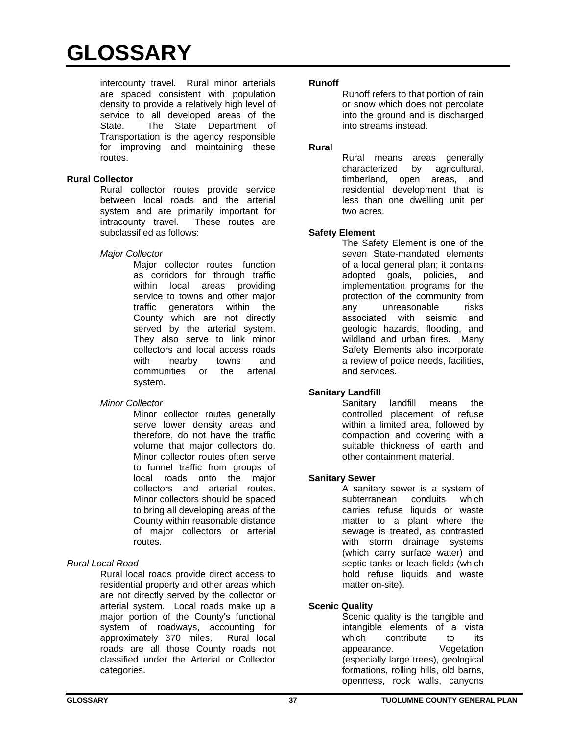# GLOSSARY

intercounty travel. Rural minor arterials are spaced consistent with population density to provide a relatively high level of service to all developed areas of the State. The State Department of Transportation is the agency responsible for improving and maintaining these routes.

**Rural Collector**

Rural collector routes provide service between local roads and the arterial system and are primarily important for intracounty travel. These routes are subclassified as follows:

*Major Collector*

Major collector routes function as corridors for through traffic within local areas providing service to towns and other major traffic generators within the County which are not directly served by the arterial system. They also serve to link minor collectors and local access roads with nearby towns and communities or the arterial system.

*Minor Collector*

Minor collector routes generally serve lower density areas and therefore, do not have the traffic volume that major collectors do. Minor collector routes often serve to funnel traffic from groups of local roads onto the major collectors and arterial routes. Minor collectors should be spaced to bring all developing areas of the County within reasonable distance of major collectors or arterial routes.

*Rural Local Road*

Rural local roads provide direct access to residential property and other areas which are not directly served by the collector or arterial system. Local roads make up a major portion of the County's functional system of roadways, accounting for approximately 370 miles. Rural local roads are all those County roads not classified under the Arterial or Collector categories.

**Runoff**

Runoff refers to that portion of rain or snow which does not percolate into the ground and is discharged into streams instead.

**Rural**

Rural means areas generally characterized by agricultural, timberland, open areas, and residential development that is less than one dwelling unit per two acres.

**Safety Element**

The Safety Element is one of the seven State-mandated elements of a local general plan; it contains adopted goals, policies, and implementation programs for the protection of the community from any unreasonable risks associated with seismic and geologic hazards, flooding, and wildland and urban fires. Many Safety Elements also incorporate a review of police needs, facilities, and services.

**Sanitary Landfill**

Sanitary landfill means the controlled placement of refuse within a limited area, followed by compaction and covering with a suitable thickness of earth and other containment material.

**Sanitary Sewer**

A sanitary sewer is a system of subterranean conduits which carries refuse liquids or waste matter to a plant where the sewage is treated, as contrasted with storm drainage systems (which carry surface water) and septic tanks or leach fields (which hold refuse liquids and waste matter on-site).

**Scenic Quality**

Scenic quality is the tangible and intangible elements of a vista which contribute to its appearance. Vegetation (especially large trees), geological formations, rolling hills, old barns, openness, rock walls, canyons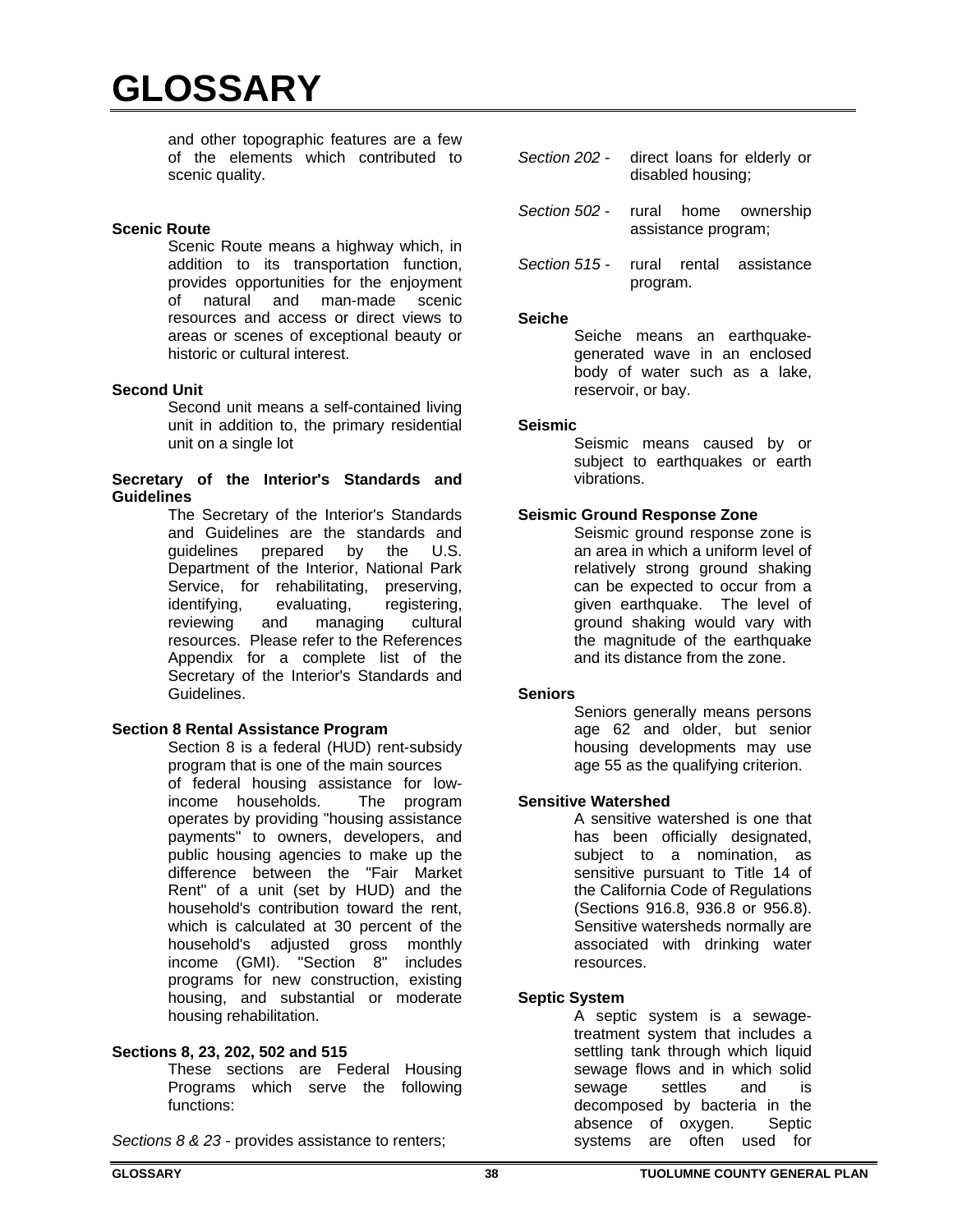# GLOSSARY

and other topographic features are a few of the elements which contributed to scenic quality.

**Scenic Route**

Scenic Route means a highway which, in addition to its transportation function, provides opportunities for the enjoyment of natural and man-made scenic resources and access or direct views to areas or scenes of exceptional beauty or historic or cultural interest.

**Second Unit**

Second unit means a self-contained living unit in addition to, the primary residential unit on a single lot

**Secretary of the Interior's Standards and Guidelines**

The Secretary of the Interior's Standards and Guidelines are the standards and guidelines prepared by the U.S. Department of the Interior, National Park Service, for rehabilitating, preserving, identifying, evaluating, registering, reviewing and managing cultural resources. Please refer to the References Appendix for a complete list of the Secretary of the Interior's Standards and Guidelines.

**Section 8 Rental Assistance Program**

Section 8 is a federal (HUD) rent-subsidy program that is one of the main sources of federal housing assistance for low-income households. The program operates by providing "housing assistance payments" to owners, developers, and public housing agencies to make up the difference between the "Fair Market Rent" of a unit (set by HUD) and the household's contribution toward the rent, which is calculated at 30 percent of the household's adjusted gross monthly income (GMI). "Section 8" includes programs for new construction, existing housing, and substantial or moderate housing rehabilitation.

**Sections 8, 23, 202, 502 and 515**

These sections are Federal Housing Programs which serve the following functions:

*Sections 8 & 23* - provides assistance to renters;

*Section 202* - direct loans for elderly or disabled housing;

*Section 502* - rural home ownership assistance program;

*Section 515* - rural rental assistance program.

**Seiche**

Seiche means an earthquake-generated wave in an enclosed body of water such as a lake, reservoir, or bay.

**Seismic**

Seismic means caused by or subject to earthquakes or earth vibrations.

**Seismic Ground Response Zone**

Seismic ground response zone is an area in which a uniform level of relatively strong ground shaking can be expected to occur from a given earthquake. The level of ground shaking would vary with the magnitude of the earthquake and its distance from the zone.

**Seniors**

Seniors generally means persons age 62 and older, but senior housing developments may use age 55 as the qualifying criterion.

**Sensitive Watershed**

A sensitive watershed is one that has been officially designated, subject to a nomination, as sensitive pursuant to Title 14 of the California Code of Regulations (Sections 916.8, 936.8 or 956.8). Sensitive watersheds normally are associated with drinking water resources.

**Septic System**

A septic system is a sewage-treatment system that includes a settling tank through which liquid sewage flows and in which solid sewage settles and is decomposed by bacteria in the absence of oxygen. Septic systems are often used for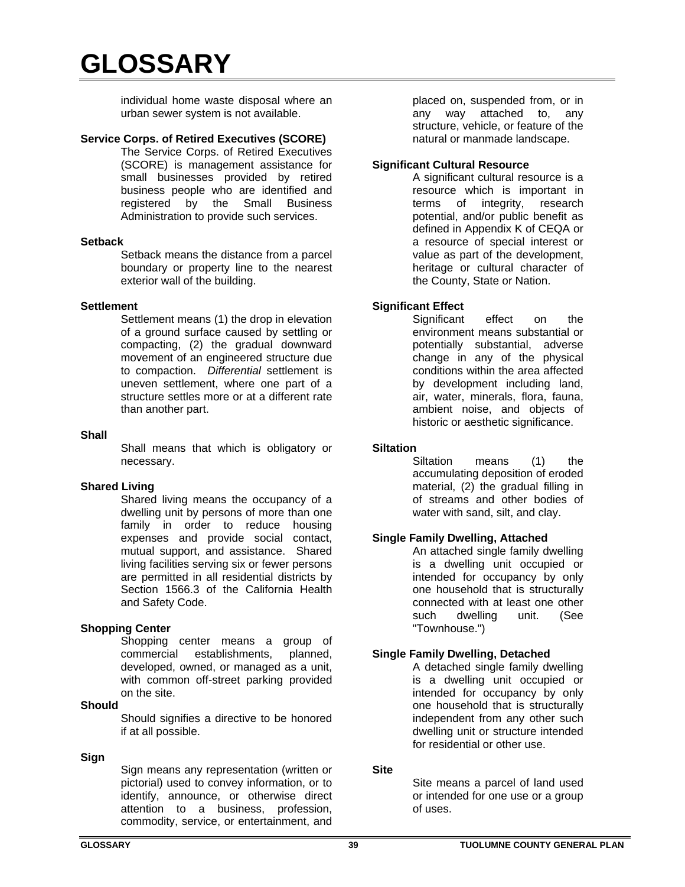# GLOSSARY

individual home waste disposal where an urban sewer system is not available.

**Service Corps. of Retired Executives (SCORE)**

The Service Corps. of Retired Executives (SCORE) is management assistance for small businesses provided by retired business people who are identified and registered by the Small Business Administration to provide such services.

**Setback**

Setback means the distance from a parcel boundary or property line to the nearest exterior wall of the building.

**Settlement**

Settlement means (1) the drop in elevation of a ground surface caused by settling or compacting, (2) the gradual downward movement of an engineered structure due to compaction. *Differential* settlement is uneven settlement, where one part of a structure settles more or at a different rate than another part.

**Shall**

Shall means that which is obligatory or necessary.

**Shared Living**

Shared living means the occupancy of a dwelling unit by persons of more than one family in order to reduce housing expenses and provide social contact, mutual support, and assistance. Shared living facilities serving six or fewer persons are permitted in all residential districts by Section 1566.3 of the California Health and Safety Code.

**Shopping Center**

Shopping center means a group of commercial establishments, planned, developed, owned, or managed as a unit, with common off-street parking provided on the site.

**Should**

Should signifies a directive to be honored if at all possible.

**Sign**

Sign means any representation (written or pictorial) used to convey information, or to identify, announce, or otherwise direct attention to a business, profession, commodity, service, or entertainment, and placed on, suspended from, or in any way attached to, any structure, vehicle, or feature of the natural or manmade landscape.

**Significant Cultural Resource**

A significant cultural resource is a resource which is important in terms of integrity, research potential, and/or public benefit as defined in Appendix K of CEQA or a resource of special interest or value as part of the development, heritage or cultural character of the County, State or Nation.

**Significant Effect**

Significant effect on the environment means substantial or potentially substantial, adverse change in any of the physical conditions within the area affected by development including land, air, water, minerals, flora, fauna, ambient noise, and objects of historic or aesthetic significance.

**Siltation**

Siltation means (1) the accumulating deposition of eroded material, (2) the gradual filling in of streams and other bodies of water with sand, silt, and clay.

**Single Family Dwelling, Attached**

An attached single family dwelling is a dwelling unit occupied or intended for occupancy by only one household that is structurally connected with at least one other such dwelling unit. (See "Townhouse.")

**Single Family Dwelling, Detached**

A detached single family dwelling is a dwelling unit occupied or intended for occupancy by only one household that is structurally independent from any other such dwelling unit or structure intended for residential or other use.

**Site**

Site means a parcel of land used or intended for one use or a group of uses.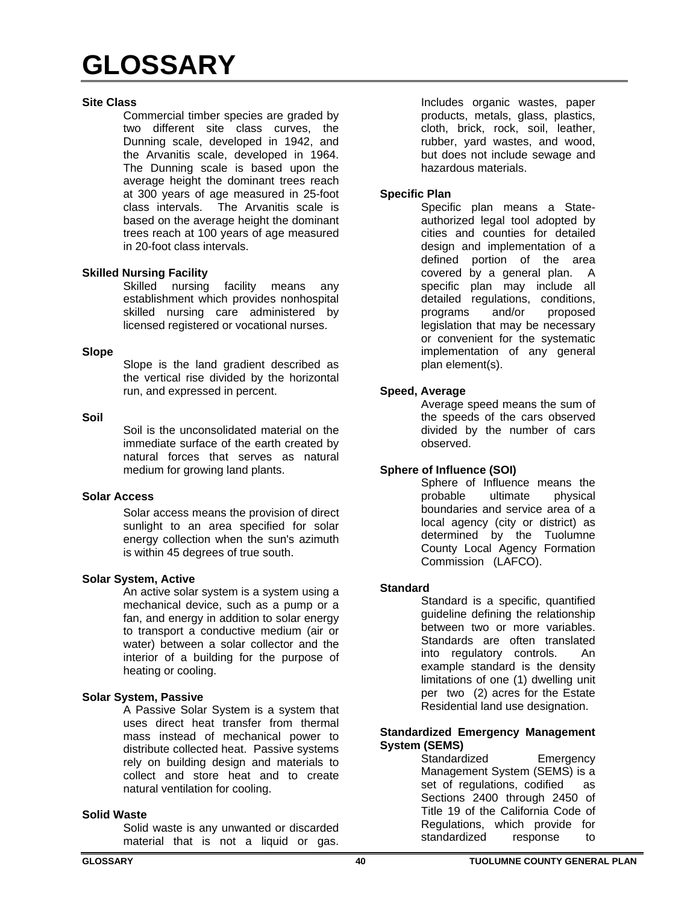# GLOSSARY

**Site Class**

Commercial timber species are graded by two different site class curves, the Dunning scale, developed in 1942, and the Arvanitis scale, developed in 1964. The Dunning scale is based upon the average height the dominant trees reach at 300 years of age measured in 25-foot class intervals. The Arvanitis scale is based on the average height the dominant trees reach at 100 years of age measured in 20-foot class intervals.

**Skilled Nursing Facility**

Skilled nursing facility means any establishment which provides nonhospital skilled nursing care administered by licensed registered or vocational nurses.

**Slope**

Slope is the land gradient described as the vertical rise divided by the horizontal run, and expressed in percent.

**Soil**

Soil is the unconsolidated material on the immediate surface of the earth created by natural forces that serves as natural medium for growing land plants.

**Solar Access**

Solar access means the provision of direct sunlight to an area specified for solar energy collection when the sun's azimuth is within 45 degrees of true south.

**Solar System, Active**

An active solar system is a system using a mechanical device, such as a pump or a fan, and energy in addition to solar energy to transport a conductive medium (air or water) between a solar collector and the interior of a building for the purpose of heating or cooling.

**Solar System, Passive**

A Passive Solar System is a system that uses direct heat transfer from thermal mass instead of mechanical power to distribute collected heat. Passive systems rely on building design and materials to collect and store heat and to create natural ventilation for cooling.

**Solid Waste**

Solid waste is any unwanted or discarded material that is not a liquid or gas. Includes organic wastes, paper products, metals, glass, plastics, cloth, brick, rock, soil, leather, rubber, yard wastes, and wood, but does not include sewage and hazardous materials.

**Specific Plan**

Specific plan means a State-authorized legal tool adopted by cities and counties for detailed design and implementation of a defined portion of the area covered by a general plan. A specific plan may include all detailed regulations, conditions, programs and/or proposed legislation that may be necessary or convenient for the systematic implementation of any general plan element(s).

**Speed, Average**

Average speed means the sum of the speeds of the cars observed divided by the number of cars observed.

**Sphere of Influence (SOI)**

Sphere of Influence means the probable ultimate physical boundaries and service area of a local agency (city or district) as determined by the Tuolumne County Local Agency Formation Commission (LAFCO).

**Standard**

Standard is a specific, quantified guideline defining the relationship between two or more variables. Standards are often translated into regulatory controls. An example standard is the density limitations of one (1) dwelling unit per two (2) acres for the Estate Residential land use designation.

**Standardized Emergency Management System (SEMS)**

Standardized Emergency Management System (SEMS) is a set of regulations, codified as Sections 2400 through 2450 of Title 19 of the California Code of Regulations, which provide for standardized response to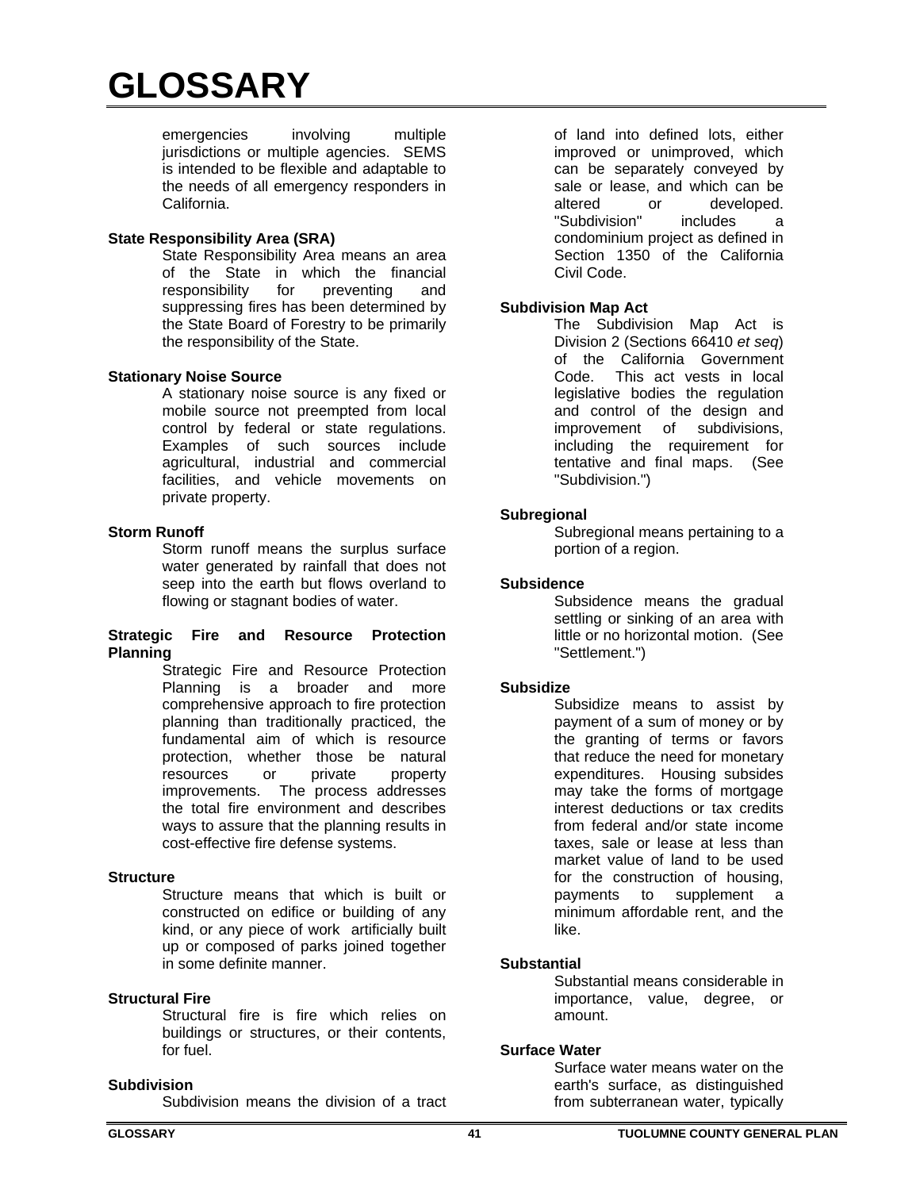# GLOSSARY

emergencies involving multiple jurisdictions or multiple agencies. SEMS is intended to be flexible and adaptable to the needs of all emergency responders in California.

**State Responsibility Area (SRA)**

State Responsibility Area means an area of the State in which the financial responsibility for preventing and suppressing fires has been determined by the State Board of Forestry to be primarily the responsibility of the State.

**Stationary Noise Source**

A stationary noise source is any fixed or mobile source not preempted from local control by federal or state regulations. Examples of such sources include agricultural, industrial and commercial facilities, and vehicle movements on private property.

**Storm Runoff**

Storm runoff means the surplus surface water generated by rainfall that does not seep into the earth but flows overland to flowing or stagnant bodies of water.

**Strategic Fire and Resource Protection Planning**

Strategic Fire and Resource Protection Planning is a broader and more comprehensive approach to fire protection planning than traditionally practiced, the fundamental aim of which is resource protection, whether those be natural resources or private property improvements. The process addresses the total fire environment and describes ways to assure that the planning results in cost-effective fire defense systems.

**Structure**

Structure means that which is built or constructed on edifice or building of any kind, or any piece of work artificially built up or composed of parks joined together in some definite manner.

**Structural Fire**

Structural fire is fire which relies on buildings or structures, or their contents, for fuel.

**Subdivision**

Subdivision means the division of a tract of land into defined lots, either improved or unimproved, which can be separately conveyed by sale or lease, and which can be altered or developed. "Subdivision" includes a condominium project as defined in Section 1350 of the California Civil Code.

**Subdivision Map Act**

The Subdivision Map Act is Division 2 (Sections 66410 *et seq*) of the California Government Code. This act vests in local legislative bodies the regulation and control of the design and improvement of subdivisions, including the requirement for tentative and final maps. (See "Subdivision.")

**Subregional**

Subregional means pertaining to a portion of a region.

**Subsidence**

Subsidence means the gradual settling or sinking of an area with little or no horizontal motion. (See "Settlement.")

**Subsidize**

Subsidize means to assist by payment of a sum of money or by the granting of terms or favors that reduce the need for monetary expenditures. Housing subsides may take the forms of mortgage interest deductions or tax credits from federal and/or state income taxes, sale or lease at less than market value of land to be used for the construction of housing, payments to supplement a minimum affordable rent, and the like.

**Substantial**

Substantial means considerable in importance, value, degree, or amount.

**Surface Water**

Surface water means water on the earth's surface, as distinguished from subterranean water, typically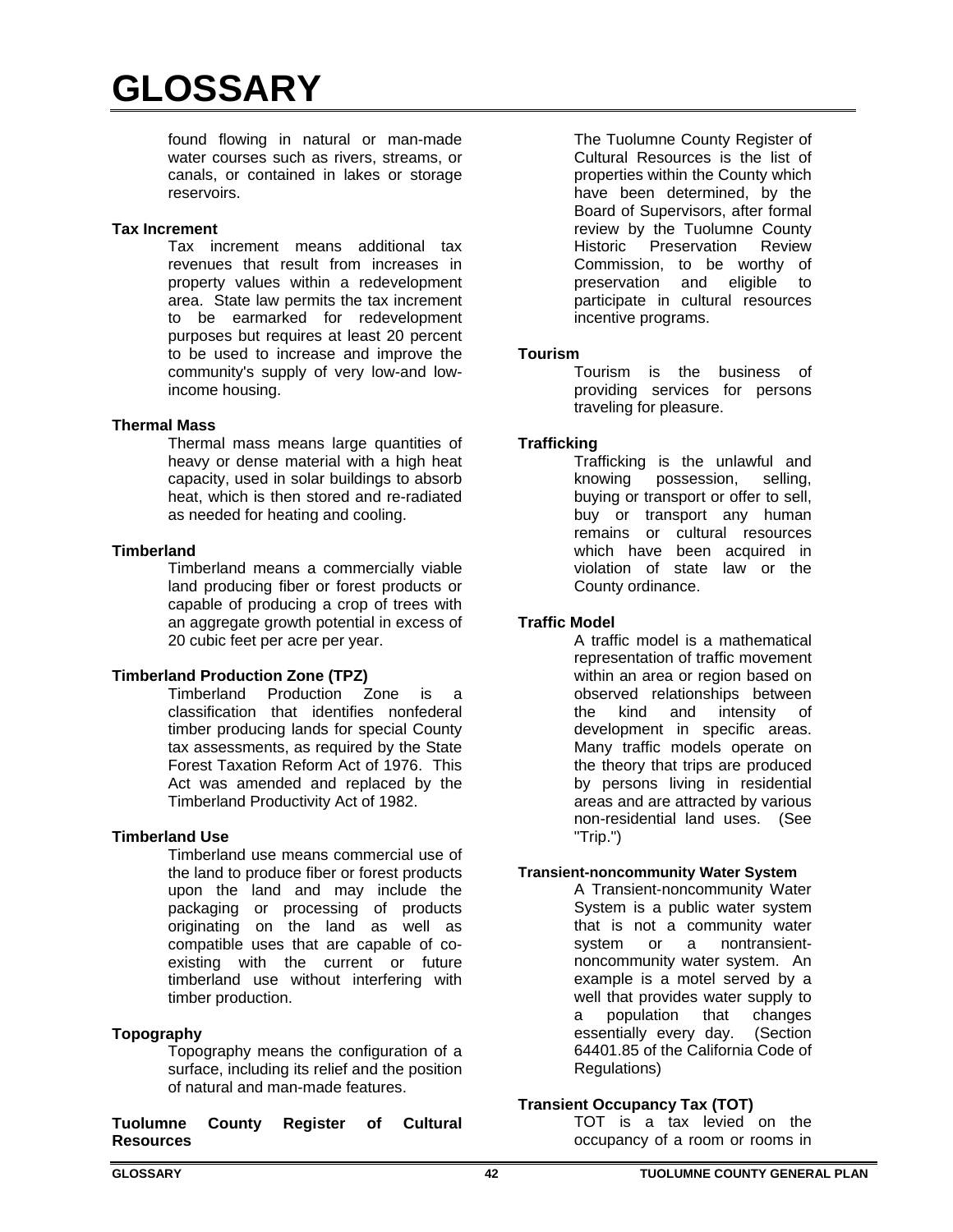# GLOSSARY

found flowing in natural or man-made water courses such as rivers, streams, or canals, or contained in lakes or storage reservoirs.

**Tax Increment**

Tax increment means additional tax revenues that result from increases in property values within a redevelopment area. State law permits the tax increment to be earmarked for redevelopment purposes but requires at least 20 percent to be used to increase and improve the community's supply of very low-and low-income housing.

**Thermal Mass**

Thermal mass means large quantities of heavy or dense material with a high heat capacity, used in solar buildings to absorb heat, which is then stored and re-radiated as needed for heating and cooling.

**Timberland**

Timberland means a commercially viable land producing fiber or forest products or capable of producing a crop of trees with an aggregate growth potential in excess of 20 cubic feet per acre per year.

**Timberland Production Zone (TPZ)**

Timberland Production Zone is a classification that identifies nonfederal timber producing lands for special County tax assessments, as required by the State Forest Taxation Reform Act of 1976. This Act was amended and replaced by the Timberland Productivity Act of 1982.

**Timberland Use**

Timberland use means commercial use of the land to produce fiber or forest products upon the land and may include the packaging or processing of products originating on the land as well as compatible uses that are capable of co-existing with the current or future timberland use without interfering with timber production.

**Topography**

Topography means the configuration of a surface, including its relief and the position of natural and man-made features.

**Tuolumne County Register of Cultural Resources**

The Tuolumne County Register of Cultural Resources is the list of properties within the County which have been determined, by the Board of Supervisors, after formal review by the Tuolumne County Historic Preservation Review Commission, to be worthy of preservation and eligible to participate in cultural resources incentive programs.

**Tourism**

Tourism is the business of providing services for persons traveling for pleasure.

**Trafficking**

Trafficking is the unlawful and knowing possession, selling, buying or transport or offer to sell, buy or transport any human remains or cultural resources which have been acquired in violation of state law or the County ordinance.

**Traffic Model**

A traffic model is a mathematical representation of traffic movement within an area or region based on observed relationships between the kind and intensity of development in specific areas. Many traffic models operate on the theory that trips are produced by persons living in residential areas and are attracted by various non-residential land uses. (See "Trip.")

**Transient-noncommunity Water System**

A Transient-noncommunity Water System is a public water system that is not a community water system or a nontransient-noncommunity water system. An example is a motel served by a well that provides water supply to a population that changes essentially every day. (Section 64401.85 of the California Code of Regulations)

**Transient Occupancy Tax (TOT)**

TOT is a tax levied on the occupancy of a room or rooms in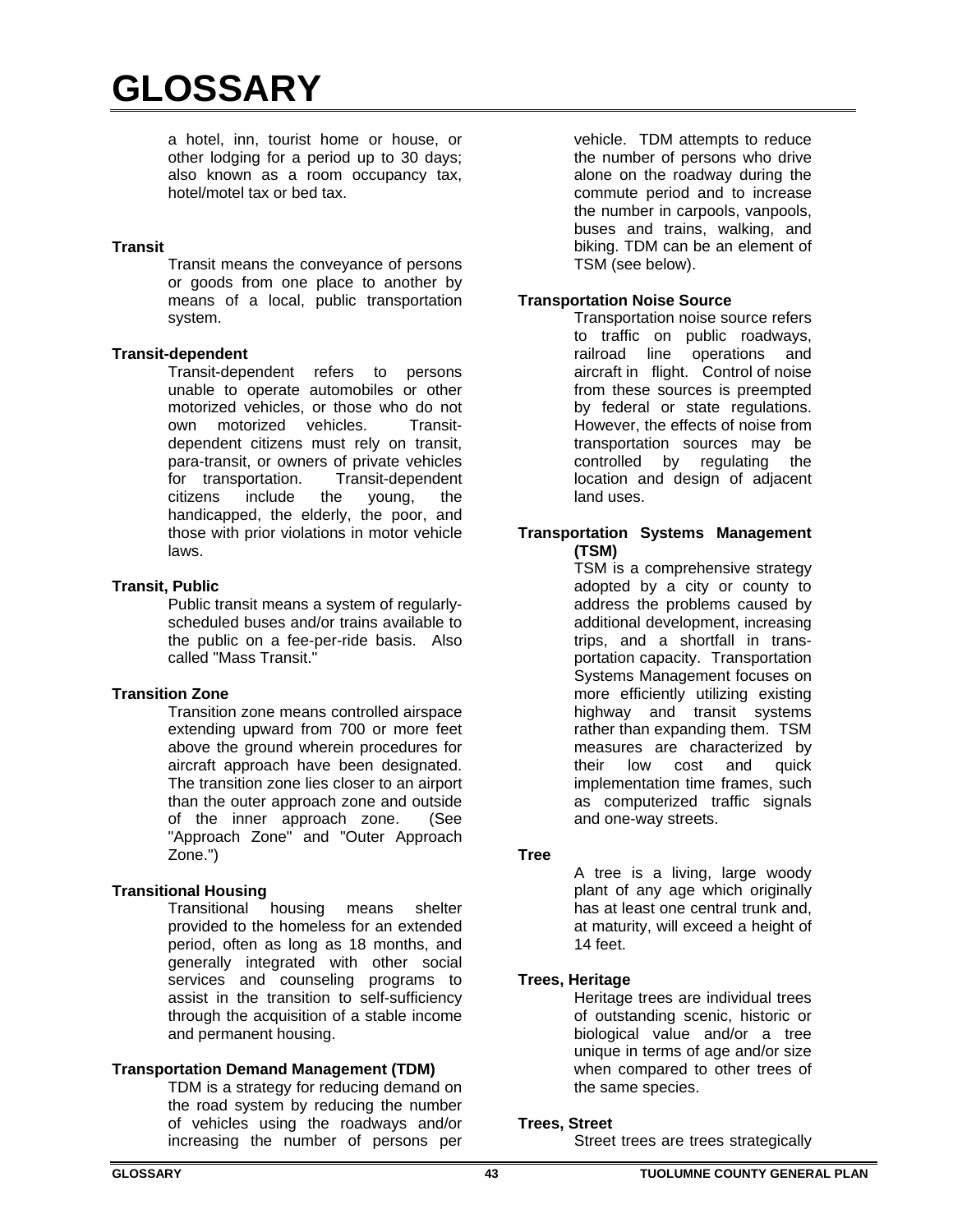# GLOSSARY

a hotel, inn, tourist home or house, or other lodging for a period up to 30 days; also known as a room occupancy tax, hotel/motel tax or bed tax.

**Transit**

Transit means the conveyance of persons or goods from one place to another by means of a local, public transportation system.

**Transit-dependent**

Transit-dependent refers to persons unable to operate automobiles or other motorized vehicles, or those who do not own motorized vehicles. Transit-dependent citizens must rely on transit, para-transit, or owners of private vehicles for transportation. Transit-dependent citizens include the young, the handicapped, the elderly, the poor, and those with prior violations in motor vehicle laws.

**Transit, Public**

Public transit means a system of regularly-scheduled buses and/or trains available to the public on a fee-per-ride basis. Also called "Mass Transit."

**Transition Zone**

Transition zone means controlled airspace extending upward from 700 or more feet above the ground wherein procedures for aircraft approach have been designated. The transition zone lies closer to an airport than the outer approach zone and outside of the inner approach zone. (See "Approach Zone" and "Outer Approach Zone.")

**Transitional Housing**

Transitional housing means shelter provided to the homeless for an extended period, often as long as 18 months, and generally integrated with other social services and counseling programs to assist in the transition to self-sufficiency through the acquisition of a stable income and permanent housing.

**Transportation Demand Management (TDM)**

TDM is a strategy for reducing demand on the road system by reducing the number of vehicles using the roadways and/or increasing the number of persons per vehicle. TDM attempts to reduce the number of persons who drive alone on the roadway during the commute period and to increase the number in carpools, vanpools, buses and trains, walking, and biking. TDM can be an element of TSM (see below).

**Transportation Noise Source**

Transportation noise source refers to traffic on public roadways, railroad line operations and aircraft in flight. Control of noise from these sources is preempted by federal or state regulations. However, the effects of noise from transportation sources may be controlled by regulating the location and design of adjacent land uses.

**Transportation Systems Management (TSM)**

TSM is a comprehensive strategy adopted by a city or county to address the problems caused by additional development, increasing trips, and a shortfall in transportation capacity. Transportation Systems Management focuses on more efficiently utilizing existing highway and transit systems rather than expanding them. TSM measures are characterized by their low cost and quick implementation time frames, such as computerized traffic signals and one-way streets.

**Tree**

A tree is a living, large woody plant of any age which originally has at least one central trunk and, at maturity, will exceed a height of 14 feet.

**Trees, Heritage**

Heritage trees are individual trees of outstanding scenic, historic or biological value and/or a tree unique in terms of age and/or size when compared to other trees of the same species.

**Trees, Street**

Street trees are trees strategically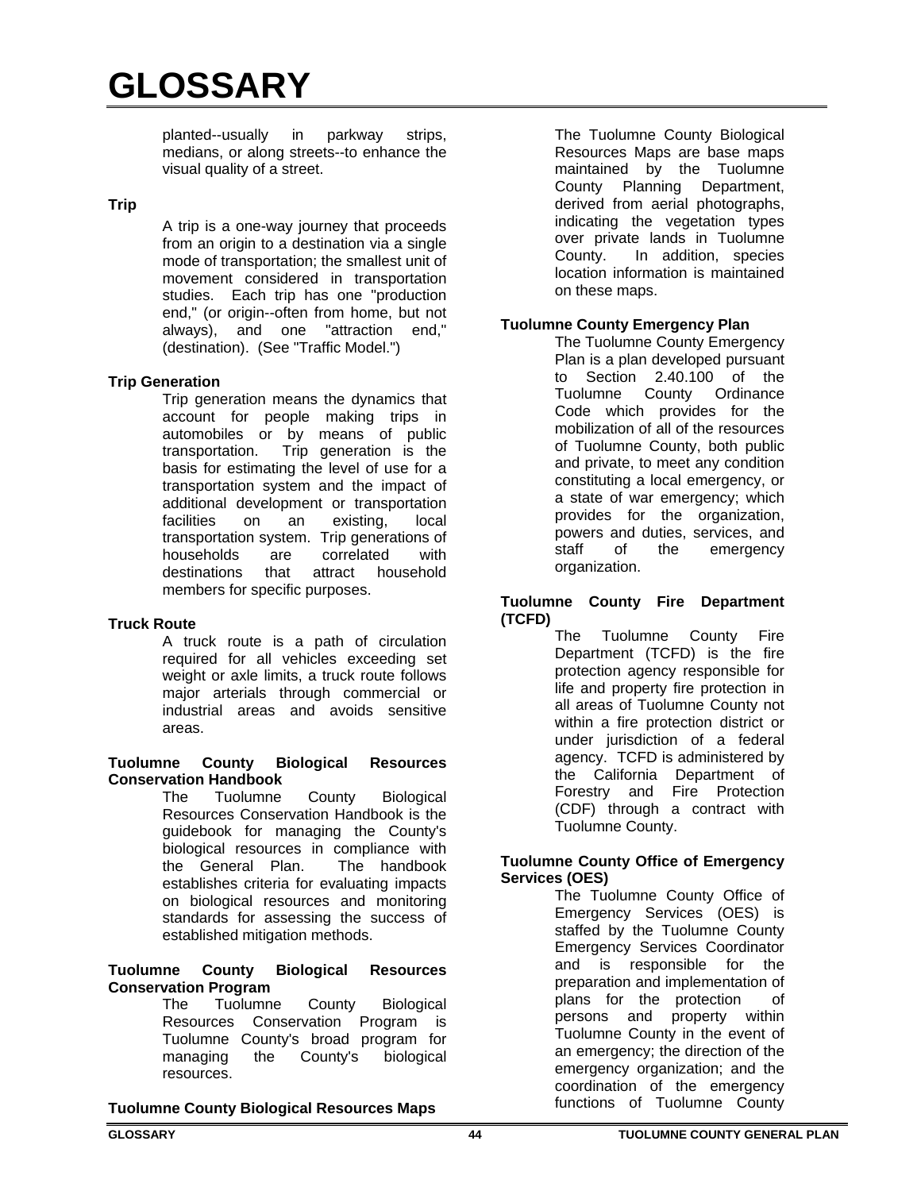# GLOSSARY

planted--usually in parkway strips, medians, or along streets--to enhance the visual quality of a street.

**Trip**

A trip is a one-way journey that proceeds from an origin to a destination via a single mode of transportation; the smallest unit of movement considered in transportation studies. Each trip has one "production end," (or origin--often from home, but not always), and one "attraction end," (destination). (See "Traffic Model.")

**Trip Generation**

Trip generation means the dynamics that account for people making trips in automobiles or by means of public transportation. Trip generation is the basis for estimating the level of use for a transportation system and the impact of additional development or transportation facilities on an existing, local transportation system. Trip generations of households are correlated with destinations that attract household members for specific purposes.

**Truck Route**

A truck route is a path of circulation required for all vehicles exceeding set weight or axle limits, a truck route follows major arterials through commercial or industrial areas and avoids sensitive areas.

**Tuolumne County Biological Resources Conservation Handbook**

The Tuolumne County Biological Resources Conservation Handbook is the guidebook for managing the County's biological resources in compliance with the General Plan. The handbook establishes criteria for evaluating impacts on biological resources and monitoring standards for assessing the success of established mitigation methods.

**Tuolumne County Biological Resources Conservation Program**

The Tuolumne County Biological Resources Conservation Program is Tuolumne County's broad program for managing the County's biological resources.

**Tuolumne County Biological Resources Maps**

The Tuolumne County Biological Resources Maps are base maps maintained by the Tuolumne County Planning Department, derived from aerial photographs, indicating the vegetation types over private lands in Tuolumne County. In addition, species location information is maintained on these maps.

**Tuolumne County Emergency Plan**

The Tuolumne County Emergency Plan is a plan developed pursuant to Section 2.40.100 of the Tuolumne County Ordinance Code which provides for the mobilization of all of the resources of Tuolumne County, both public and private, to meet any condition constituting a local emergency, or a state of war emergency; which provides for the organization, powers and duties, services, and staff of the emergency organization.

**Tuolumne County Fire Department (TCFD)**

The Tuolumne County Fire Department (TCFD) is the fire protection agency responsible for life and property fire protection in all areas of Tuolumne County not within a fire protection district or under jurisdiction of a federal agency. TCFD is administered by the California Department of Forestry and Fire Protection (CDF) through a contract with Tuolumne County.

**Tuolumne County Office of Emergency Services (OES)**

The Tuolumne County Office of Emergency Services (OES) is staffed by the Tuolumne County Emergency Services Coordinator and is responsible for the preparation and implementation of plans for the protection of persons and property within Tuolumne County in the event of an emergency; the direction of the emergency organization; and the coordination of the emergency functions of Tuolumne County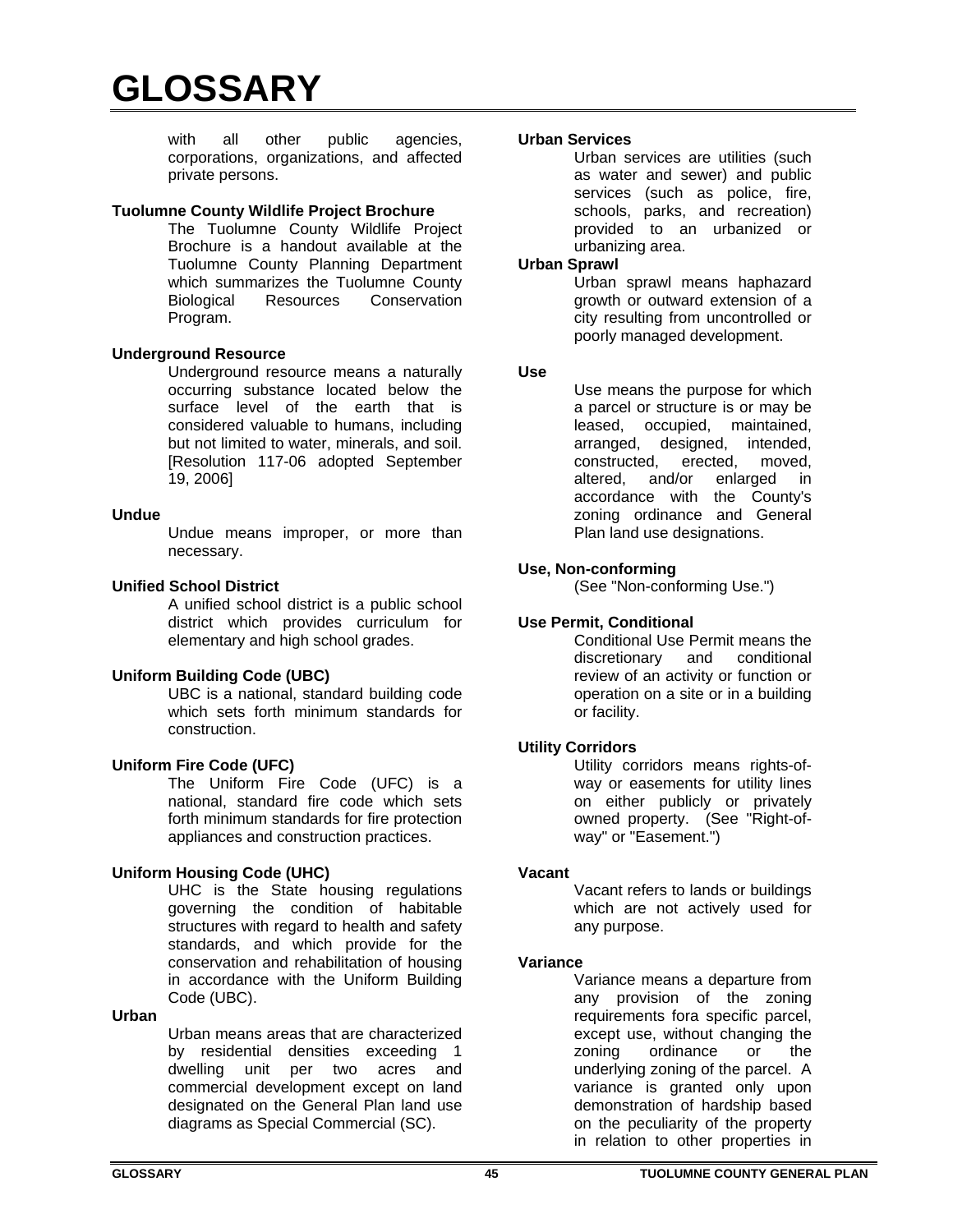# GLOSSARY

with all other public agencies, corporations, organizations, and affected private persons.

**Tuolumne County Wildlife Project Brochure**

The Tuolumne County Wildlife Project Brochure is a handout available at the Tuolumne County Planning Department which summarizes the Tuolumne County Biological Resources Conservation Program.

**Underground Resource**

Underground resource means a naturally occurring substance located below the surface level of the earth that is considered valuable to humans, including but not limited to water, minerals, and soil. [Resolution 117-06 adopted September 19, 2006]

**Undue**

Undue means improper, or more than necessary.

**Unified School District**

A unified school district is a public school district which provides curriculum for elementary and high school grades.

**Uniform Building Code (UBC)**

UBC is a national, standard building code which sets forth minimum standards for construction.

**Uniform Fire Code (UFC)**

The Uniform Fire Code (UFC) is a national, standard fire code which sets forth minimum standards for fire protection appliances and construction practices.

**Uniform Housing Code (UHC)**

UHC is the State housing regulations governing the condition of habitable structures with regard to health and safety standards, and which provide for the conservation and rehabilitation of housing in accordance with the Uniform Building Code (UBC).

**Urban**

Urban means areas that are characterized by residential densities exceeding 1 dwelling unit per two acres and commercial development except on land designated on the General Plan land use diagrams as Special Commercial (SC).

**Urban Services**

Urban services are utilities (such as water and sewer) and public services (such as police, fire, schools, parks, and recreation) provided to an urbanized or urbanizing area.

**Urban Sprawl**

Urban sprawl means haphazard growth or outward extension of a city resulting from uncontrolled or poorly managed development.

**Use**

Use means the purpose for which a parcel or structure is or may be leased, occupied, maintained, arranged, designed, intended, constructed, erected, moved, altered, and/or enlarged in accordance with the County's zoning ordinance and General Plan land use designations.

**Use, Non-conforming**

(See "Non-conforming Use.")

**Use Permit, Conditional**

Conditional Use Permit means the discretionary and conditional review of an activity or function or operation on a site or in a building or facility.

**Utility Corridors**

Utility corridors means rights-of-way or easements for utility lines on either publicly or privately owned property. (See "Right-of-way" or "Easement.")

**Vacant**

Vacant refers to lands or buildings which are not actively used for any purpose.

**Variance**

Variance means a departure from any provision of the zoning requirements fora specific parcel, except use, without changing the zoning ordinance or the underlying zoning of the parcel. A variance is granted only upon demonstration of hardship based on the peculiarity of the property in relation to other properties in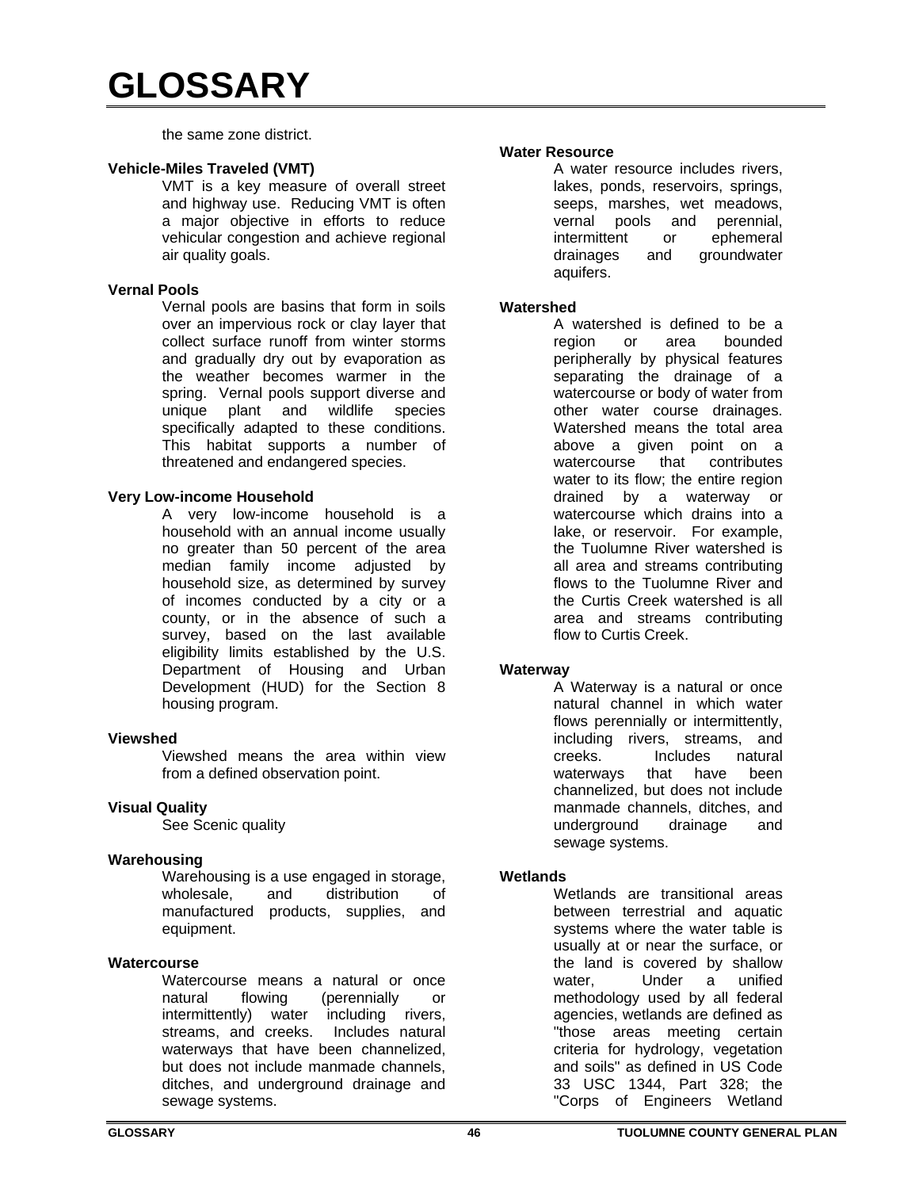# GLOSSARY

the same zone district.

**Vehicle-Miles Traveled (VMT)**

VMT is a key measure of overall street and highway use. Reducing VMT is often a major objective in efforts to reduce vehicular congestion and achieve regional air quality goals.

**Vernal Pools**

Vernal pools are basins that form in soils over an impervious rock or clay layer that collect surface runoff from winter storms and gradually dry out by evaporation as the weather becomes warmer in the spring. Vernal pools support diverse and unique plant and wildlife species specifically adapted to these conditions. This habitat supports a number of threatened and endangered species.

**Very Low-income Household**

A very low-income household is a household with an annual income usually no greater than 50 percent of the area median family income adjusted by household size, as determined by survey of incomes conducted by a city or a county, or in the absence of such a survey, based on the last available eligibility limits established by the U.S. Department of Housing and Urban Development (HUD) for the Section 8 housing program.

**Viewshed**

Viewshed means the area within view from a defined observation point.

**Visual Quality**

See Scenic quality

**Warehousing**

Warehousing is a use engaged in storage, wholesale, and distribution of manufactured products, supplies, and equipment.

**Watercourse**

Watercourse means a natural or once natural flowing (perennially or intermittently) water including rivers, streams, and creeks. Includes natural waterways that have been channelized, but does not include manmade channels, ditches, and underground drainage and sewage systems.

**Water Resource**

A water resource includes rivers, lakes, ponds, reservoirs, springs, seeps, marshes, wet meadows, vernal pools and perennial, intermittent or ephemeral drainages and groundwater aquifers.

**Watershed**

A watershed is defined to be a region or area bounded peripherally by physical features separating the drainage of a watercourse or body of water from other water course drainages. Watershed means the total area above a given point on a watercourse that contributes water to its flow; the entire region drained by a waterway or watercourse which drains into a lake, or reservoir. For example, the Tuolumne River watershed is all area and streams contributing flows to the Tuolumne River and the Curtis Creek watershed is all area and streams contributing flow to Curtis Creek.

**Waterway**

A Waterway is a natural or once natural channel in which water flows perennially or intermittently, including rivers, streams, and creeks. Includes natural waterways that have been channelized, but does not include manmade channels, ditches, and underground drainage and sewage systems.

**Wetlands**

Wetlands are transitional areas between terrestrial and aquatic systems where the water table is usually at or near the surface, or the land is covered by shallow water, Under a unified methodology used by all federal agencies, wetlands are defined as "those areas meeting certain criteria for hydrology, vegetation and soils" as defined in US Code 33 USC 1344, Part 328; the "Corps of Engineers Wetland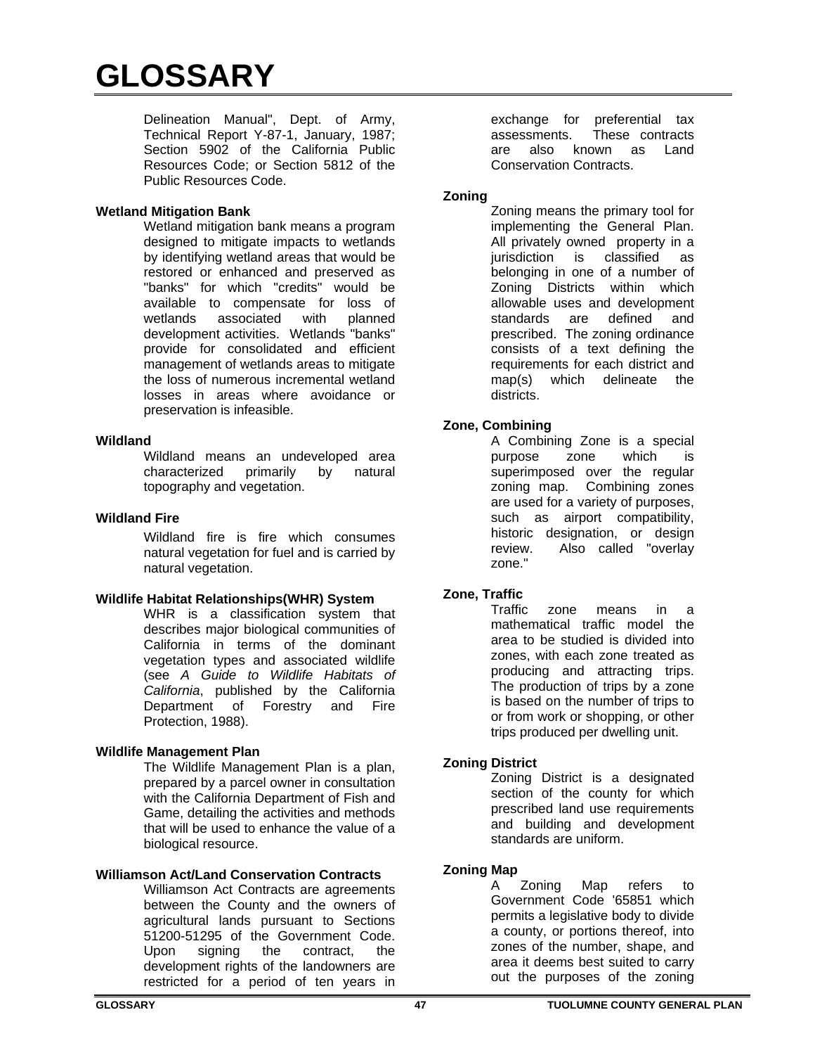# GLOSSARY

Delineation Manual", Dept. of Army, Technical Report Y-87-1, January, 1987; Section 5902 of the California Public Resources Code; or Section 5812 of the Public Resources Code.

**Wetland Mitigation Bank**

Wetland mitigation bank means a program designed to mitigate impacts to wetlands by identifying wetland areas that would be restored or enhanced and preserved as "banks" for which "credits" would be available to compensate for loss of wetlands associated with planned development activities. Wetlands "banks" provide for consolidated and efficient management of wetlands areas to mitigate the loss of numerous incremental wetland losses in areas where avoidance or preservation is infeasible.

**Wildland**

Wildland means an undeveloped area characterized primarily by natural topography and vegetation.

**Wildland Fire**

Wildland fire is fire which consumes natural vegetation for fuel and is carried by natural vegetation.

**Wildlife Habitat Relationships(WHR) System**

WHR is a classification system that describes major biological communities of California in terms of the dominant vegetation types and associated wildlife (see *A Guide to Wildlife Habitats of California*, published by the California Department of Forestry and Fire Protection, 1988).

**Wildlife Management Plan**

The Wildlife Management Plan is a plan, prepared by a parcel owner in consultation with the California Department of Fish and Game, detailing the activities and methods that will be used to enhance the value of a biological resource.

**Williamson Act/Land Conservation Contracts**

Williamson Act Contracts are agreements between the County and the owners of agricultural lands pursuant to Sections 51200-51295 of the Government Code. Upon signing the contract, the development rights of the landowners are restricted for a period of ten years in exchange for preferential tax assessments. These contracts are also known as Land Conservation Contracts.

**Zoning**

Zoning means the primary tool for implementing the General Plan. All privately owned property in a jurisdiction is classified as belonging in one of a number of Zoning Districts within which allowable uses and development standards are defined and prescribed. The zoning ordinance consists of a text defining the requirements for each district and map(s) which delineate the districts.

**Zone, Combining**

A Combining Zone is a special purpose zone which is superimposed over the regular zoning map. Combining zones are used for a variety of purposes, such as airport compatibility, historic designation, or design review. Also called "overlay zone."

**Zone, Traffic**

Traffic zone means in a mathematical traffic model the area to be studied is divided into zones, with each zone treated as producing and attracting trips. The production of trips by a zone is based on the number of trips to or from work or shopping, or other trips produced per dwelling unit.

**Zoning District**

Zoning District is a designated section of the county for which prescribed land use requirements and building and development standards are uniform.

**Zoning Map**

A Zoning Map refers to Government Code '65851 which permits a legislative body to divide a county, or portions thereof, into zones of the number, shape, and area it deems best suited to carry out the purposes of the zoning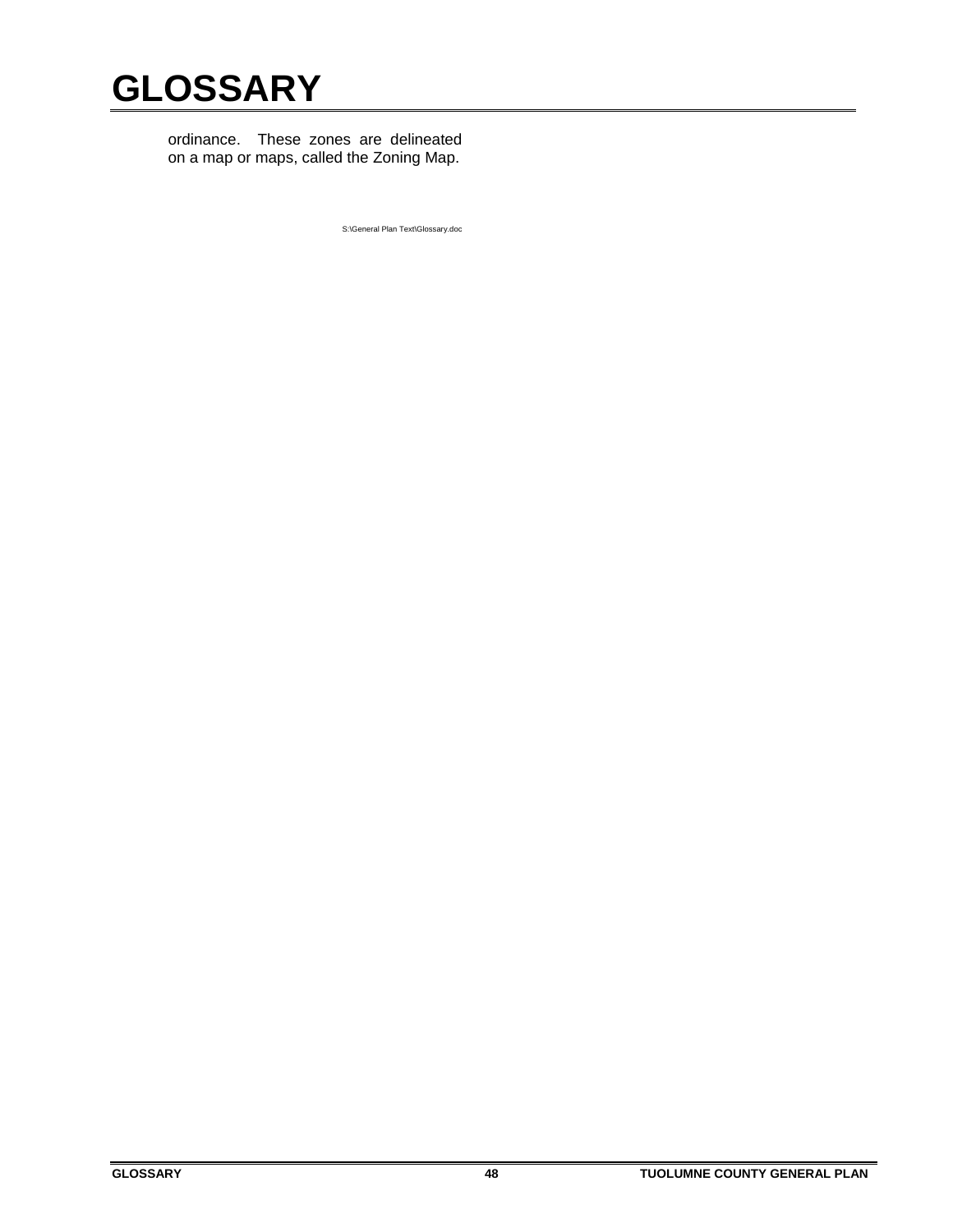# GLOSSARY

ordinance. These zones are delineated on a map or maps, called the Zoning Map.

S:\General Plan Text\Glossary.doc